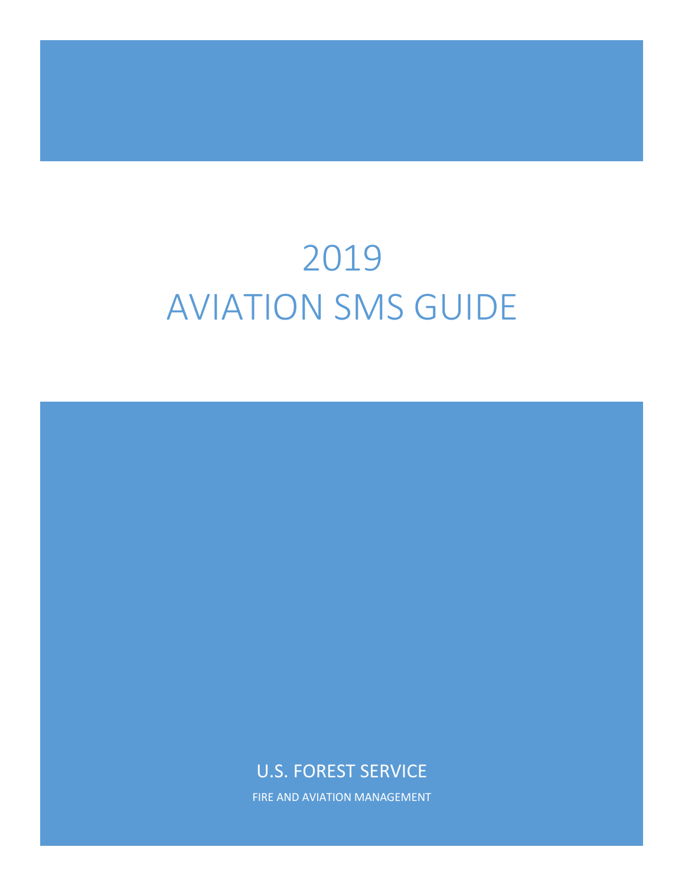# 2019
# AVIATION SMS GUIDE

U.S. FOREST SERVICE

FIRE AND AVIATION MANAGEMENT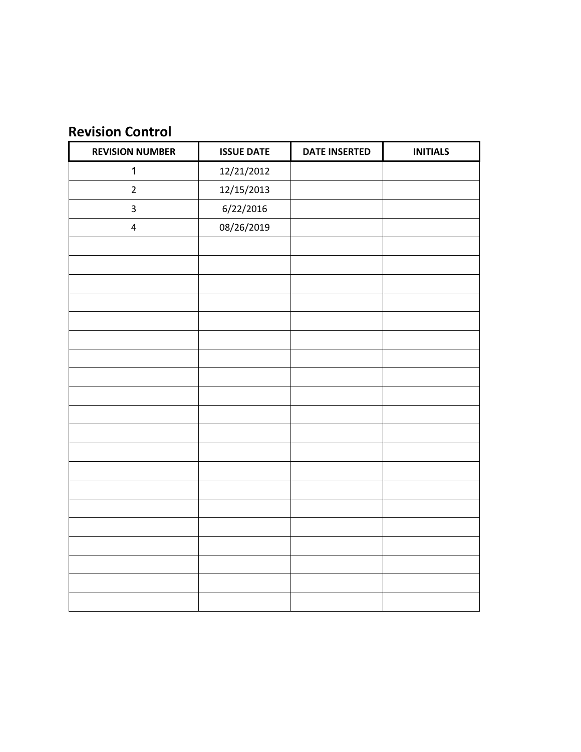## Revision Control

| REVISION NUMBER | ISSUE DATE | DATE INSERTED | INITIALS |
|---|---|---|---|
| 1 | 12/21/2012 | | |
| 2 | 12/15/2013 | | |
| 3 | 6/22/2016 | | |
| 4 | 08/26/2019 | | |
| | | | |
| | | | |
| | | | |
| | | | |
| | | | |
| | | | |
| | | | |
| | | | |
| | | | |
| | | | |
| | | | |
| | | | |
| | | | |
| | | | |
| | | | |
| | | | |
| | | | |
| | | | |
| | | | |
| | | | |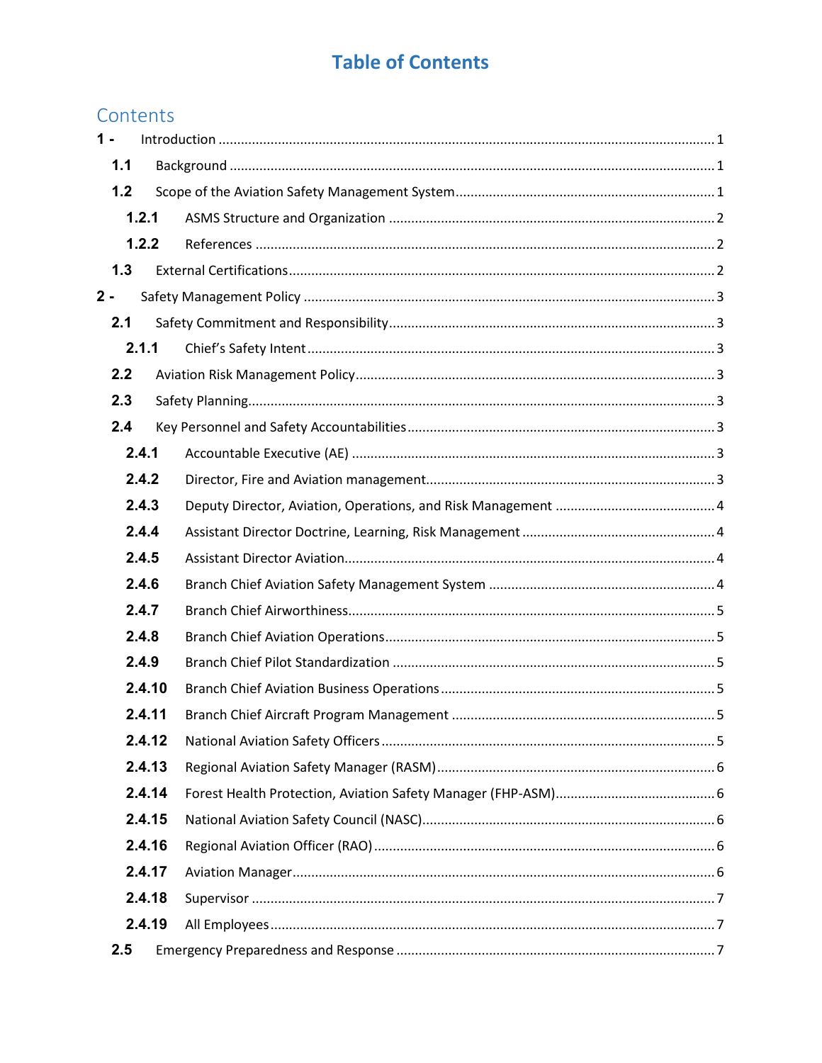# Table of Contents

## Contents

- 1 - Introduction ........ 1
  - 1.1 Background ........ 1
  - 1.2 Scope of the Aviation Safety Management System ........ 1
    - 1.2.1 ASMS Structure and Organization ........ 2
    - 1.2.2 References ........ 2
  - 1.3 External Certifications ........ 2
- 2 - Safety Management Policy ........ 3
  - 2.1 Safety Commitment and Responsibility ........ 3
    - 2.1.1 Chief's Safety Intent ........ 3
  - 2.2 Aviation Risk Management Policy ........ 3
  - 2.3 Safety Planning ........ 3
  - 2.4 Key Personnel and Safety Accountabilities ........ 3
    - 2.4.1 Accountable Executive (AE) ........ 3
    - 2.4.2 Director, Fire and Aviation management ........ 3
    - 2.4.3 Deputy Director, Aviation, Operations, and Risk Management ........ 4
    - 2.4.4 Assistant Director Doctrine, Learning, Risk Management ........ 4
    - 2.4.5 Assistant Director Aviation ........ 4
    - 2.4.6 Branch Chief Aviation Safety Management System ........ 4
    - 2.4.7 Branch Chief Airworthiness ........ 5
    - 2.4.8 Branch Chief Aviation Operations ........ 5
    - 2.4.9 Branch Chief Pilot Standardization ........ 5
    - 2.4.10 Branch Chief Aviation Business Operations ........ 5
    - 2.4.11 Branch Chief Aircraft Program Management ........ 5
    - 2.4.12 National Aviation Safety Officers ........ 5
    - 2.4.13 Regional Aviation Safety Manager (RASM) ........ 6
    - 2.4.14 Forest Health Protection, Aviation Safety Manager (FHP-ASM) ........ 6
    - 2.4.15 National Aviation Safety Council (NASC) ........ 6
    - 2.4.16 Regional Aviation Officer (RAO) ........ 6
    - 2.4.17 Aviation Manager ........ 6
    - 2.4.18 Supervisor ........ 7
    - 2.4.19 All Employees ........ 7
  - 2.5 Emergency Preparedness and Response ........ 7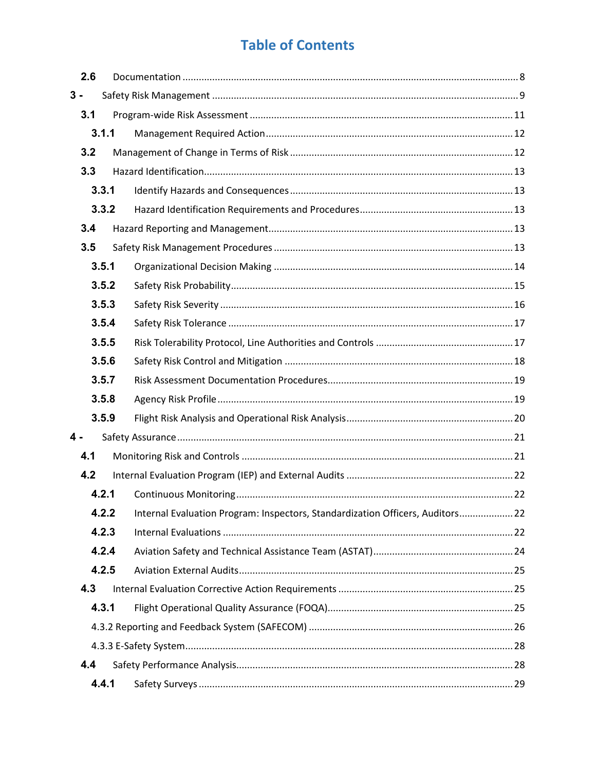# Table of Contents

- **2.6** Documentation ........ 8
- **3 -** Safety Risk Management ........ 9
  - **3.1** Program-wide Risk Assessment ........ 11
    - **3.1.1** Management Required Action ........ 12
  - **3.2** Management of Change in Terms of Risk ........ 12
  - **3.3** Hazard Identification ........ 13
    - **3.3.1** Identify Hazards and Consequences ........ 13
    - **3.3.2** Hazard Identification Requirements and Procedures ........ 13
  - **3.4** Hazard Reporting and Management ........ 13
  - **3.5** Safety Risk Management Procedures ........ 13
    - **3.5.1** Organizational Decision Making ........ 14
    - **3.5.2** Safety Risk Probability ........ 15
    - **3.5.3** Safety Risk Severity ........ 16
    - **3.5.4** Safety Risk Tolerance ........ 17
    - **3.5.5** Risk Tolerability Protocol, Line Authorities and Controls ........ 17
    - **3.5.6** Safety Risk Control and Mitigation ........ 18
    - **3.5.7** Risk Assessment Documentation Procedures ........ 19
    - **3.5.8** Agency Risk Profile ........ 19
    - **3.5.9** Flight Risk Analysis and Operational Risk Analysis ........ 20
- **4 -** Safety Assurance ........ 21
  - **4.1** Monitoring Risk and Controls ........ 21
  - **4.2** Internal Evaluation Program (IEP) and External Audits ........ 22
    - **4.2.1** Continuous Monitoring ........ 22
    - **4.2.2** Internal Evaluation Program: Inspectors, Standardization Officers, Auditors ........ 22
    - **4.2.3** Internal Evaluations ........ 22
    - **4.2.4** Aviation Safety and Technical Assistance Team (ASTAT) ........ 24
    - **4.2.5** Aviation External Audits ........ 25
  - **4.3** Internal Evaluation Corrective Action Requirements ........ 25
    - **4.3.1** Flight Operational Quality Assurance (FOQA) ........ 25
    - 4.3.2 Reporting and Feedback System (SAFECOM) ........ 26
    - 4.3.3 E-Safety System ........ 28
  - **4.4** Safety Performance Analysis ........ 28
    - **4.4.1** Safety Surveys ........ 29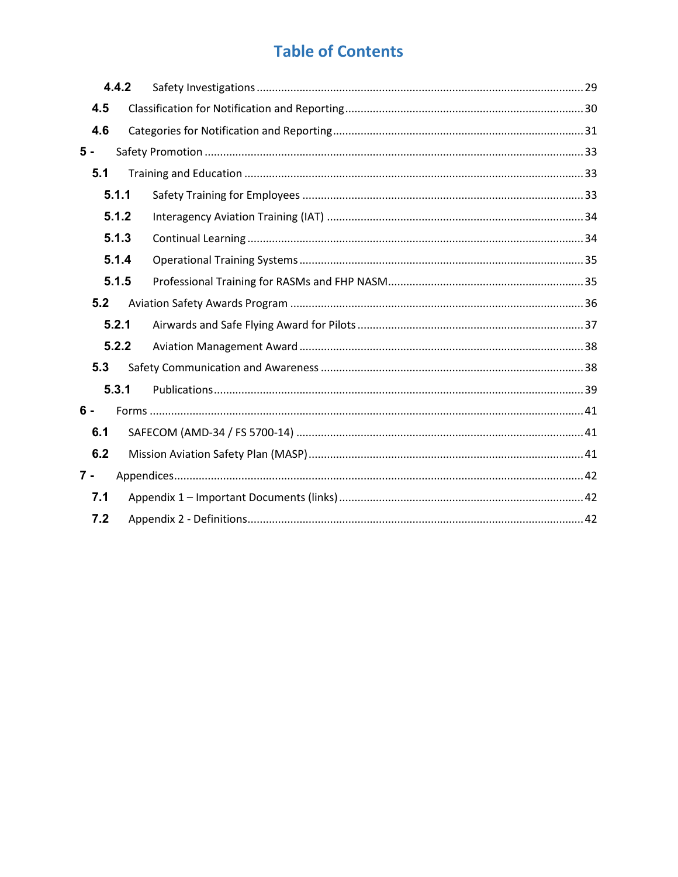# Table of Contents

- 4.4.2 Safety Investigations ........ 29
- 4.5 Classification for Notification and Reporting ........ 30
- 4.6 Categories for Notification and Reporting ........ 31
- 5 - Safety Promotion ........ 33
  - 5.1 Training and Education ........ 33
    - 5.1.1 Safety Training for Employees ........ 33
    - 5.1.2 Interagency Aviation Training (IAT) ........ 34
    - 5.1.3 Continual Learning ........ 34
    - 5.1.4 Operational Training Systems ........ 35
    - 5.1.5 Professional Training for RASMs and FHP NASM ........ 35
  - 5.2 Aviation Safety Awards Program ........ 36
    - 5.2.1 Airwards and Safe Flying Award for Pilots ........ 37
    - 5.2.2 Aviation Management Award ........ 38
  - 5.3 Safety Communication and Awareness ........ 38
    - 5.3.1 Publications ........ 39
- 6 - Forms ........ 41
  - 6.1 SAFECOM (AMD-34 / FS 5700-14) ........ 41
  - 6.2 Mission Aviation Safety Plan (MASP) ........ 41
- 7 - Appendices ........ 42
  - 7.1 Appendix 1 – Important Documents (links) ........ 42
  - 7.2 Appendix 2 - Definitions ........ 42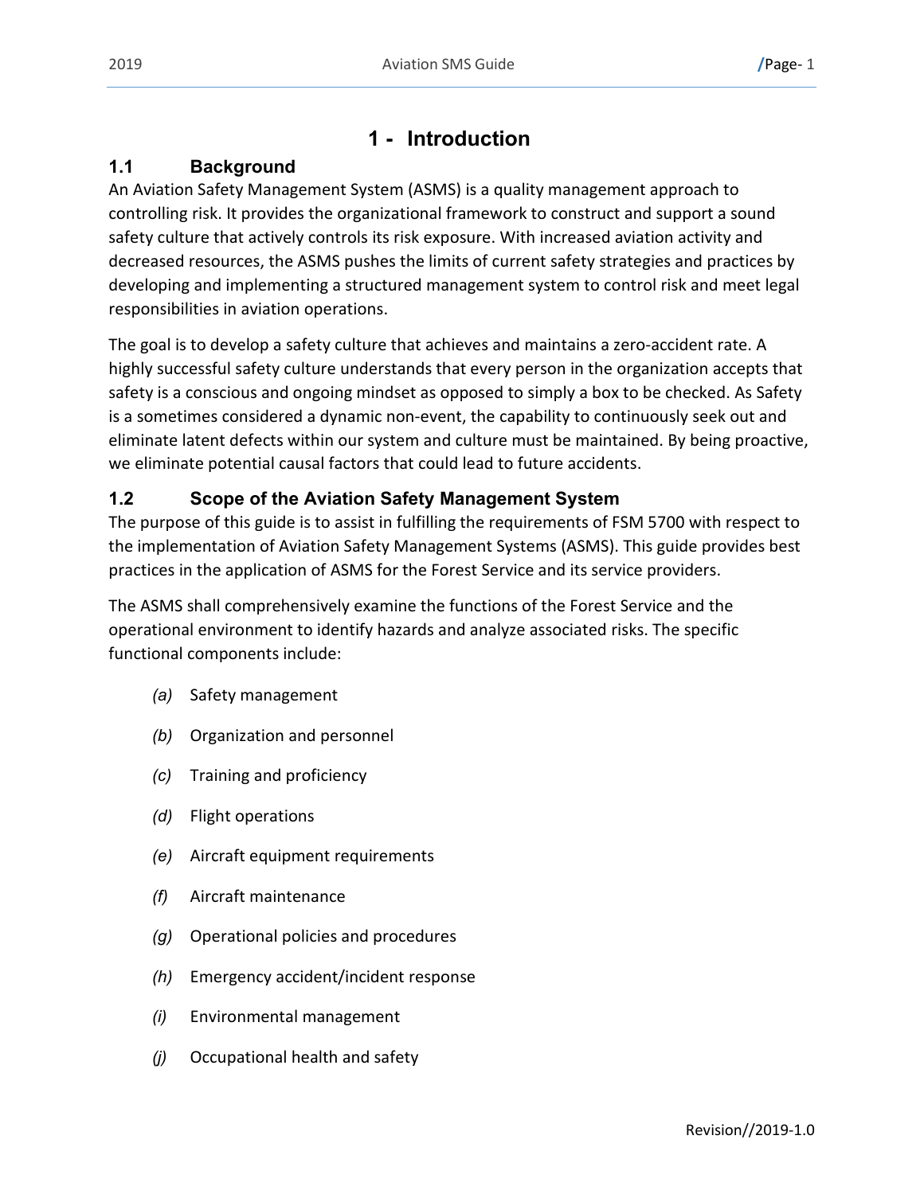# 1 - Introduction

## 1.1 Background

An Aviation Safety Management System (ASMS) is a quality management approach to controlling risk. It provides the organizational framework to construct and support a sound safety culture that actively controls its risk exposure. With increased aviation activity and decreased resources, the ASMS pushes the limits of current safety strategies and practices by developing and implementing a structured management system to control risk and meet legal responsibilities in aviation operations.

The goal is to develop a safety culture that achieves and maintains a zero-accident rate. A highly successful safety culture understands that every person in the organization accepts that safety is a conscious and ongoing mindset as opposed to simply a box to be checked. As Safety is a sometimes considered a dynamic non-event, the capability to continuously seek out and eliminate latent defects within our system and culture must be maintained. By being proactive, we eliminate potential causal factors that could lead to future accidents.

## 1.2 Scope of the Aviation Safety Management System

The purpose of this guide is to assist in fulfilling the requirements of FSM 5700 with respect to the implementation of Aviation Safety Management Systems (ASMS). This guide provides best practices in the application of ASMS for the Forest Service and its service providers.

The ASMS shall comprehensively examine the functions of the Forest Service and the operational environment to identify hazards and analyze associated risks. The specific functional components include:

*(a)* Safety management

*(b)* Organization and personnel

*(c)* Training and proficiency

*(d)* Flight operations

*(e)* Aircraft equipment requirements

*(f)* Aircraft maintenance

*(g)* Operational policies and procedures

*(h)* Emergency accident/incident response

*(i)* Environmental management

*(j)* Occupational health and safety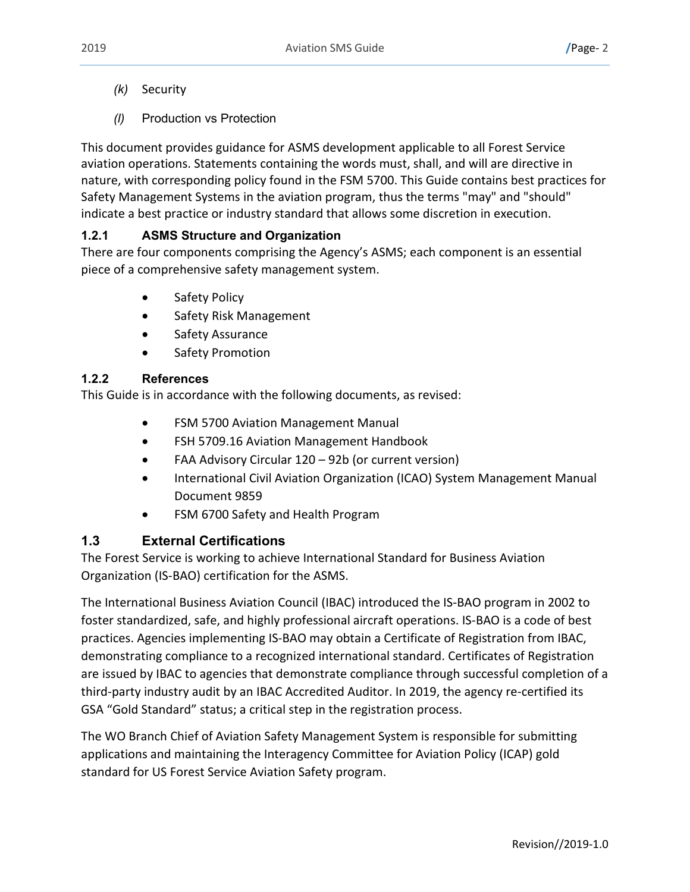*(k)* Security

*(l)* Production vs Protection

This document provides guidance for ASMS development applicable to all Forest Service aviation operations. Statements containing the words must, shall, and will are directive in nature, with corresponding policy found in the FSM 5700. This Guide contains best practices for Safety Management Systems in the aviation program, thus the terms "may" and "should" indicate a best practice or industry standard that allows some discretion in execution.

### 1.2.1 ASMS Structure and Organization

There are four components comprising the Agency's ASMS; each component is an essential piece of a comprehensive safety management system.

- Safety Policy
- Safety Risk Management
- Safety Assurance
- Safety Promotion

### 1.2.2 References

This Guide is in accordance with the following documents, as revised:

- FSM 5700 Aviation Management Manual
- FSH 5709.16 Aviation Management Handbook
- FAA Advisory Circular 120 – 92b (or current version)
- International Civil Aviation Organization (ICAO) System Management Manual Document 9859
- FSM 6700 Safety and Health Program

## 1.3 External Certifications

The Forest Service is working to achieve International Standard for Business Aviation Organization (IS-BAO) certification for the ASMS.

The International Business Aviation Council (IBAC) introduced the IS-BAO program in 2002 to foster standardized, safe, and highly professional aircraft operations. IS-BAO is a code of best practices. Agencies implementing IS-BAO may obtain a Certificate of Registration from IBAC, demonstrating compliance to a recognized international standard. Certificates of Registration are issued by IBAC to agencies that demonstrate compliance through successful completion of a third-party industry audit by an IBAC Accredited Auditor. In 2019, the agency re-certified its GSA "Gold Standard" status; a critical step in the registration process.

The WO Branch Chief of Aviation Safety Management System is responsible for submitting applications and maintaining the Interagency Committee for Aviation Policy (ICAP) gold standard for US Forest Service Aviation Safety program.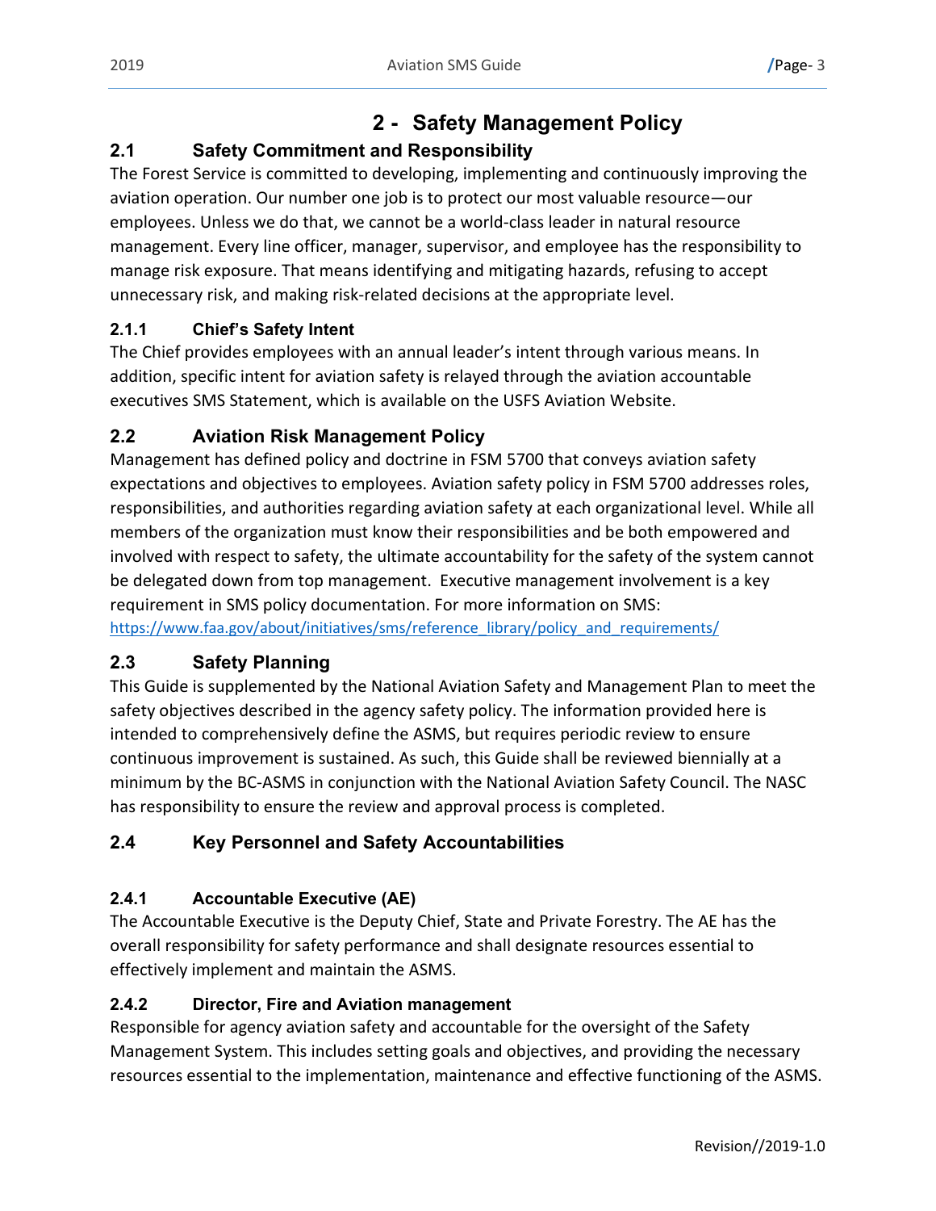# 2 - Safety Management Policy

## 2.1 Safety Commitment and Responsibility

The Forest Service is committed to developing, implementing and continuously improving the aviation operation. Our number one job is to protect our most valuable resource—our employees. Unless we do that, we cannot be a world-class leader in natural resource management. Every line officer, manager, supervisor, and employee has the responsibility to manage risk exposure. That means identifying and mitigating hazards, refusing to accept unnecessary risk, and making risk-related decisions at the appropriate level.

### 2.1.1 Chief's Safety Intent

The Chief provides employees with an annual leader's intent through various means. In addition, specific intent for aviation safety is relayed through the aviation accountable executives SMS Statement, which is available on the USFS Aviation Website.

## 2.2 Aviation Risk Management Policy

Management has defined policy and doctrine in FSM 5700 that conveys aviation safety expectations and objectives to employees. Aviation safety policy in FSM 5700 addresses roles, responsibilities, and authorities regarding aviation safety at each organizational level. While all members of the organization must know their responsibilities and be both empowered and involved with respect to safety, the ultimate accountability for the safety of the system cannot be delegated down from top management. Executive management involvement is a key requirement in SMS policy documentation. For more information on SMS:
https://www.faa.gov/about/initiatives/sms/reference_library/policy_and_requirements/

## 2.3 Safety Planning

This Guide is supplemented by the National Aviation Safety and Management Plan to meet the safety objectives described in the agency safety policy. The information provided here is intended to comprehensively define the ASMS, but requires periodic review to ensure continuous improvement is sustained. As such, this Guide shall be reviewed biennially at a minimum by the BC-ASMS in conjunction with the National Aviation Safety Council. The NASC has responsibility to ensure the review and approval process is completed.

## 2.4 Key Personnel and Safety Accountabilities

### 2.4.1 Accountable Executive (AE)

The Accountable Executive is the Deputy Chief, State and Private Forestry. The AE has the overall responsibility for safety performance and shall designate resources essential to effectively implement and maintain the ASMS.

### 2.4.2 Director, Fire and Aviation management

Responsible for agency aviation safety and accountable for the oversight of the Safety Management System. This includes setting goals and objectives, and providing the necessary resources essential to the implementation, maintenance and effective functioning of the ASMS.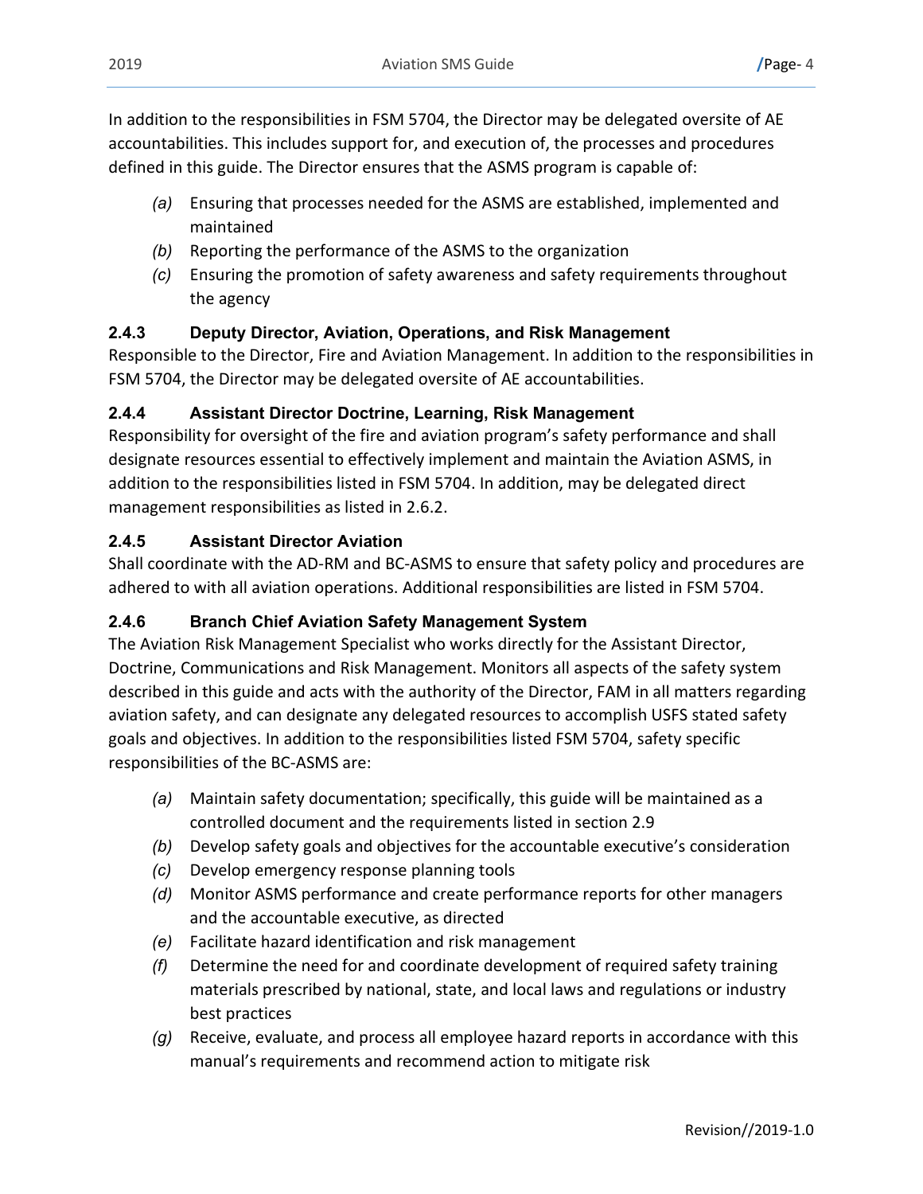In addition to the responsibilities in FSM 5704, the Director may be delegated oversite of AE accountabilities. This includes support for, and execution of, the processes and procedures defined in this guide. The Director ensures that the ASMS program is capable of:

- *(a)* Ensuring that processes needed for the ASMS are established, implemented and maintained
- *(b)* Reporting the performance of the ASMS to the organization
- *(c)* Ensuring the promotion of safety awareness and safety requirements throughout the agency

#### 2.4.3 Deputy Director, Aviation, Operations, and Risk Management

Responsible to the Director, Fire and Aviation Management. In addition to the responsibilities in FSM 5704, the Director may be delegated oversite of AE accountabilities.

#### 2.4.4 Assistant Director Doctrine, Learning, Risk Management

Responsibility for oversight of the fire and aviation program's safety performance and shall designate resources essential to effectively implement and maintain the Aviation ASMS, in addition to the responsibilities listed in FSM 5704. In addition, may be delegated direct management responsibilities as listed in 2.6.2.

#### 2.4.5 Assistant Director Aviation

Shall coordinate with the AD-RM and BC-ASMS to ensure that safety policy and procedures are adhered to with all aviation operations. Additional responsibilities are listed in FSM 5704.

#### 2.4.6 Branch Chief Aviation Safety Management System

The Aviation Risk Management Specialist who works directly for the Assistant Director, Doctrine, Communications and Risk Management. Monitors all aspects of the safety system described in this guide and acts with the authority of the Director, FAM in all matters regarding aviation safety, and can designate any delegated resources to accomplish USFS stated safety goals and objectives. In addition to the responsibilities listed FSM 5704, safety specific responsibilities of the BC-ASMS are:

- *(a)* Maintain safety documentation; specifically, this guide will be maintained as a controlled document and the requirements listed in section 2.9
- *(b)* Develop safety goals and objectives for the accountable executive's consideration
- *(c)* Develop emergency response planning tools
- *(d)* Monitor ASMS performance and create performance reports for other managers and the accountable executive, as directed
- *(e)* Facilitate hazard identification and risk management
- *(f)* Determine the need for and coordinate development of required safety training materials prescribed by national, state, and local laws and regulations or industry best practices
- *(g)* Receive, evaluate, and process all employee hazard reports in accordance with this manual's requirements and recommend action to mitigate risk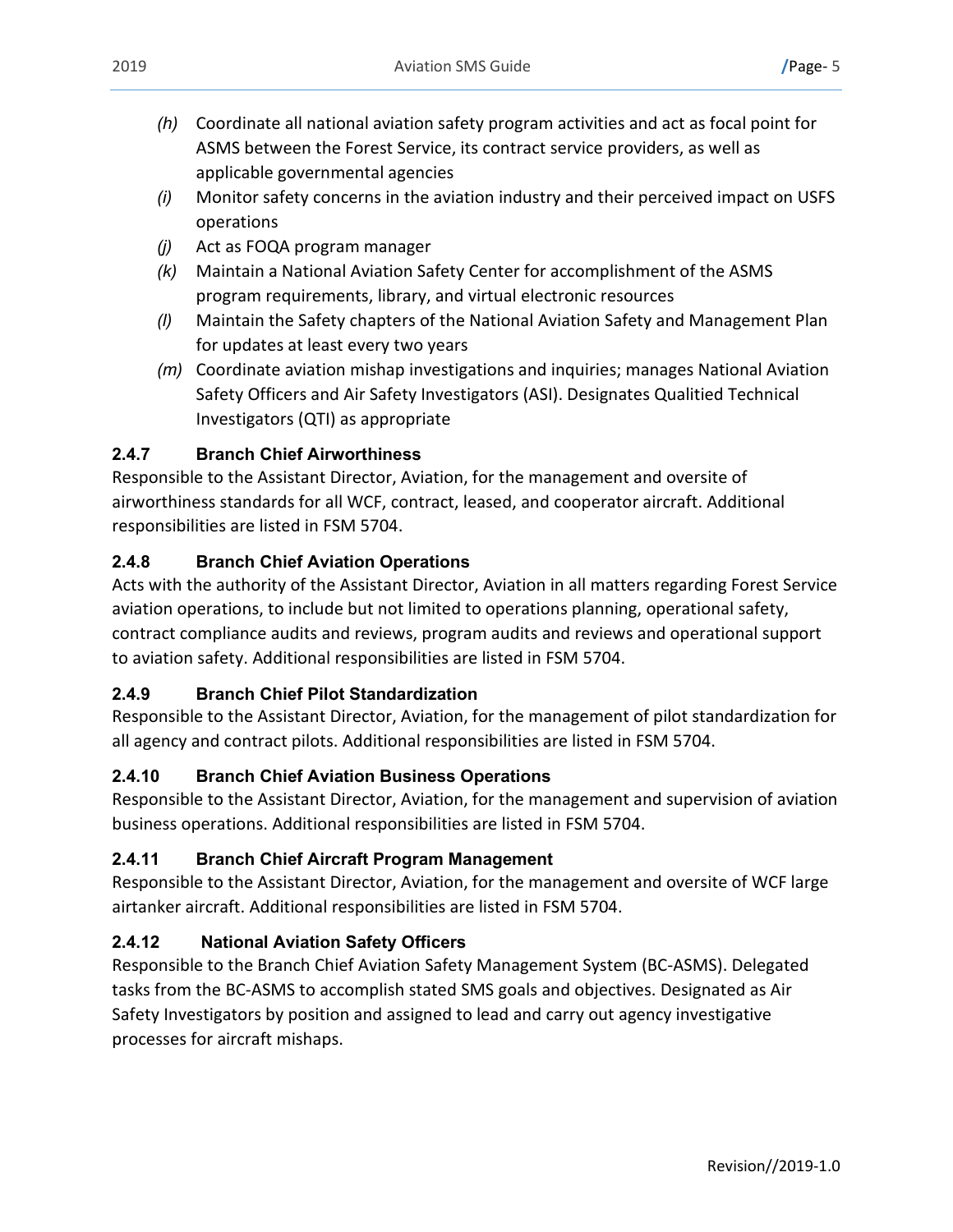*(h)* Coordinate all national aviation safety program activities and act as focal point for ASMS between the Forest Service, its contract service providers, as well as applicable governmental agencies

*(i)* Monitor safety concerns in the aviation industry and their perceived impact on USFS operations

*(j)* Act as FOQA program manager

*(k)* Maintain a National Aviation Safety Center for accomplishment of the ASMS program requirements, library, and virtual electronic resources

*(l)* Maintain the Safety chapters of the National Aviation Safety and Management Plan for updates at least every two years

*(m)* Coordinate aviation mishap investigations and inquiries; manages National Aviation Safety Officers and Air Safety Investigators (ASI). Designates Qualitied Technical Investigators (QTI) as appropriate

#### 2.4.7 Branch Chief Airworthiness

Responsible to the Assistant Director, Aviation, for the management and oversite of airworthiness standards for all WCF, contract, leased, and cooperator aircraft. Additional responsibilities are listed in FSM 5704.

#### 2.4.8 Branch Chief Aviation Operations

Acts with the authority of the Assistant Director, Aviation in all matters regarding Forest Service aviation operations, to include but not limited to operations planning, operational safety, contract compliance audits and reviews, program audits and reviews and operational support to aviation safety. Additional responsibilities are listed in FSM 5704.

#### 2.4.9 Branch Chief Pilot Standardization

Responsible to the Assistant Director, Aviation, for the management of pilot standardization for all agency and contract pilots. Additional responsibilities are listed in FSM 5704.

#### 2.4.10 Branch Chief Aviation Business Operations

Responsible to the Assistant Director, Aviation, for the management and supervision of aviation business operations. Additional responsibilities are listed in FSM 5704.

#### 2.4.11 Branch Chief Aircraft Program Management

Responsible to the Assistant Director, Aviation, for the management and oversite of WCF large airtanker aircraft. Additional responsibilities are listed in FSM 5704.

#### 2.4.12 National Aviation Safety Officers

Responsible to the Branch Chief Aviation Safety Management System (BC-ASMS). Delegated tasks from the BC-ASMS to accomplish stated SMS goals and objectives. Designated as Air Safety Investigators by position and assigned to lead and carry out agency investigative processes for aircraft mishaps.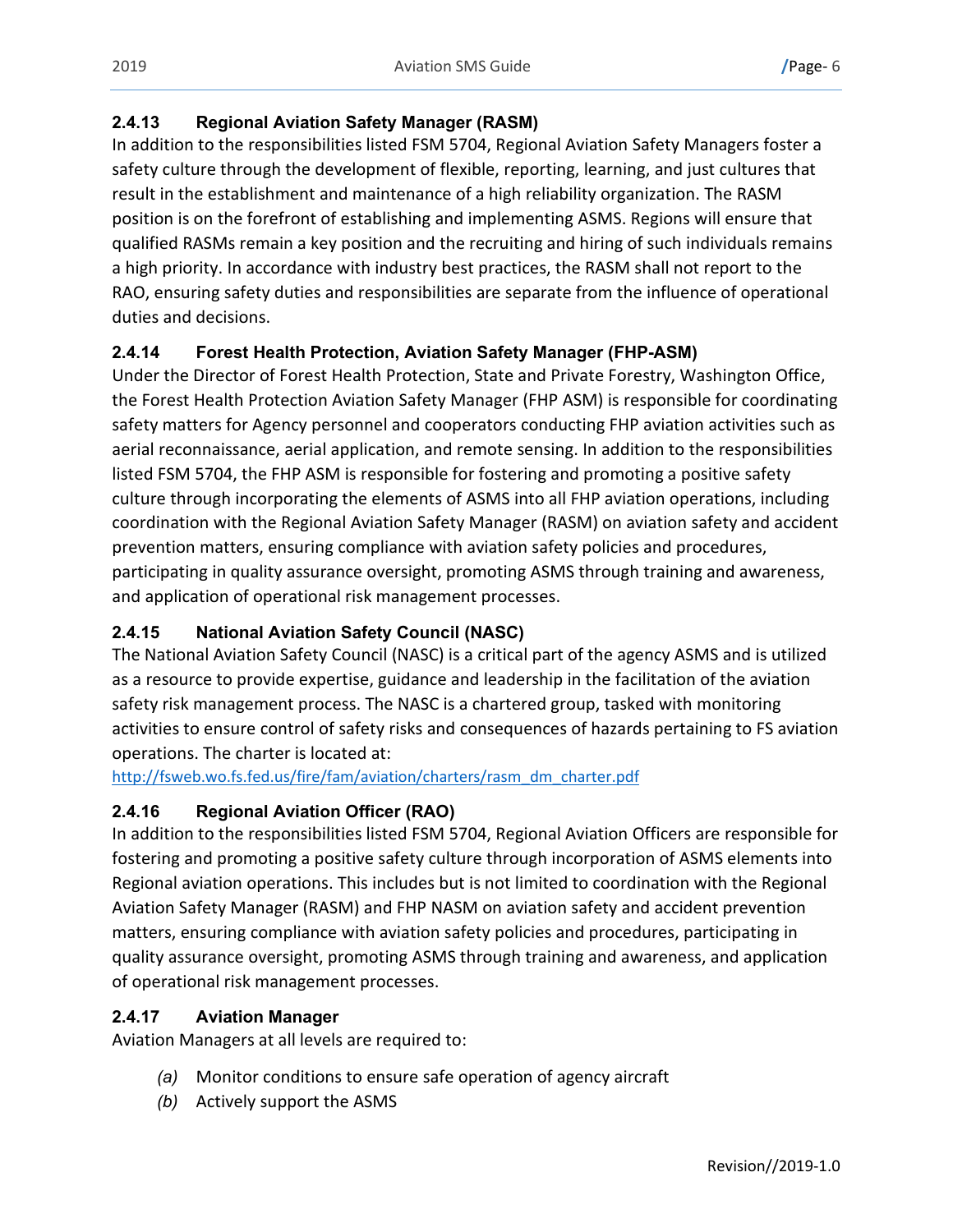### 2.4.13 Regional Aviation Safety Manager (RASM)

In addition to the responsibilities listed FSM 5704, Regional Aviation Safety Managers foster a safety culture through the development of flexible, reporting, learning, and just cultures that result in the establishment and maintenance of a high reliability organization. The RASM position is on the forefront of establishing and implementing ASMS. Regions will ensure that qualified RASMs remain a key position and the recruiting and hiring of such individuals remains a high priority. In accordance with industry best practices, the RASM shall not report to the RAO, ensuring safety duties and responsibilities are separate from the influence of operational duties and decisions.

### 2.4.14 Forest Health Protection, Aviation Safety Manager (FHP-ASM)

Under the Director of Forest Health Protection, State and Private Forestry, Washington Office, the Forest Health Protection Aviation Safety Manager (FHP ASM) is responsible for coordinating safety matters for Agency personnel and cooperators conducting FHP aviation activities such as aerial reconnaissance, aerial application, and remote sensing. In addition to the responsibilities listed FSM 5704, the FHP ASM is responsible for fostering and promoting a positive safety culture through incorporating the elements of ASMS into all FHP aviation operations, including coordination with the Regional Aviation Safety Manager (RASM) on aviation safety and accident prevention matters, ensuring compliance with aviation safety policies and procedures, participating in quality assurance oversight, promoting ASMS through training and awareness, and application of operational risk management processes.

### 2.4.15 National Aviation Safety Council (NASC)

The National Aviation Safety Council (NASC) is a critical part of the agency ASMS and is utilized as a resource to provide expertise, guidance and leadership in the facilitation of the aviation safety risk management process. The NASC is a chartered group, tasked with monitoring activities to ensure control of safety risks and consequences of hazards pertaining to FS aviation operations. The charter is located at:
http://fsweb.wo.fs.fed.us/fire/fam/aviation/charters/rasm_dm_charter.pdf

### 2.4.16 Regional Aviation Officer (RAO)

In addition to the responsibilities listed FSM 5704, Regional Aviation Officers are responsible for fostering and promoting a positive safety culture through incorporation of ASMS elements into Regional aviation operations. This includes but is not limited to coordination with the Regional Aviation Safety Manager (RASM) and FHP NASM on aviation safety and accident prevention matters, ensuring compliance with aviation safety policies and procedures, participating in quality assurance oversight, promoting ASMS through training and awareness, and application of operational risk management processes.

### 2.4.17 Aviation Manager

Aviation Managers at all levels are required to:

- *(a)* Monitor conditions to ensure safe operation of agency aircraft
- *(b)* Actively support the ASMS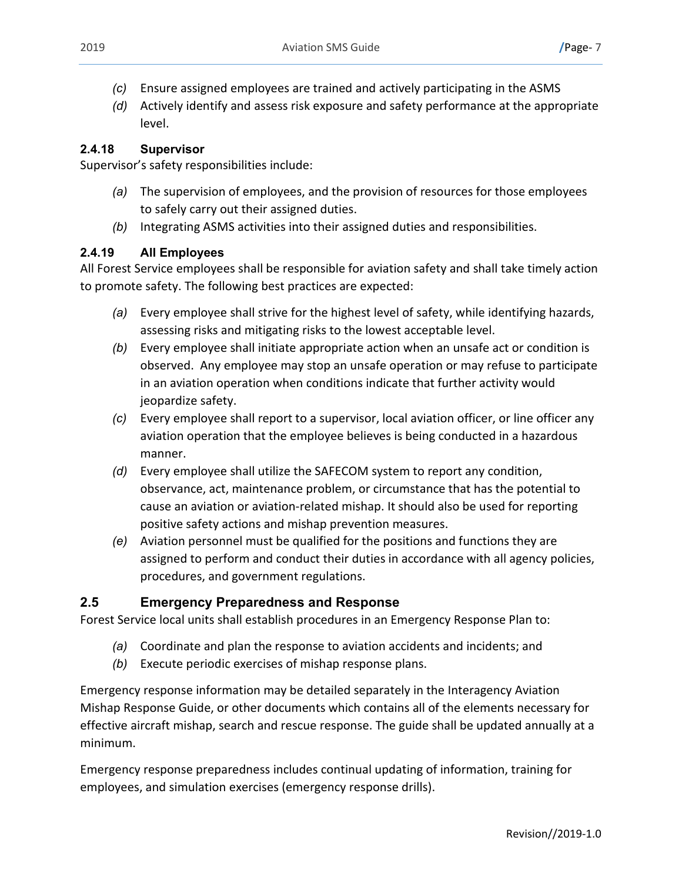*(c)* Ensure assigned employees are trained and actively participating in the ASMS

*(d)* Actively identify and assess risk exposure and safety performance at the appropriate level.

### 2.4.18 Supervisor

Supervisor's safety responsibilities include:

*(a)* The supervision of employees, and the provision of resources for those employees to safely carry out their assigned duties.

*(b)* Integrating ASMS activities into their assigned duties and responsibilities.

### 2.4.19 All Employees

All Forest Service employees shall be responsible for aviation safety and shall take timely action to promote safety. The following best practices are expected:

*(a)* Every employee shall strive for the highest level of safety, while identifying hazards, assessing risks and mitigating risks to the lowest acceptable level.

*(b)* Every employee shall initiate appropriate action when an unsafe act or condition is observed. Any employee may stop an unsafe operation or may refuse to participate in an aviation operation when conditions indicate that further activity would jeopardize safety.

*(c)* Every employee shall report to a supervisor, local aviation officer, or line officer any aviation operation that the employee believes is being conducted in a hazardous manner.

*(d)* Every employee shall utilize the SAFECOM system to report any condition, observance, act, maintenance problem, or circumstance that has the potential to cause an aviation or aviation-related mishap. It should also be used for reporting positive safety actions and mishap prevention measures.

*(e)* Aviation personnel must be qualified for the positions and functions they are assigned to perform and conduct their duties in accordance with all agency policies, procedures, and government regulations.

## 2.5 Emergency Preparedness and Response

Forest Service local units shall establish procedures in an Emergency Response Plan to:

*(a)* Coordinate and plan the response to aviation accidents and incidents; and

*(b)* Execute periodic exercises of mishap response plans.

Emergency response information may be detailed separately in the Interagency Aviation Mishap Response Guide, or other documents which contains all of the elements necessary for effective aircraft mishap, search and rescue response. The guide shall be updated annually at a minimum.

Emergency response preparedness includes continual updating of information, training for employees, and simulation exercises (emergency response drills).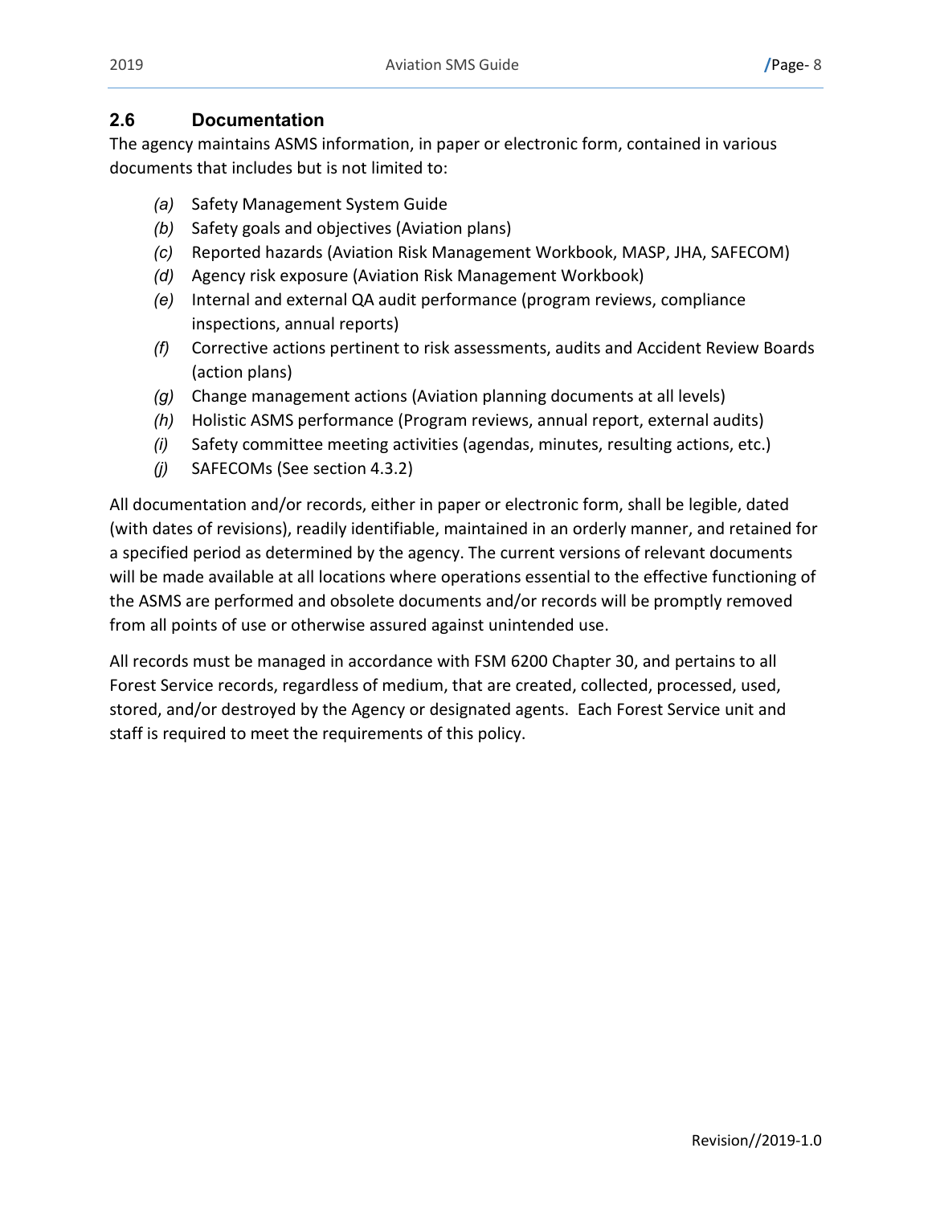## 2.6 Documentation

The agency maintains ASMS information, in paper or electronic form, contained in various documents that includes but is not limited to:

- *(a)* Safety Management System Guide
- *(b)* Safety goals and objectives (Aviation plans)
- *(c)* Reported hazards (Aviation Risk Management Workbook, MASP, JHA, SAFECOM)
- *(d)* Agency risk exposure (Aviation Risk Management Workbook)
- *(e)* Internal and external QA audit performance (program reviews, compliance inspections, annual reports)
- *(f)* Corrective actions pertinent to risk assessments, audits and Accident Review Boards (action plans)
- *(g)* Change management actions (Aviation planning documents at all levels)
- *(h)* Holistic ASMS performance (Program reviews, annual report, external audits)
- *(i)* Safety committee meeting activities (agendas, minutes, resulting actions, etc.)
- *(j)* SAFECOMs (See section 4.3.2)

All documentation and/or records, either in paper or electronic form, shall be legible, dated (with dates of revisions), readily identifiable, maintained in an orderly manner, and retained for a specified period as determined by the agency. The current versions of relevant documents will be made available at all locations where operations essential to the effective functioning of the ASMS are performed and obsolete documents and/or records will be promptly removed from all points of use or otherwise assured against unintended use.

All records must be managed in accordance with FSM 6200 Chapter 30, and pertains to all Forest Service records, regardless of medium, that are created, collected, processed, used, stored, and/or destroyed by the Agency or designated agents. Each Forest Service unit and staff is required to meet the requirements of this policy.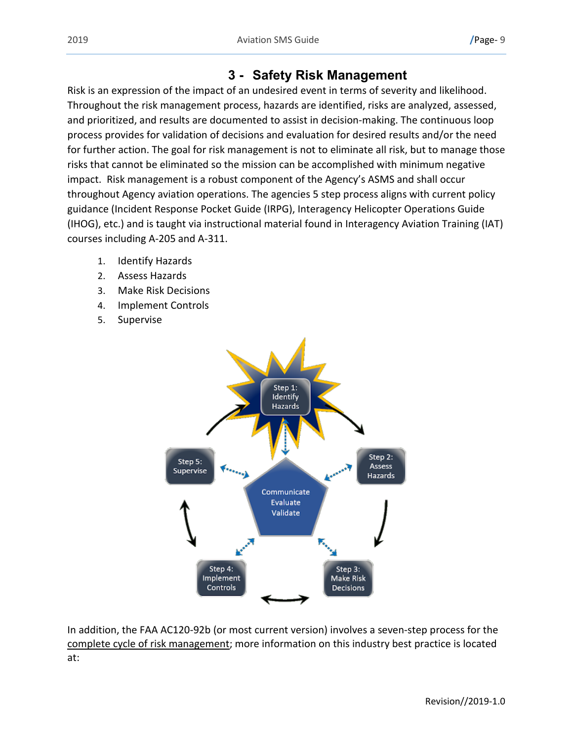# 3 - Safety Risk Management

Risk is an expression of the impact of an undesired event in terms of severity and likelihood. Throughout the risk management process, hazards are identified, risks are analyzed, assessed, and prioritized, and results are documented to assist in decision-making. The continuous loop process provides for validation of decisions and evaluation for desired results and/or the need for further action. The goal for risk management is not to eliminate all risk, but to manage those risks that cannot be eliminated so the mission can be accomplished with minimum negative impact. Risk management is a robust component of the Agency's ASMS and shall occur throughout Agency aviation operations. The agencies 5 step process aligns with current policy guidance (Incident Response Pocket Guide (IRPG), Interagency Helicopter Operations Guide (IHOG), etc.) and is taught via instructional material found in Interagency Aviation Training (IAT) courses including A-205 and A-311.

1. Identify Hazards
2. Assess Hazards
3. Make Risk Decisions
4. Implement Controls
5. Supervise

Step 1: Identify Hazards

Step 2: Assess Hazards

Step 3: Make Risk Decisions

Step 4: Implement Controls

Step 5: Supervise

Communicate Evaluate Validate

In addition, the FAA AC120-92b (or most current version) involves a seven-step process for the complete cycle of risk management; more information on this industry best practice is located at: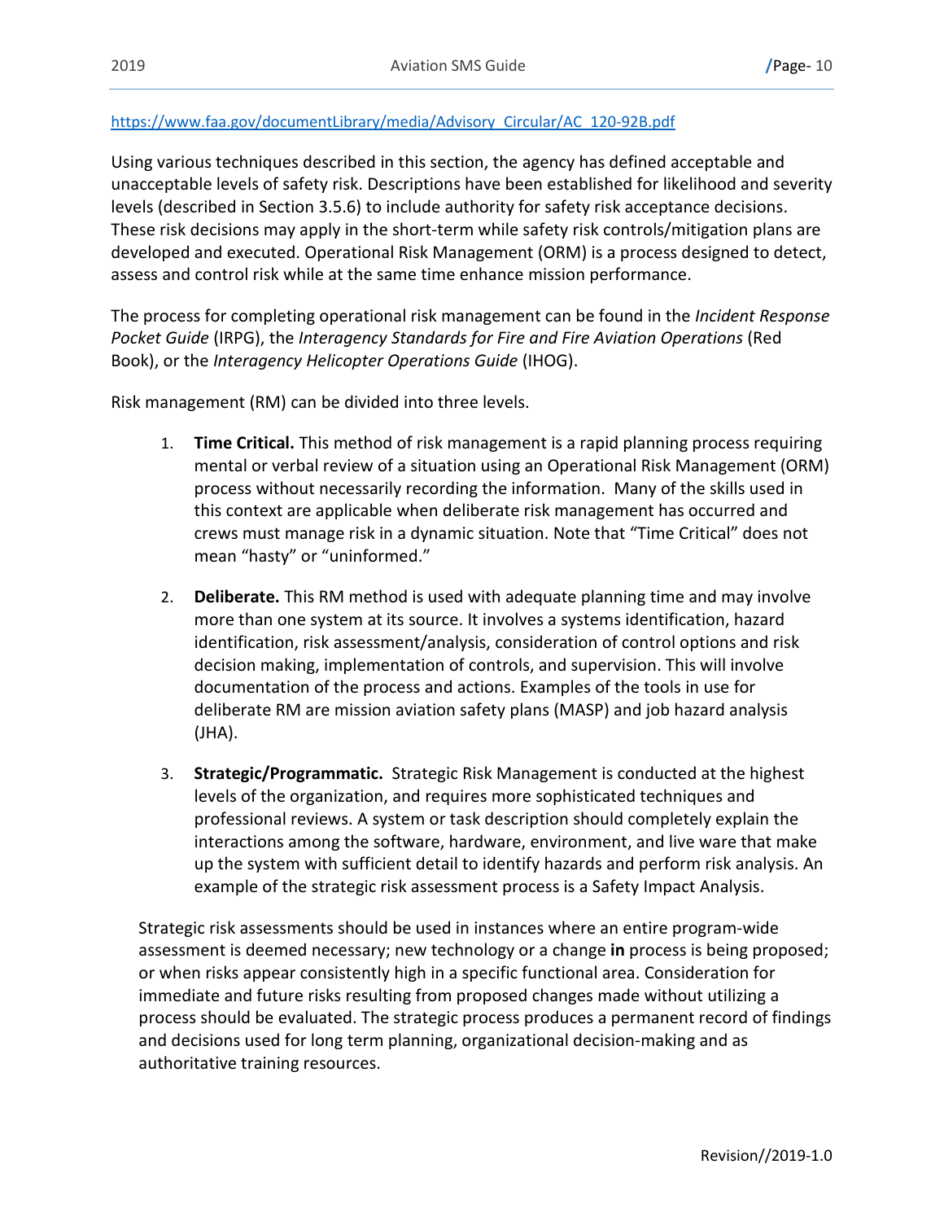https://www.faa.gov/documentLibrary/media/Advisory_Circular/AC_120-92B.pdf

Using various techniques described in this section, the agency has defined acceptable and unacceptable levels of safety risk. Descriptions have been established for likelihood and severity levels (described in Section 3.5.6) to include authority for safety risk acceptance decisions. These risk decisions may apply in the short-term while safety risk controls/mitigation plans are developed and executed. Operational Risk Management (ORM) is a process designed to detect, assess and control risk while at the same time enhance mission performance.

The process for completing operational risk management can be found in the *Incident Response Pocket Guide* (IRPG), the *Interagency Standards for Fire and Fire Aviation Operations* (Red Book), or the *Interagency Helicopter Operations Guide* (IHOG).

Risk management (RM) can be divided into three levels.

1. **Time Critical.** This method of risk management is a rapid planning process requiring mental or verbal review of a situation using an Operational Risk Management (ORM) process without necessarily recording the information. Many of the skills used in this context are applicable when deliberate risk management has occurred and crews must manage risk in a dynamic situation. Note that "Time Critical" does not mean "hasty" or "uninformed."

2. **Deliberate.** This RM method is used with adequate planning time and may involve more than one system at its source. It involves a systems identification, hazard identification, risk assessment/analysis, consideration of control options and risk decision making, implementation of controls, and supervision. This will involve documentation of the process and actions. Examples of the tools in use for deliberate RM are mission aviation safety plans (MASP) and job hazard analysis (JHA).

3. **Strategic/Programmatic.** Strategic Risk Management is conducted at the highest levels of the organization, and requires more sophisticated techniques and professional reviews. A system or task description should completely explain the interactions among the software, hardware, environment, and live ware that make up the system with sufficient detail to identify hazards and perform risk analysis. An example of the strategic risk assessment process is a Safety Impact Analysis.

Strategic risk assessments should be used in instances where an entire program-wide assessment is deemed necessary; new technology or a change **in** process is being proposed; or when risks appear consistently high in a specific functional area. Consideration for immediate and future risks resulting from proposed changes made without utilizing a process should be evaluated. The strategic process produces a permanent record of findings and decisions used for long term planning, organizational decision-making and as authoritative training resources.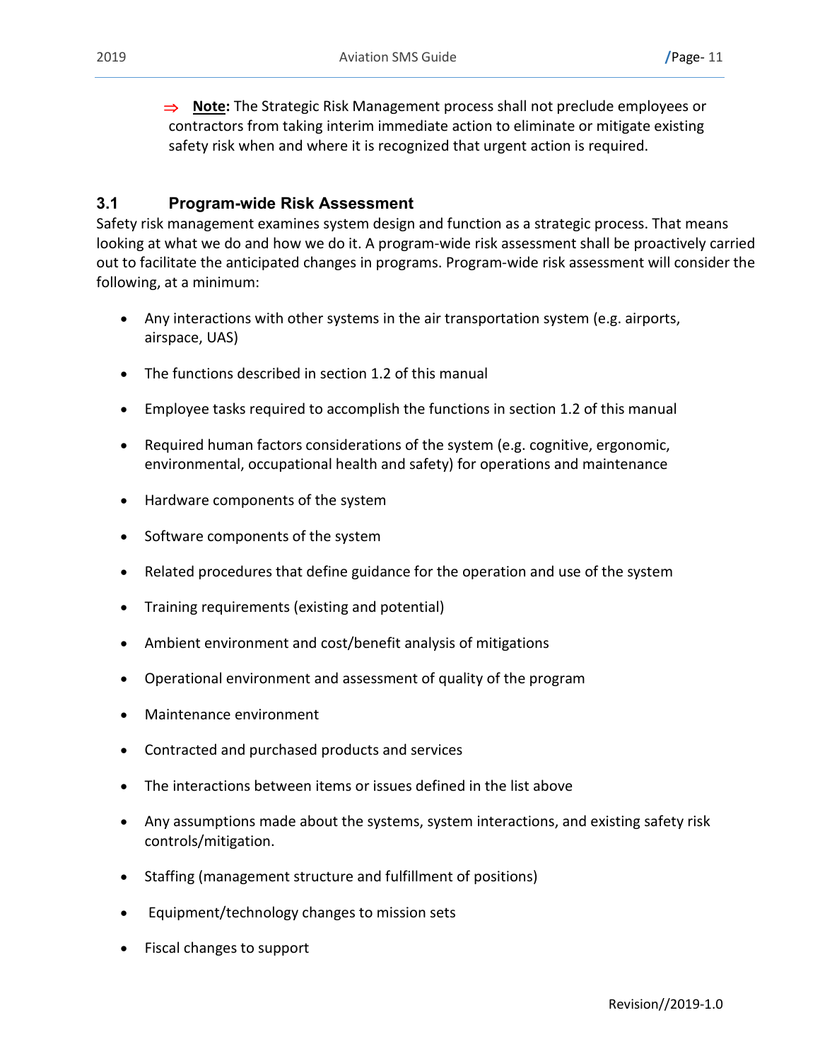⇒ **Note:** The Strategic Risk Management process shall not preclude employees or contractors from taking interim immediate action to eliminate or mitigate existing safety risk when and where it is recognized that urgent action is required.

## 3.1 Program-wide Risk Assessment

Safety risk management examines system design and function as a strategic process. That means looking at what we do and how we do it. A program-wide risk assessment shall be proactively carried out to facilitate the anticipated changes in programs. Program-wide risk assessment will consider the following, at a minimum:

- Any interactions with other systems in the air transportation system (e.g. airports, airspace, UAS)
- The functions described in section 1.2 of this manual
- Employee tasks required to accomplish the functions in section 1.2 of this manual
- Required human factors considerations of the system (e.g. cognitive, ergonomic, environmental, occupational health and safety) for operations and maintenance
- Hardware components of the system
- Software components of the system
- Related procedures that define guidance for the operation and use of the system
- Training requirements (existing and potential)
- Ambient environment and cost/benefit analysis of mitigations
- Operational environment and assessment of quality of the program
- Maintenance environment
- Contracted and purchased products and services
- The interactions between items or issues defined in the list above
- Any assumptions made about the systems, system interactions, and existing safety risk controls/mitigation.
- Staffing (management structure and fulfillment of positions)
- Equipment/technology changes to mission sets
- Fiscal changes to support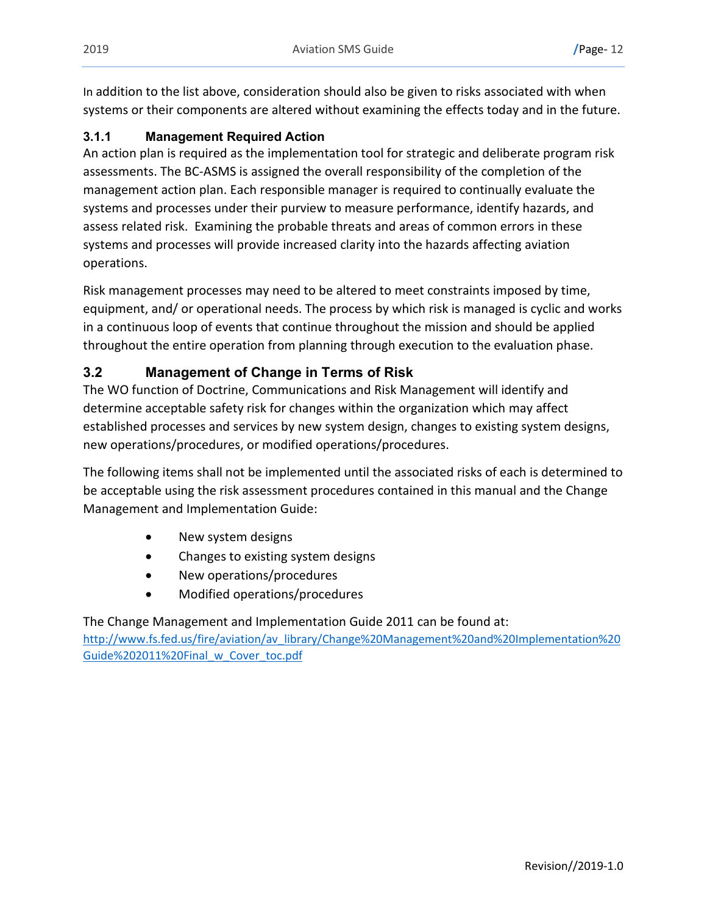In addition to the list above, consideration should also be given to risks associated with when systems or their components are altered without examining the effects today and in the future.

### 3.1.1 Management Required Action

An action plan is required as the implementation tool for strategic and deliberate program risk assessments. The BC-ASMS is assigned the overall responsibility of the completion of the management action plan. Each responsible manager is required to continually evaluate the systems and processes under their purview to measure performance, identify hazards, and assess related risk. Examining the probable threats and areas of common errors in these systems and processes will provide increased clarity into the hazards affecting aviation operations.

Risk management processes may need to be altered to meet constraints imposed by time, equipment, and/ or operational needs. The process by which risk is managed is cyclic and works in a continuous loop of events that continue throughout the mission and should be applied throughout the entire operation from planning through execution to the evaluation phase.

## 3.2 Management of Change in Terms of Risk

The WO function of Doctrine, Communications and Risk Management will identify and determine acceptable safety risk for changes within the organization which may affect established processes and services by new system design, changes to existing system designs, new operations/procedures, or modified operations/procedures.

The following items shall not be implemented until the associated risks of each is determined to be acceptable using the risk assessment procedures contained in this manual and the Change Management and Implementation Guide:

- New system designs
- Changes to existing system designs
- New operations/procedures
- Modified operations/procedures

The Change Management and Implementation Guide 2011 can be found at:
http://www.fs.fed.us/fire/aviation/av_library/Change%20Management%20and%20Implementation%20Guide%202011%20Final_w_Cover_toc.pdf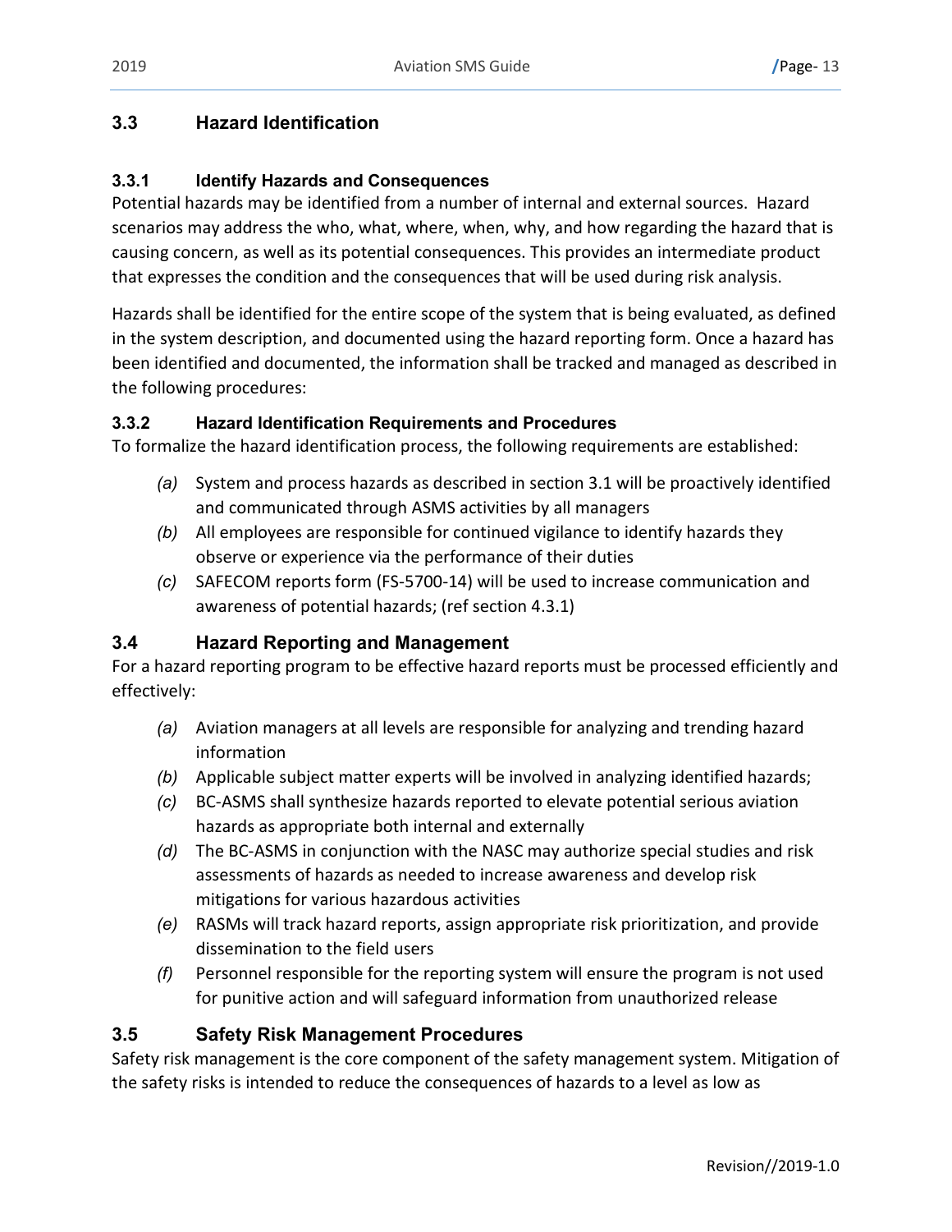## 3.3 Hazard Identification

### 3.3.1 Identify Hazards and Consequences

Potential hazards may be identified from a number of internal and external sources. Hazard scenarios may address the who, what, where, when, why, and how regarding the hazard that is causing concern, as well as its potential consequences. This provides an intermediate product that expresses the condition and the consequences that will be used during risk analysis.

Hazards shall be identified for the entire scope of the system that is being evaluated, as defined in the system description, and documented using the hazard reporting form. Once a hazard has been identified and documented, the information shall be tracked and managed as described in the following procedures:

### 3.3.2 Hazard Identification Requirements and Procedures

To formalize the hazard identification process, the following requirements are established:

- *(a)* System and process hazards as described in section 3.1 will be proactively identified and communicated through ASMS activities by all managers
- *(b)* All employees are responsible for continued vigilance to identify hazards they observe or experience via the performance of their duties
- *(c)* SAFECOM reports form (FS-5700-14) will be used to increase communication and awareness of potential hazards; (ref section 4.3.1)

## 3.4 Hazard Reporting and Management

For a hazard reporting program to be effective hazard reports must be processed efficiently and effectively:

- *(a)* Aviation managers at all levels are responsible for analyzing and trending hazard information
- *(b)* Applicable subject matter experts will be involved in analyzing identified hazards;
- *(c)* BC-ASMS shall synthesize hazards reported to elevate potential serious aviation hazards as appropriate both internal and externally
- *(d)* The BC-ASMS in conjunction with the NASC may authorize special studies and risk assessments of hazards as needed to increase awareness and develop risk mitigations for various hazardous activities
- *(e)* RASMs will track hazard reports, assign appropriate risk prioritization, and provide dissemination to the field users
- *(f)* Personnel responsible for the reporting system will ensure the program is not used for punitive action and will safeguard information from unauthorized release

## 3.5 Safety Risk Management Procedures

Safety risk management is the core component of the safety management system. Mitigation of the safety risks is intended to reduce the consequences of hazards to a level as low as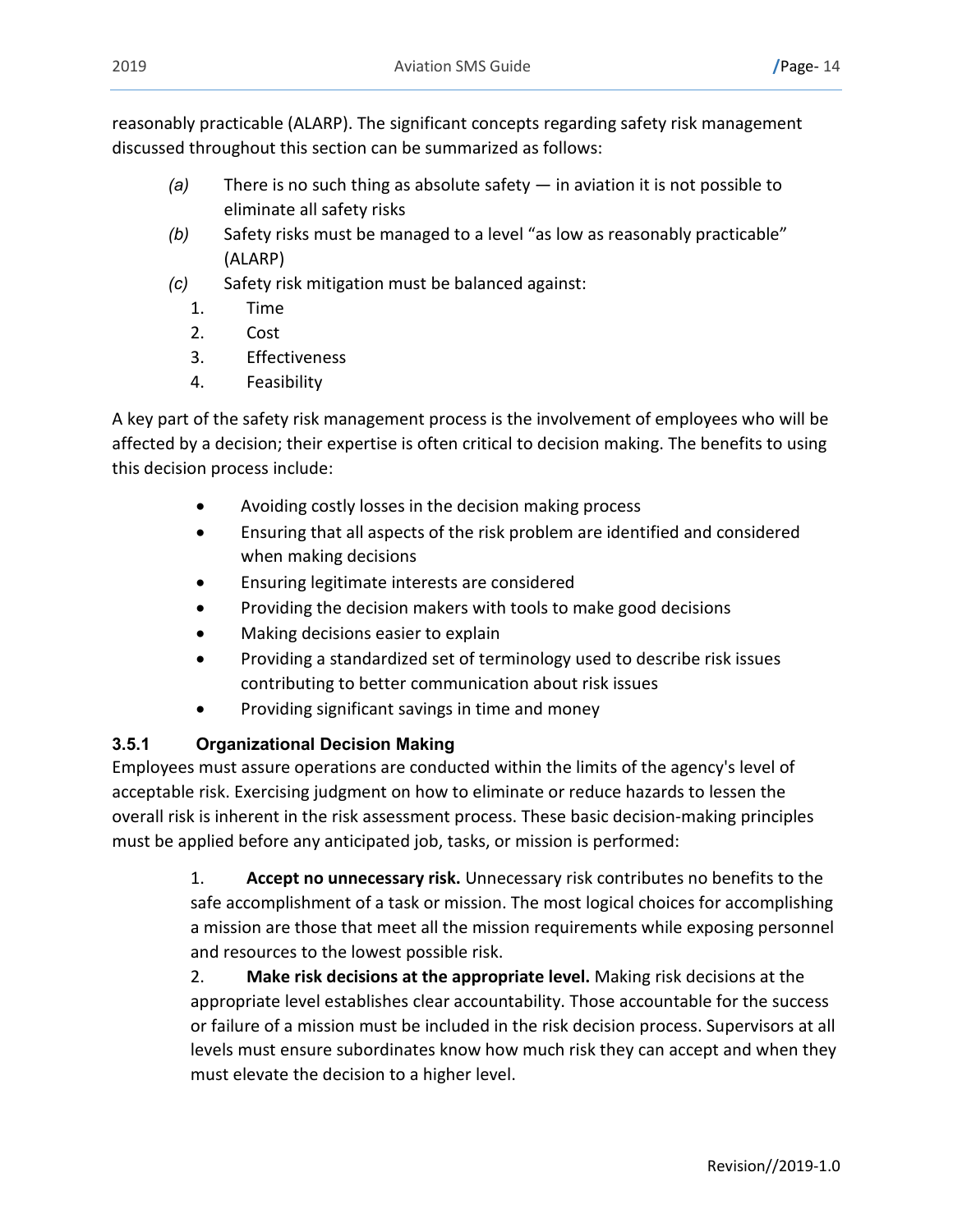reasonably practicable (ALARP). The significant concepts regarding safety risk management discussed throughout this section can be summarized as follows:

*(a)* There is no such thing as absolute safety — in aviation it is not possible to eliminate all safety risks

*(b)* Safety risks must be managed to a level "as low as reasonably practicable" (ALARP)

*(c)* Safety risk mitigation must be balanced against:

1. Time
2. Cost
3. Effectiveness
4. Feasibility

A key part of the safety risk management process is the involvement of employees who will be affected by a decision; their expertise is often critical to decision making. The benefits to using this decision process include:

- Avoiding costly losses in the decision making process
- Ensuring that all aspects of the risk problem are identified and considered when making decisions
- Ensuring legitimate interests are considered
- Providing the decision makers with tools to make good decisions
- Making decisions easier to explain
- Providing a standardized set of terminology used to describe risk issues contributing to better communication about risk issues
- Providing significant savings in time and money

### 3.5.1 Organizational Decision Making

Employees must assure operations are conducted within the limits of the agency's level of acceptable risk. Exercising judgment on how to eliminate or reduce hazards to lessen the overall risk is inherent in the risk assessment process. These basic decision-making principles must be applied before any anticipated job, tasks, or mission is performed:

1. **Accept no unnecessary risk.** Unnecessary risk contributes no benefits to the safe accomplishment of a task or mission. The most logical choices for accomplishing a mission are those that meet all the mission requirements while exposing personnel and resources to the lowest possible risk.
2. **Make risk decisions at the appropriate level.** Making risk decisions at the appropriate level establishes clear accountability. Those accountable for the success or failure of a mission must be included in the risk decision process. Supervisors at all levels must ensure subordinates know how much risk they can accept and when they must elevate the decision to a higher level.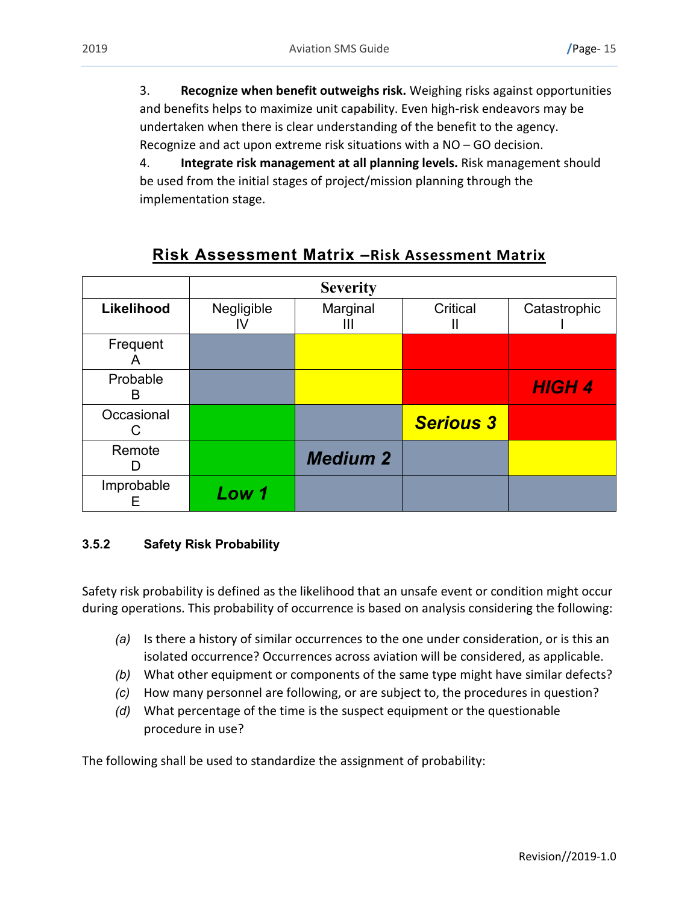3. **Recognize when benefit outweighs risk.** Weighing risks against opportunities and benefits helps to maximize unit capability. Even high-risk endeavors may be undertaken when there is clear understanding of the benefit to the agency. Recognize and act upon extreme risk situations with a NO – GO decision.

4. **Integrate risk management at all planning levels.** Risk management should be used from the initial stages of project/mission planning through the implementation stage.

## Risk Assessment Matrix –Risk Assessment Matrix

| | Severity | | | |
|---|---|---|---|---|
| **Likelihood** | Negligible IV | Marginal III | Critical II | Catastrophic I |
| Frequent A | | | | |
| Probable B | | | | ***HIGH 4*** |
| Occasional C | | | ***Serious 3*** | |
| Remote D | | ***Medium 2*** | | |
| Improbable E | ***Low 1*** | | | |

### 3.5.2 Safety Risk Probability

Safety risk probability is defined as the likelihood that an unsafe event or condition might occur during operations. This probability of occurrence is based on analysis considering the following:

- *(a)* Is there a history of similar occurrences to the one under consideration, or is this an isolated occurrence? Occurrences across aviation will be considered, as applicable.
- *(b)* What other equipment or components of the same type might have similar defects?
- *(c)* How many personnel are following, or are subject to, the procedures in question?
- *(d)* What percentage of the time is the suspect equipment or the questionable procedure in use?

The following shall be used to standardize the assignment of probability: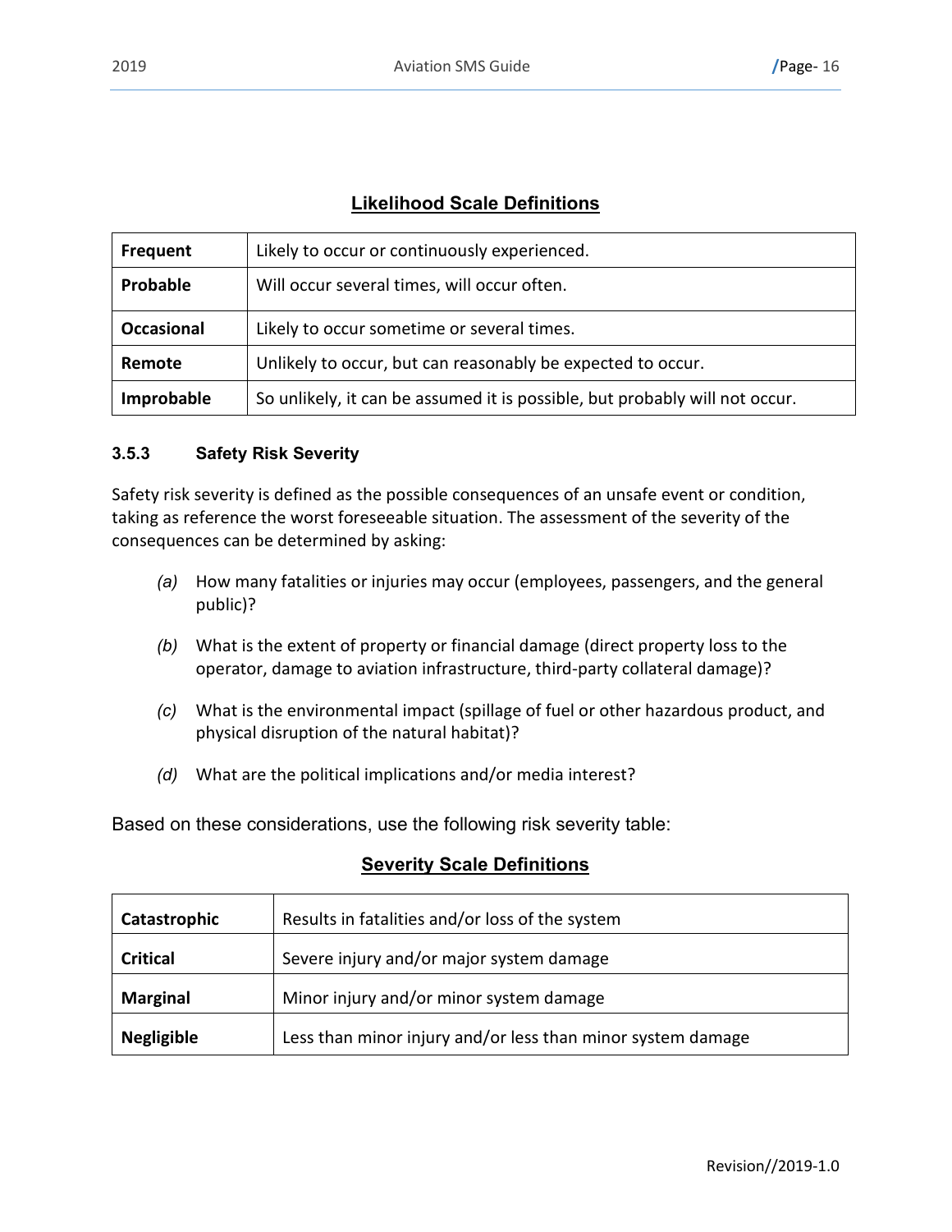## Likelihood Scale Definitions

| | |
|---|---|
| **Frequent** | Likely to occur or continuously experienced. |
| **Probable** | Will occur several times, will occur often. |
| **Occasional** | Likely to occur sometime or several times. |
| **Remote** | Unlikely to occur, but can reasonably be expected to occur. |
| **Improbable** | So unlikely, it can be assumed it is possible, but probably will not occur. |

### 3.5.3 Safety Risk Severity

Safety risk severity is defined as the possible consequences of an unsafe event or condition, taking as reference the worst foreseeable situation. The assessment of the severity of the consequences can be determined by asking:

*(a)* How many fatalities or injuries may occur (employees, passengers, and the general public)?

*(b)* What is the extent of property or financial damage (direct property loss to the operator, damage to aviation infrastructure, third-party collateral damage)?

*(c)* What is the environmental impact (spillage of fuel or other hazardous product, and physical disruption of the natural habitat)?

*(d)* What are the political implications and/or media interest?

Based on these considerations, use the following risk severity table:

## Severity Scale Definitions

| | |
|---|---|
| **Catastrophic** | Results in fatalities and/or loss of the system |
| **Critical** | Severe injury and/or major system damage |
| **Marginal** | Minor injury and/or minor system damage |
| **Negligible** | Less than minor injury and/or less than minor system damage |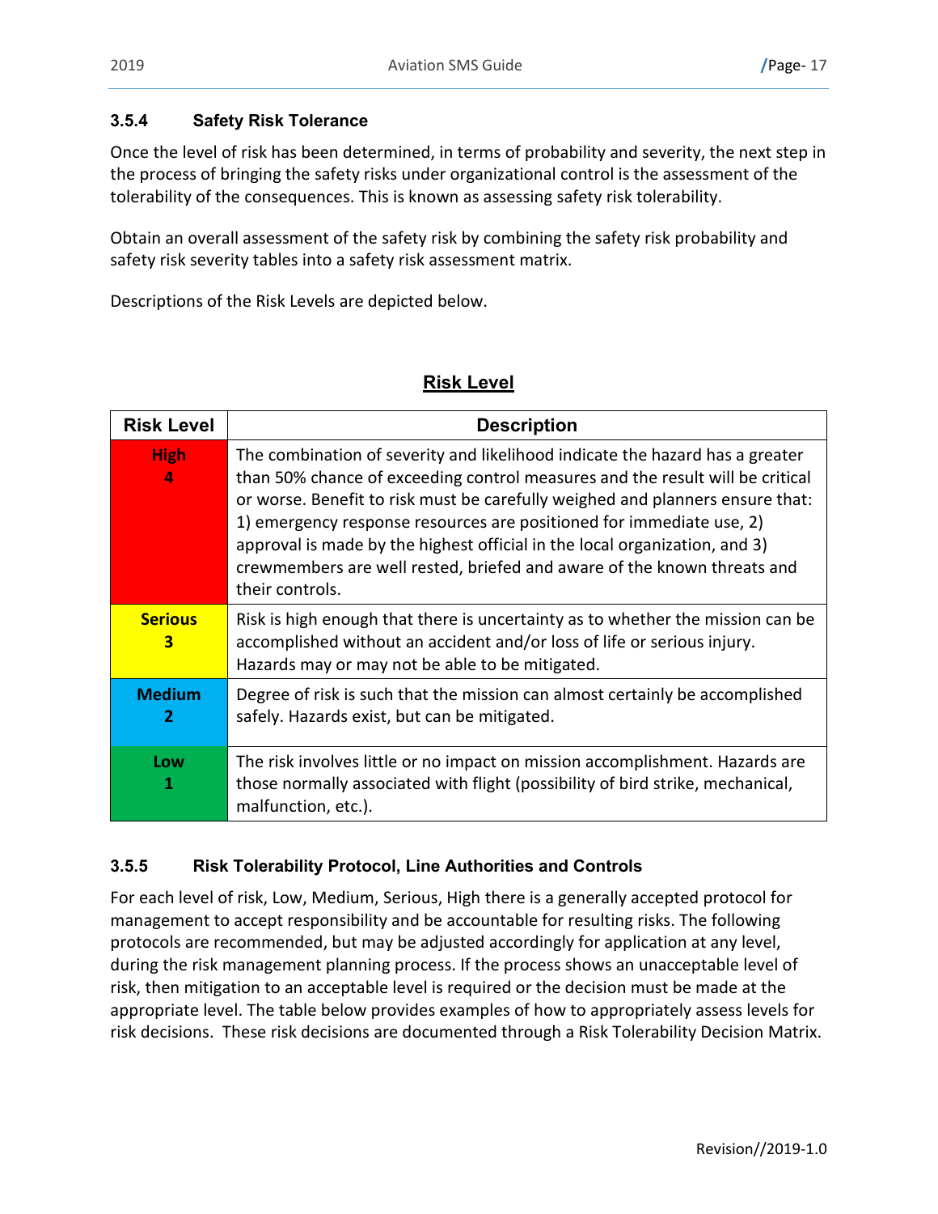### 3.5.4 Safety Risk Tolerance

Once the level of risk has been determined, in terms of probability and severity, the next step in the process of bringing the safety risks under organizational control is the assessment of the tolerability of the consequences. This is known as assessing safety risk tolerability.

Obtain an overall assessment of the safety risk by combining the safety risk probability and safety risk severity tables into a safety risk assessment matrix.

Descriptions of the Risk Levels are depicted below.

**Risk Level**

| Risk Level | Description |
|---|---|
| **High 4** | The combination of severity and likelihood indicate the hazard has a greater than 50% chance of exceeding control measures and the result will be critical or worse. Benefit to risk must be carefully weighed and planners ensure that: 1) emergency response resources are positioned for immediate use, 2) approval is made by the highest official in the local organization, and 3) crewmembers are well rested, briefed and aware of the known threats and their controls. |
| **Serious 3** | Risk is high enough that there is uncertainty as to whether the mission can be accomplished without an accident and/or loss of life or serious injury. Hazards may or may not be able to be mitigated. |
| **Medium 2** | Degree of risk is such that the mission can almost certainly be accomplished safely. Hazards exist, but can be mitigated. |
| **Low 1** | The risk involves little or no impact on mission accomplishment. Hazards are those normally associated with flight (possibility of bird strike, mechanical, malfunction, etc.). |

### 3.5.5 Risk Tolerability Protocol, Line Authorities and Controls

For each level of risk, Low, Medium, Serious, High there is a generally accepted protocol for management to accept responsibility and be accountable for resulting risks. The following protocols are recommended, but may be adjusted accordingly for application at any level, during the risk management planning process. If the process shows an unacceptable level of risk, then mitigation to an acceptable level is required or the decision must be made at the appropriate level. The table below provides examples of how to appropriately assess levels for risk decisions. These risk decisions are documented through a Risk Tolerability Decision Matrix.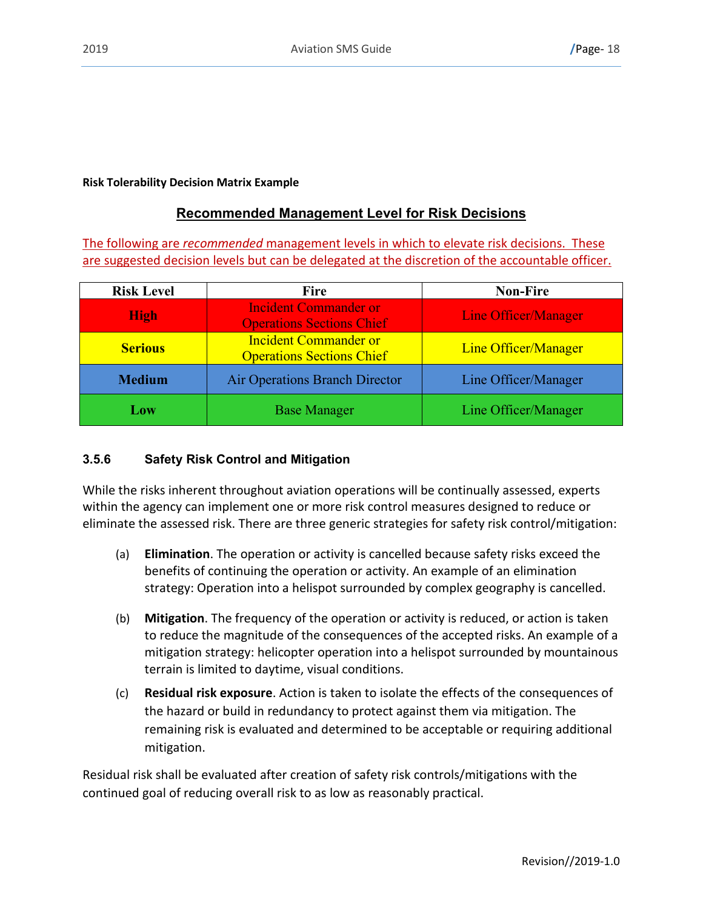**Risk Tolerability Decision Matrix Example**

## Recommended Management Level for Risk Decisions

The following are *recommended* management levels in which to elevate risk decisions. These are suggested decision levels but can be delegated at the discretion of the accountable officer.

| Risk Level | Fire | Non-Fire |
|---|---|---|
| **High** | Incident Commander or Operations Sections Chief | Line Officer/Manager |
| **Serious** | Incident Commander or Operations Sections Chief | Line Officer/Manager |
| **Medium** | Air Operations Branch Director | Line Officer/Manager |
| **Low** | Base Manager | Line Officer/Manager |

### 3.5.6 Safety Risk Control and Mitigation

While the risks inherent throughout aviation operations will be continually assessed, experts within the agency can implement one or more risk control measures designed to reduce or eliminate the assessed risk. There are three generic strategies for safety risk control/mitigation:

(a) **Elimination**. The operation or activity is cancelled because safety risks exceed the benefits of continuing the operation or activity. An example of an elimination strategy: Operation into a helispot surrounded by complex geography is cancelled.

(b) **Mitigation**. The frequency of the operation or activity is reduced, or action is taken to reduce the magnitude of the consequences of the accepted risks. An example of a mitigation strategy: helicopter operation into a helispot surrounded by mountainous terrain is limited to daytime, visual conditions.

(c) **Residual risk exposure**. Action is taken to isolate the effects of the consequences of the hazard or build in redundancy to protect against them via mitigation. The remaining risk is evaluated and determined to be acceptable or requiring additional mitigation.

Residual risk shall be evaluated after creation of safety risk controls/mitigations with the continued goal of reducing overall risk to as low as reasonably practical.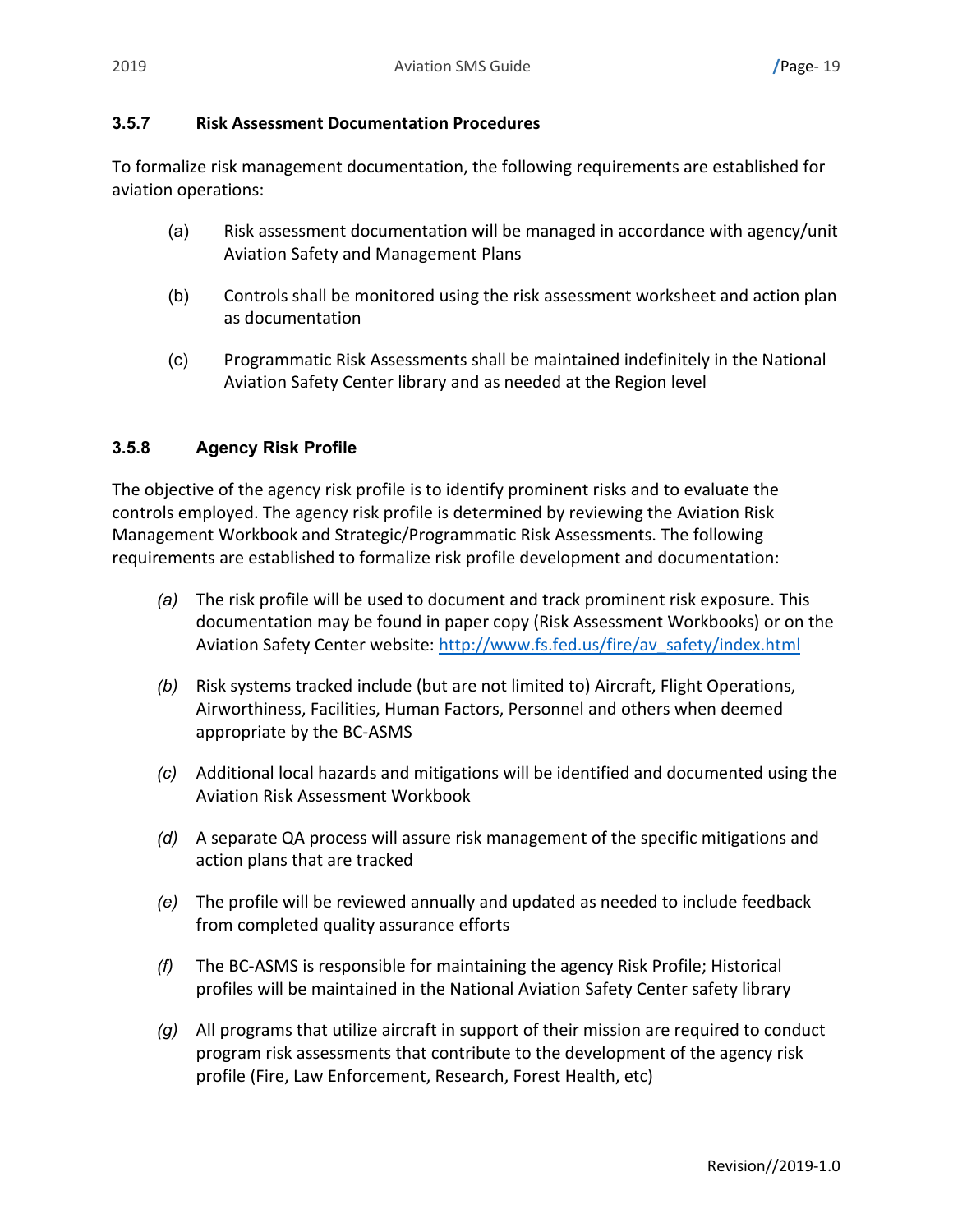### 3.5.7 Risk Assessment Documentation Procedures

To formalize risk management documentation, the following requirements are established for aviation operations:

(a) Risk assessment documentation will be managed in accordance with agency/unit Aviation Safety and Management Plans

(b) Controls shall be monitored using the risk assessment worksheet and action plan as documentation

(c) Programmatic Risk Assessments shall be maintained indefinitely in the National Aviation Safety Center library and as needed at the Region level

### 3.5.8 Agency Risk Profile

The objective of the agency risk profile is to identify prominent risks and to evaluate the controls employed. The agency risk profile is determined by reviewing the Aviation Risk Management Workbook and Strategic/Programmatic Risk Assessments. The following requirements are established to formalize risk profile development and documentation:

*(a)* The risk profile will be used to document and track prominent risk exposure. This documentation may be found in paper copy (Risk Assessment Workbooks) or on the Aviation Safety Center website: [http://www.fs.fed.us/fire/av_safety/index.html](http://www.fs.fed.us/fire/av_safety/index.html)

*(b)* Risk systems tracked include (but are not limited to) Aircraft, Flight Operations, Airworthiness, Facilities, Human Factors, Personnel and others when deemed appropriate by the BC-ASMS

*(c)* Additional local hazards and mitigations will be identified and documented using the Aviation Risk Assessment Workbook

*(d)* A separate QA process will assure risk management of the specific mitigations and action plans that are tracked

*(e)* The profile will be reviewed annually and updated as needed to include feedback from completed quality assurance efforts

*(f)* The BC-ASMS is responsible for maintaining the agency Risk Profile; Historical profiles will be maintained in the National Aviation Safety Center safety library

*(g)* All programs that utilize aircraft in support of their mission are required to conduct program risk assessments that contribute to the development of the agency risk profile (Fire, Law Enforcement, Research, Forest Health, etc)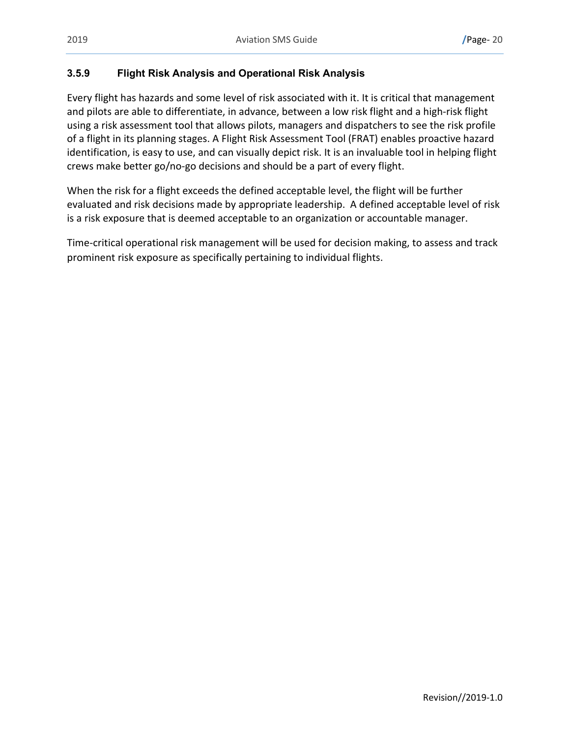### 3.5.9 Flight Risk Analysis and Operational Risk Analysis

Every flight has hazards and some level of risk associated with it. It is critical that management and pilots are able to differentiate, in advance, between a low risk flight and a high-risk flight using a risk assessment tool that allows pilots, managers and dispatchers to see the risk profile of a flight in its planning stages. A Flight Risk Assessment Tool (FRAT) enables proactive hazard identification, is easy to use, and can visually depict risk. It is an invaluable tool in helping flight crews make better go/no-go decisions and should be a part of every flight.

When the risk for a flight exceeds the defined acceptable level, the flight will be further evaluated and risk decisions made by appropriate leadership. A defined acceptable level of risk is a risk exposure that is deemed acceptable to an organization or accountable manager.

Time-critical operational risk management will be used for decision making, to assess and track prominent risk exposure as specifically pertaining to individual flights.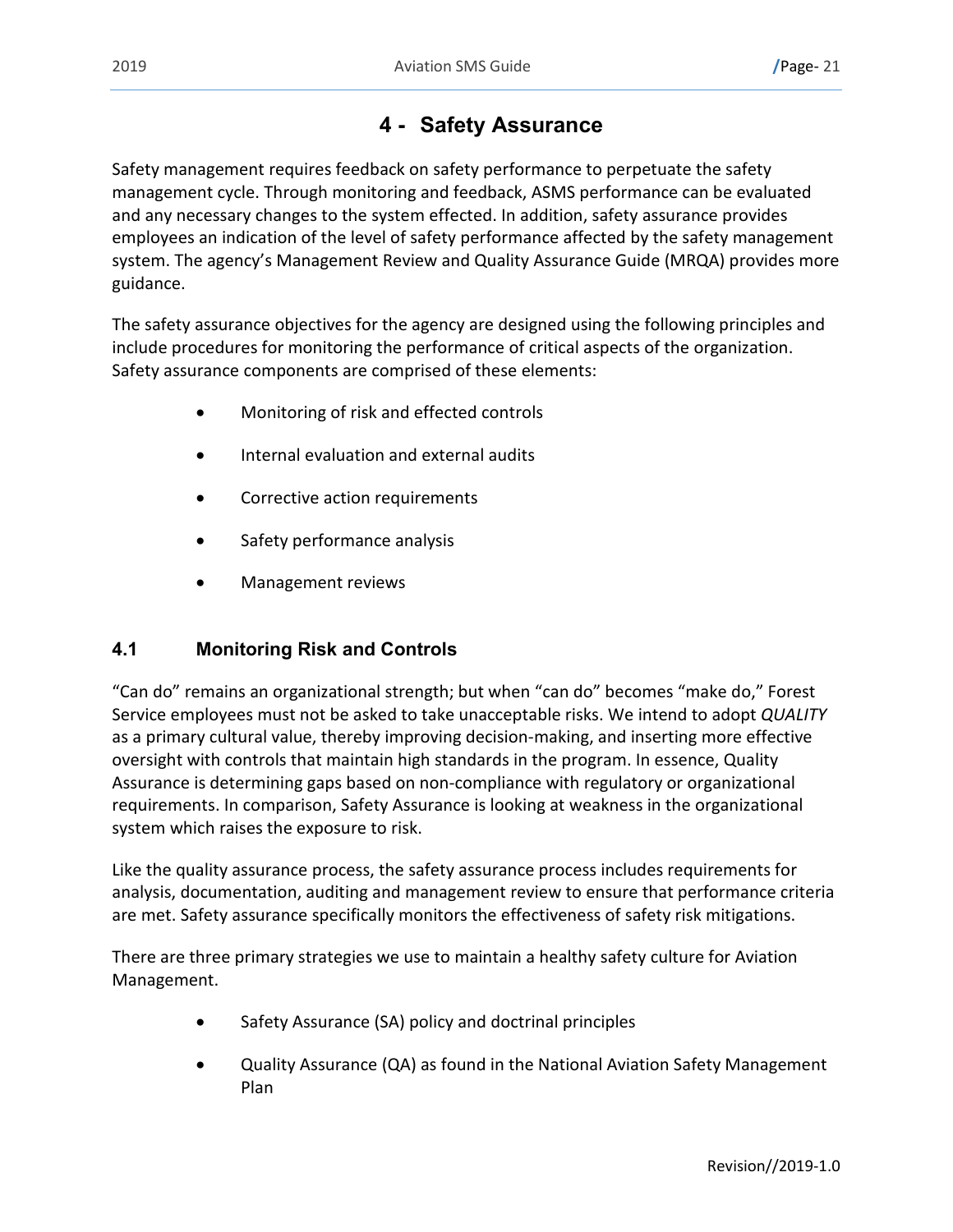# 4 - Safety Assurance

Safety management requires feedback on safety performance to perpetuate the safety management cycle. Through monitoring and feedback, ASMS performance can be evaluated and any necessary changes to the system effected. In addition, safety assurance provides employees an indication of the level of safety performance affected by the safety management system. The agency's Management Review and Quality Assurance Guide (MRQA) provides more guidance.

The safety assurance objectives for the agency are designed using the following principles and include procedures for monitoring the performance of critical aspects of the organization. Safety assurance components are comprised of these elements:

- Monitoring of risk and effected controls
- Internal evaluation and external audits
- Corrective action requirements
- Safety performance analysis
- Management reviews

## 4.1 Monitoring Risk and Controls

"Can do" remains an organizational strength; but when "can do" becomes "make do," Forest Service employees must not be asked to take unacceptable risks. We intend to adopt *QUALITY* as a primary cultural value, thereby improving decision-making, and inserting more effective oversight with controls that maintain high standards in the program. In essence, Quality Assurance is determining gaps based on non-compliance with regulatory or organizational requirements. In comparison, Safety Assurance is looking at weakness in the organizational system which raises the exposure to risk.

Like the quality assurance process, the safety assurance process includes requirements for analysis, documentation, auditing and management review to ensure that performance criteria are met. Safety assurance specifically monitors the effectiveness of safety risk mitigations.

There are three primary strategies we use to maintain a healthy safety culture for Aviation Management.

- Safety Assurance (SA) policy and doctrinal principles
- Quality Assurance (QA) as found in the National Aviation Safety Management Plan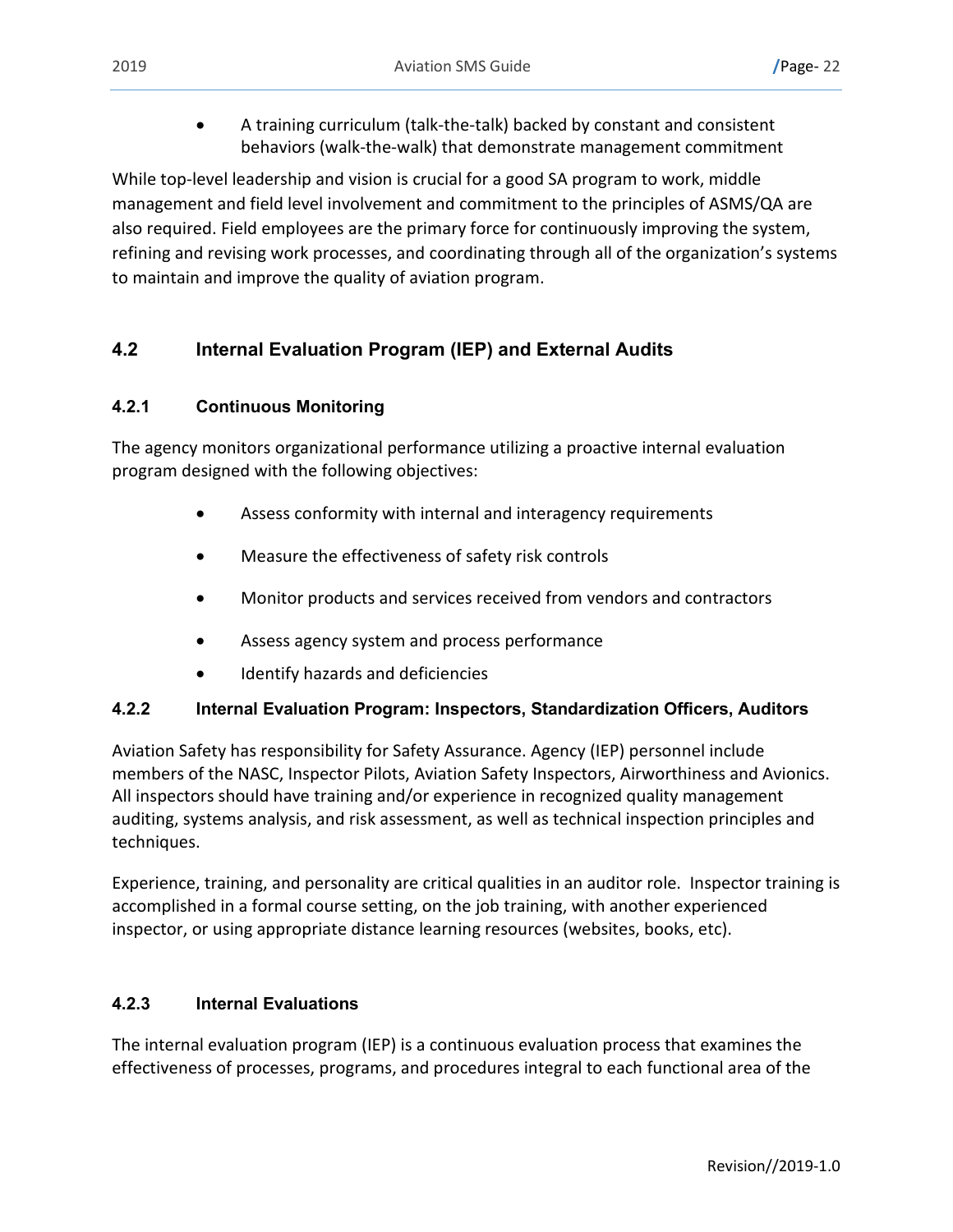- A training curriculum (talk-the-talk) backed by constant and consistent behaviors (walk-the-walk) that demonstrate management commitment

While top-level leadership and vision is crucial for a good SA program to work, middle management and field level involvement and commitment to the principles of ASMS/QA are also required. Field employees are the primary force for continuously improving the system, refining and revising work processes, and coordinating through all of the organization's systems to maintain and improve the quality of aviation program.

## 4.2 Internal Evaluation Program (IEP) and External Audits

### 4.2.1 Continuous Monitoring

The agency monitors organizational performance utilizing a proactive internal evaluation program designed with the following objectives:

- Assess conformity with internal and interagency requirements
- Measure the effectiveness of safety risk controls
- Monitor products and services received from vendors and contractors
- Assess agency system and process performance
- Identify hazards and deficiencies

### 4.2.2 Internal Evaluation Program: Inspectors, Standardization Officers, Auditors

Aviation Safety has responsibility for Safety Assurance. Agency (IEP) personnel include members of the NASC, Inspector Pilots, Aviation Safety Inspectors, Airworthiness and Avionics. All inspectors should have training and/or experience in recognized quality management auditing, systems analysis, and risk assessment, as well as technical inspection principles and techniques.

Experience, training, and personality are critical qualities in an auditor role. Inspector training is accomplished in a formal course setting, on the job training, with another experienced inspector, or using appropriate distance learning resources (websites, books, etc).

### 4.2.3 Internal Evaluations

The internal evaluation program (IEP) is a continuous evaluation process that examines the effectiveness of processes, programs, and procedures integral to each functional area of the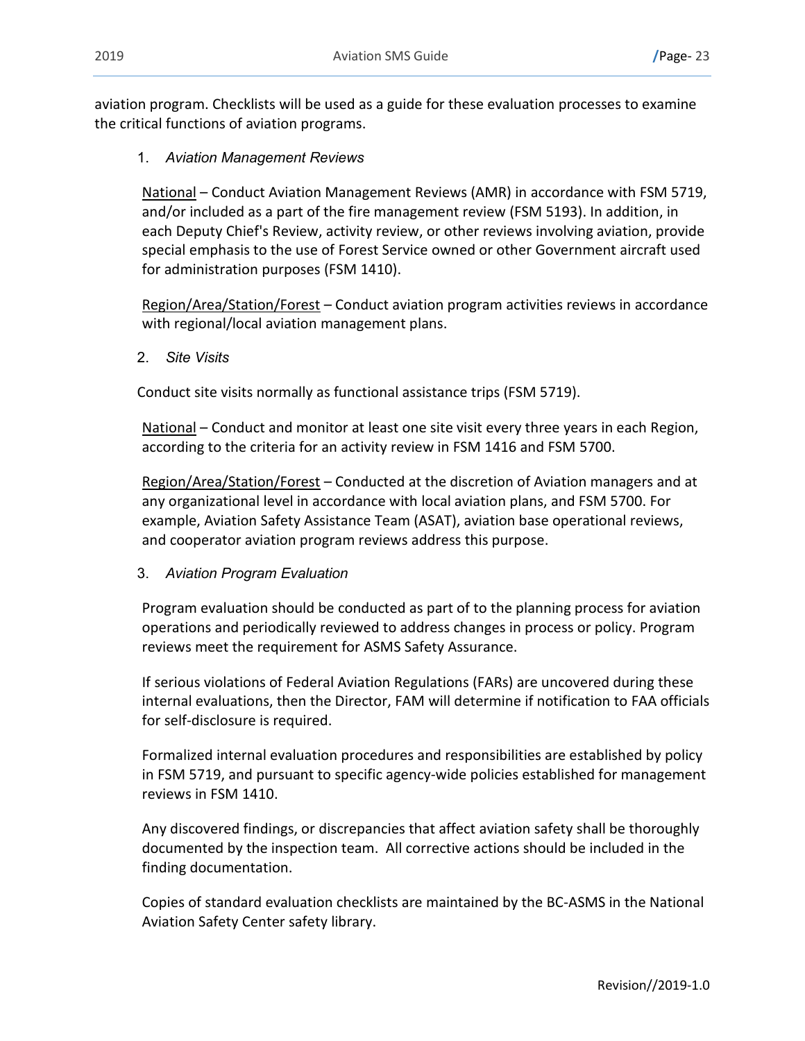aviation program. Checklists will be used as a guide for these evaluation processes to examine the critical functions of aviation programs.

1. *Aviation Management Reviews*

National – Conduct Aviation Management Reviews (AMR) in accordance with FSM 5719, and/or included as a part of the fire management review (FSM 5193). In addition, in each Deputy Chief's Review, activity review, or other reviews involving aviation, provide special emphasis to the use of Forest Service owned or other Government aircraft used for administration purposes (FSM 1410).

Region/Area/Station/Forest – Conduct aviation program activities reviews in accordance with regional/local aviation management plans.

2. *Site Visits*

Conduct site visits normally as functional assistance trips (FSM 5719).

National – Conduct and monitor at least one site visit every three years in each Region, according to the criteria for an activity review in FSM 1416 and FSM 5700.

Region/Area/Station/Forest – Conducted at the discretion of Aviation managers and at any organizational level in accordance with local aviation plans, and FSM 5700. For example, Aviation Safety Assistance Team (ASAT), aviation base operational reviews, and cooperator aviation program reviews address this purpose.

3. *Aviation Program Evaluation*

Program evaluation should be conducted as part of to the planning process for aviation operations and periodically reviewed to address changes in process or policy. Program reviews meet the requirement for ASMS Safety Assurance.

If serious violations of Federal Aviation Regulations (FARs) are uncovered during these internal evaluations, then the Director, FAM will determine if notification to FAA officials for self-disclosure is required.

Formalized internal evaluation procedures and responsibilities are established by policy in FSM 5719, and pursuant to specific agency-wide policies established for management reviews in FSM 1410.

Any discovered findings, or discrepancies that affect aviation safety shall be thoroughly documented by the inspection team. All corrective actions should be included in the finding documentation.

Copies of standard evaluation checklists are maintained by the BC-ASMS in the National Aviation Safety Center safety library.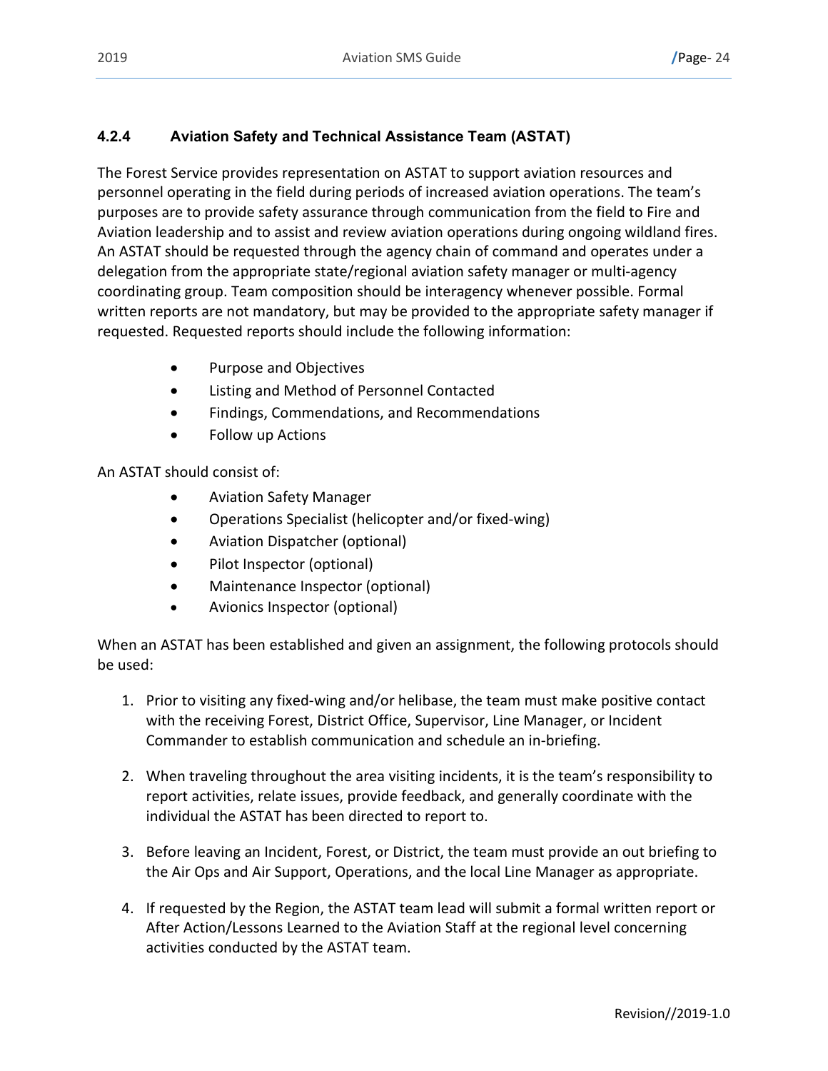### 4.2.4 Aviation Safety and Technical Assistance Team (ASTAT)

The Forest Service provides representation on ASTAT to support aviation resources and personnel operating in the field during periods of increased aviation operations. The team's purposes are to provide safety assurance through communication from the field to Fire and Aviation leadership and to assist and review aviation operations during ongoing wildland fires. An ASTAT should be requested through the agency chain of command and operates under a delegation from the appropriate state/regional aviation safety manager or multi-agency coordinating group. Team composition should be interagency whenever possible. Formal written reports are not mandatory, but may be provided to the appropriate safety manager if requested. Requested reports should include the following information:

- Purpose and Objectives
- Listing and Method of Personnel Contacted
- Findings, Commendations, and Recommendations
- Follow up Actions

An ASTAT should consist of:

- Aviation Safety Manager
- Operations Specialist (helicopter and/or fixed-wing)
- Aviation Dispatcher (optional)
- Pilot Inspector (optional)
- Maintenance Inspector (optional)
- Avionics Inspector (optional)

When an ASTAT has been established and given an assignment, the following protocols should be used:

1. Prior to visiting any fixed-wing and/or helibase, the team must make positive contact with the receiving Forest, District Office, Supervisor, Line Manager, or Incident Commander to establish communication and schedule an in-briefing.

2. When traveling throughout the area visiting incidents, it is the team's responsibility to report activities, relate issues, provide feedback, and generally coordinate with the individual the ASTAT has been directed to report to.

3. Before leaving an Incident, Forest, or District, the team must provide an out briefing to the Air Ops and Air Support, Operations, and the local Line Manager as appropriate.

4. If requested by the Region, the ASTAT team lead will submit a formal written report or After Action/Lessons Learned to the Aviation Staff at the regional level concerning activities conducted by the ASTAT team.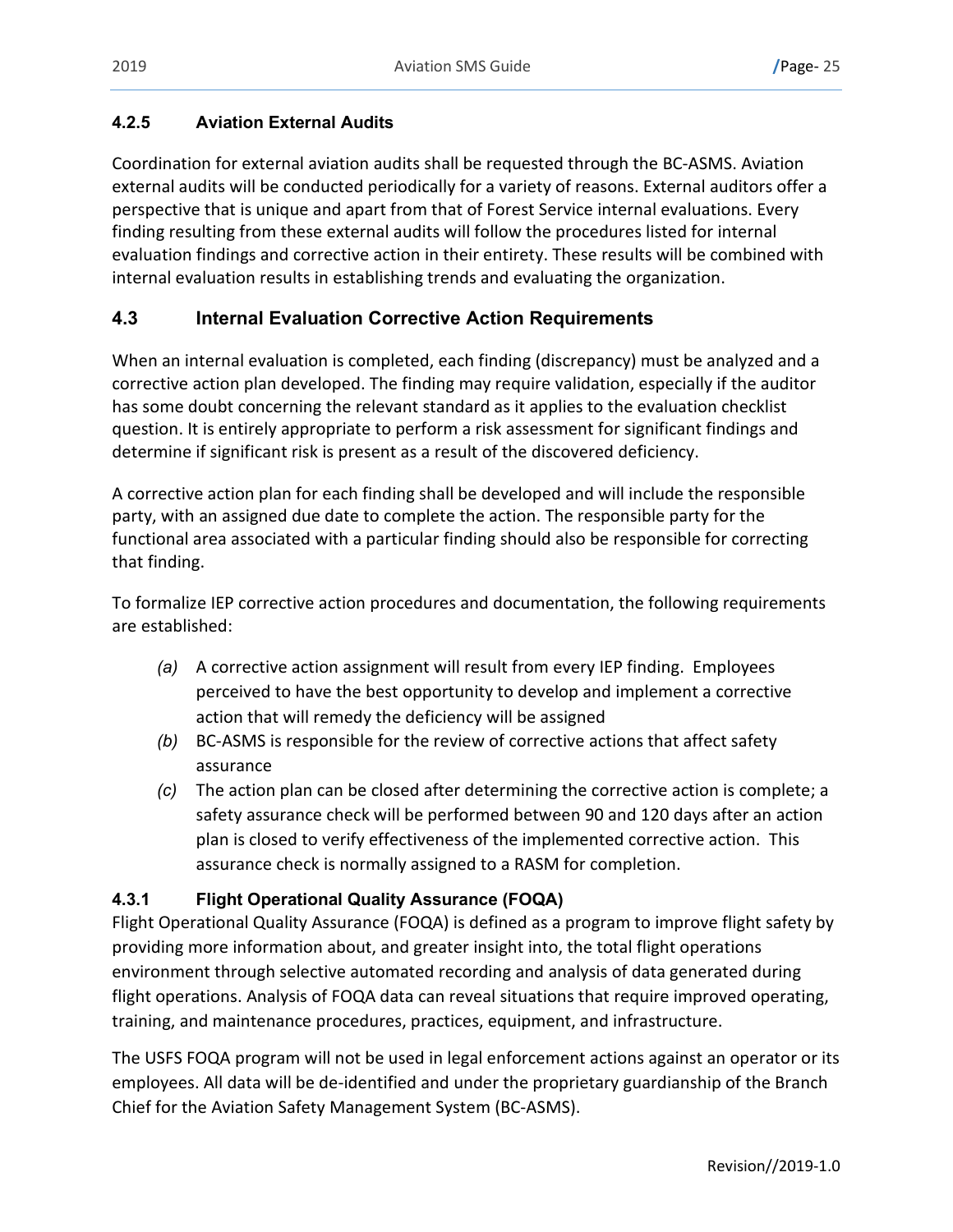### 4.2.5 Aviation External Audits

Coordination for external aviation audits shall be requested through the BC-ASMS. Aviation external audits will be conducted periodically for a variety of reasons. External auditors offer a perspective that is unique and apart from that of Forest Service internal evaluations. Every finding resulting from these external audits will follow the procedures listed for internal evaluation findings and corrective action in their entirety. These results will be combined with internal evaluation results in establishing trends and evaluating the organization.

## 4.3 Internal Evaluation Corrective Action Requirements

When an internal evaluation is completed, each finding (discrepancy) must be analyzed and a corrective action plan developed. The finding may require validation, especially if the auditor has some doubt concerning the relevant standard as it applies to the evaluation checklist question. It is entirely appropriate to perform a risk assessment for significant findings and determine if significant risk is present as a result of the discovered deficiency.

A corrective action plan for each finding shall be developed and will include the responsible party, with an assigned due date to complete the action. The responsible party for the functional area associated with a particular finding should also be responsible for correcting that finding.

To formalize IEP corrective action procedures and documentation, the following requirements are established:

- *(a)* A corrective action assignment will result from every IEP finding. Employees perceived to have the best opportunity to develop and implement a corrective action that will remedy the deficiency will be assigned
- *(b)* BC-ASMS is responsible for the review of corrective actions that affect safety assurance
- *(c)* The action plan can be closed after determining the corrective action is complete; a safety assurance check will be performed between 90 and 120 days after an action plan is closed to verify effectiveness of the implemented corrective action. This assurance check is normally assigned to a RASM for completion.

### 4.3.1 Flight Operational Quality Assurance (FOQA)

Flight Operational Quality Assurance (FOQA) is defined as a program to improve flight safety by providing more information about, and greater insight into, the total flight operations environment through selective automated recording and analysis of data generated during flight operations. Analysis of FOQA data can reveal situations that require improved operating, training, and maintenance procedures, practices, equipment, and infrastructure.

The USFS FOQA program will not be used in legal enforcement actions against an operator or its employees. All data will be de-identified and under the proprietary guardianship of the Branch Chief for the Aviation Safety Management System (BC-ASMS).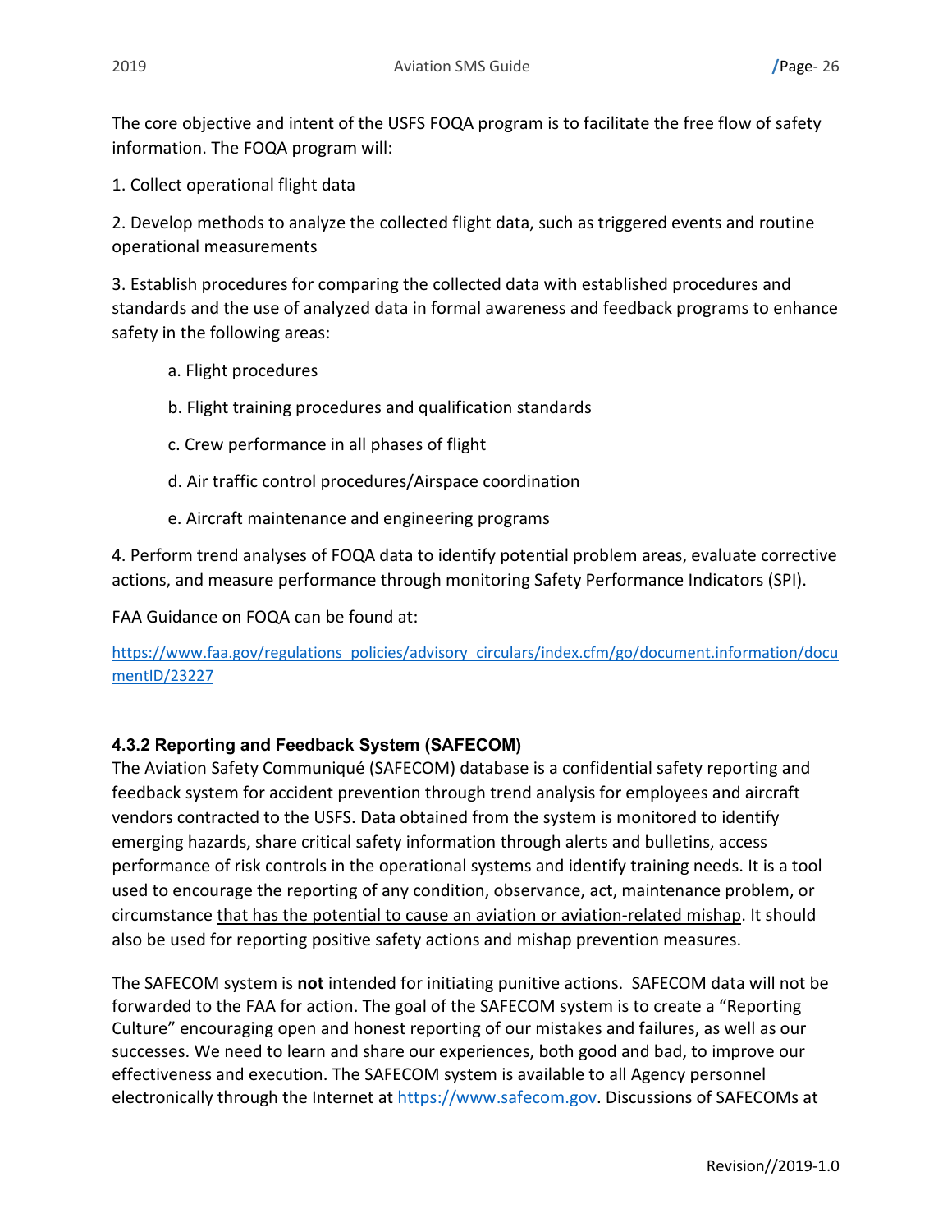The core objective and intent of the USFS FOQA program is to facilitate the free flow of safety information. The FOQA program will:

1. Collect operational flight data

2. Develop methods to analyze the collected flight data, such as triggered events and routine operational measurements

3. Establish procedures for comparing the collected data with established procedures and standards and the use of analyzed data in formal awareness and feedback programs to enhance safety in the following areas:

   a. Flight procedures

   b. Flight training procedures and qualification standards

   c. Crew performance in all phases of flight

   d. Air traffic control procedures/Airspace coordination

   e. Aircraft maintenance and engineering programs

4. Perform trend analyses of FOQA data to identify potential problem areas, evaluate corrective actions, and measure performance through monitoring Safety Performance Indicators (SPI).

FAA Guidance on FOQA can be found at:

https://www.faa.gov/regulations_policies/advisory_circulars/index.cfm/go/document.information/documentID/23227

### 4.3.2 Reporting and Feedback System (SAFECOM)

The Aviation Safety Communiqué (SAFECOM) database is a confidential safety reporting and feedback system for accident prevention through trend analysis for employees and aircraft vendors contracted to the USFS. Data obtained from the system is monitored to identify emerging hazards, share critical safety information through alerts and bulletins, access performance of risk controls in the operational systems and identify training needs. It is a tool used to encourage the reporting of any condition, observance, act, maintenance problem, or circumstance that has the potential to cause an aviation or aviation-related mishap. It should also be used for reporting positive safety actions and mishap prevention measures.

The SAFECOM system is **not** intended for initiating punitive actions. SAFECOM data will not be forwarded to the FAA for action. The goal of the SAFECOM system is to create a "Reporting Culture" encouraging open and honest reporting of our mistakes and failures, as well as our successes. We need to learn and share our experiences, both good and bad, to improve our effectiveness and execution. The SAFECOM system is available to all Agency personnel electronically through the Internet at https://www.safecom.gov. Discussions of SAFECOMs at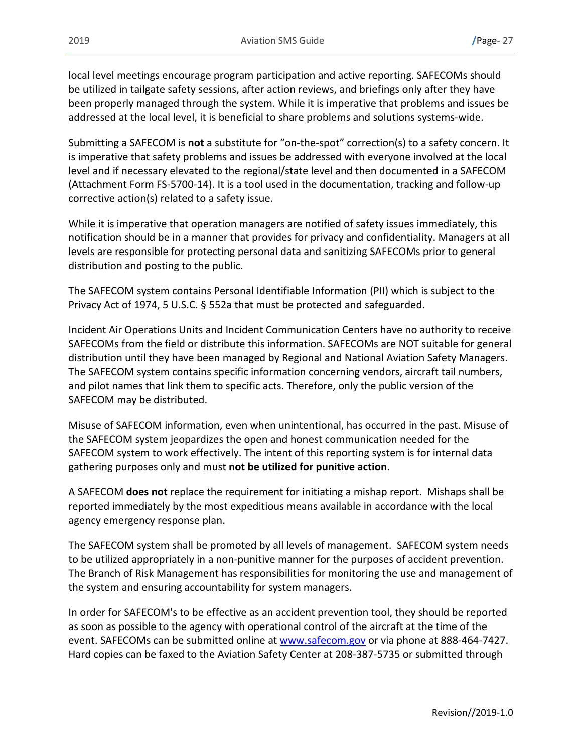local level meetings encourage program participation and active reporting. SAFECOMs should be utilized in tailgate safety sessions, after action reviews, and briefings only after they have been properly managed through the system. While it is imperative that problems and issues be addressed at the local level, it is beneficial to share problems and solutions systems-wide.

Submitting a SAFECOM is **not** a substitute for "on-the-spot" correction(s) to a safety concern. It is imperative that safety problems and issues be addressed with everyone involved at the local level and if necessary elevated to the regional/state level and then documented in a SAFECOM (Attachment Form FS-5700-14). It is a tool used in the documentation, tracking and follow-up corrective action(s) related to a safety issue.

While it is imperative that operation managers are notified of safety issues immediately, this notification should be in a manner that provides for privacy and confidentiality. Managers at all levels are responsible for protecting personal data and sanitizing SAFECOMs prior to general distribution and posting to the public.

The SAFECOM system contains Personal Identifiable Information (PII) which is subject to the Privacy Act of 1974, 5 U.S.C. § 552a that must be protected and safeguarded.

Incident Air Operations Units and Incident Communication Centers have no authority to receive SAFECOMs from the field or distribute this information. SAFECOMs are NOT suitable for general distribution until they have been managed by Regional and National Aviation Safety Managers. The SAFECOM system contains specific information concerning vendors, aircraft tail numbers, and pilot names that link them to specific acts. Therefore, only the public version of the SAFECOM may be distributed.

Misuse of SAFECOM information, even when unintentional, has occurred in the past. Misuse of the SAFECOM system jeopardizes the open and honest communication needed for the SAFECOM system to work effectively. The intent of this reporting system is for internal data gathering purposes only and must **not be utilized for punitive action**.

A SAFECOM **does not** replace the requirement for initiating a mishap report. Mishaps shall be reported immediately by the most expeditious means available in accordance with the local agency emergency response plan.

The SAFECOM system shall be promoted by all levels of management. SAFECOM system needs to be utilized appropriately in a non-punitive manner for the purposes of accident prevention. The Branch of Risk Management has responsibilities for monitoring the use and management of the system and ensuring accountability for system managers.

In order for SAFECOM's to be effective as an accident prevention tool, they should be reported as soon as possible to the agency with operational control of the aircraft at the time of the event. SAFECOMs can be submitted online at [www.safecom.gov](http://www.safecom.gov) or via phone at 888-464-7427. Hard copies can be faxed to the Aviation Safety Center at 208-387-5735 or submitted through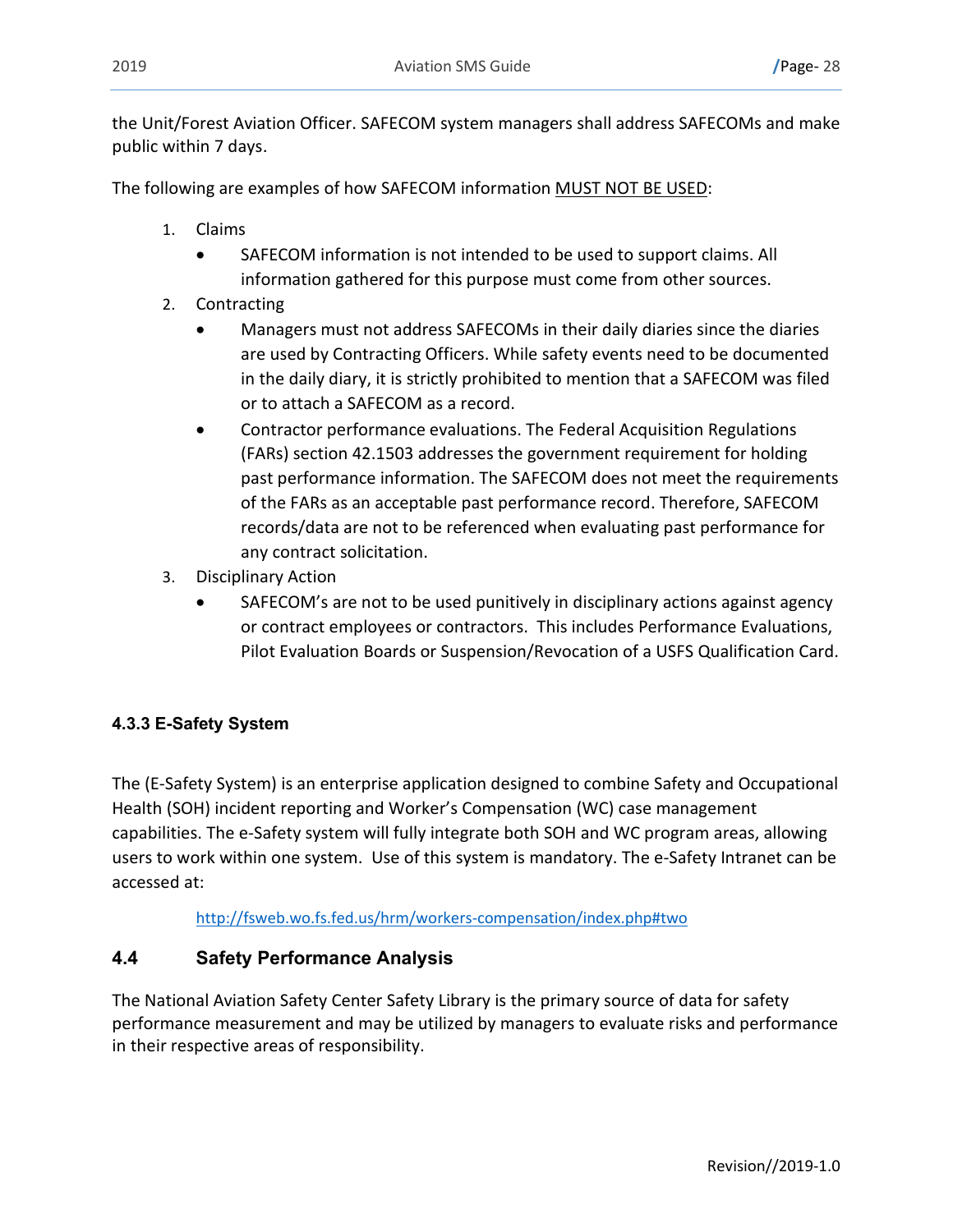the Unit/Forest Aviation Officer. SAFECOM system managers shall address SAFECOMs and make public within 7 days.

The following are examples of how SAFECOM information <u>MUST NOT BE USED</u>:

1. Claims
   - SAFECOM information is not intended to be used to support claims. All information gathered for this purpose must come from other sources.
2. Contracting
   - Managers must not address SAFECOMs in their daily diaries since the diaries are used by Contracting Officers. While safety events need to be documented in the daily diary, it is strictly prohibited to mention that a SAFECOM was filed or to attach a SAFECOM as a record.
   - Contractor performance evaluations. The Federal Acquisition Regulations (FARs) section 42.1503 addresses the government requirement for holding past performance information. The SAFECOM does not meet the requirements of the FARs as an acceptable past performance record. Therefore, SAFECOM records/data are not to be referenced when evaluating past performance for any contract solicitation.
3. Disciplinary Action
   - SAFECOM's are not to be used punitively in disciplinary actions against agency or contract employees or contractors. This includes Performance Evaluations, Pilot Evaluation Boards or Suspension/Revocation of a USFS Qualification Card.

#### 4.3.3 E-Safety System

The (E-Safety System) is an enterprise application designed to combine Safety and Occupational Health (SOH) incident reporting and Worker's Compensation (WC) case management capabilities. The e-Safety system will fully integrate both SOH and WC program areas, allowing users to work within one system. Use of this system is mandatory. The e-Safety Intranet can be accessed at:

http://fsweb.wo.fs.fed.us/hrm/workers-compensation/index.php#two

### 4.4 Safety Performance Analysis

The National Aviation Safety Center Safety Library is the primary source of data for safety performance measurement and may be utilized by managers to evaluate risks and performance in their respective areas of responsibility.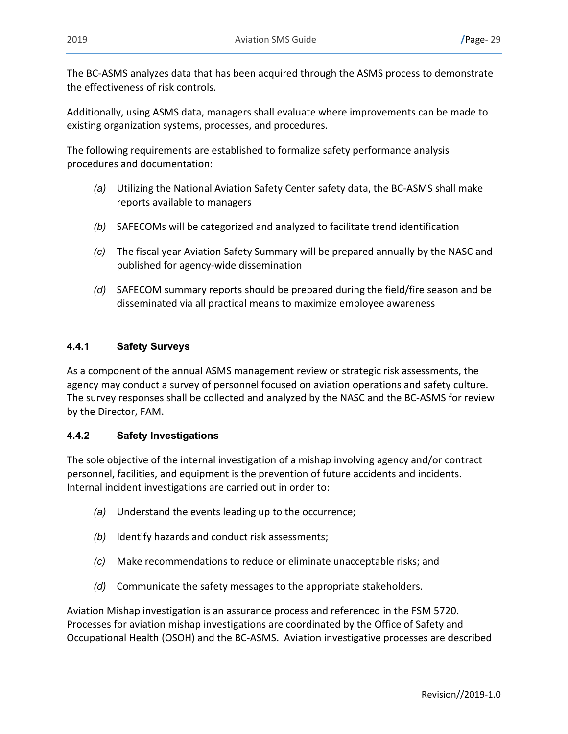The BC-ASMS analyzes data that has been acquired through the ASMS process to demonstrate the effectiveness of risk controls.

Additionally, using ASMS data, managers shall evaluate where improvements can be made to existing organization systems, processes, and procedures.

The following requirements are established to formalize safety performance analysis procedures and documentation:

- *(a)* Utilizing the National Aviation Safety Center safety data, the BC-ASMS shall make reports available to managers
- *(b)* SAFECOMs will be categorized and analyzed to facilitate trend identification
- *(c)* The fiscal year Aviation Safety Summary will be prepared annually by the NASC and published for agency-wide dissemination
- *(d)* SAFECOM summary reports should be prepared during the field/fire season and be disseminated via all practical means to maximize employee awareness

### 4.4.1 Safety Surveys

As a component of the annual ASMS management review or strategic risk assessments, the agency may conduct a survey of personnel focused on aviation operations and safety culture. The survey responses shall be collected and analyzed by the NASC and the BC-ASMS for review by the Director, FAM.

### 4.4.2 Safety Investigations

The sole objective of the internal investigation of a mishap involving agency and/or contract personnel, facilities, and equipment is the prevention of future accidents and incidents. Internal incident investigations are carried out in order to:

- *(a)* Understand the events leading up to the occurrence;
- *(b)* Identify hazards and conduct risk assessments;
- *(c)* Make recommendations to reduce or eliminate unacceptable risks; and
- *(d)* Communicate the safety messages to the appropriate stakeholders.

Aviation Mishap investigation is an assurance process and referenced in the FSM 5720. Processes for aviation mishap investigations are coordinated by the Office of Safety and Occupational Health (OSOH) and the BC-ASMS. Aviation investigative processes are described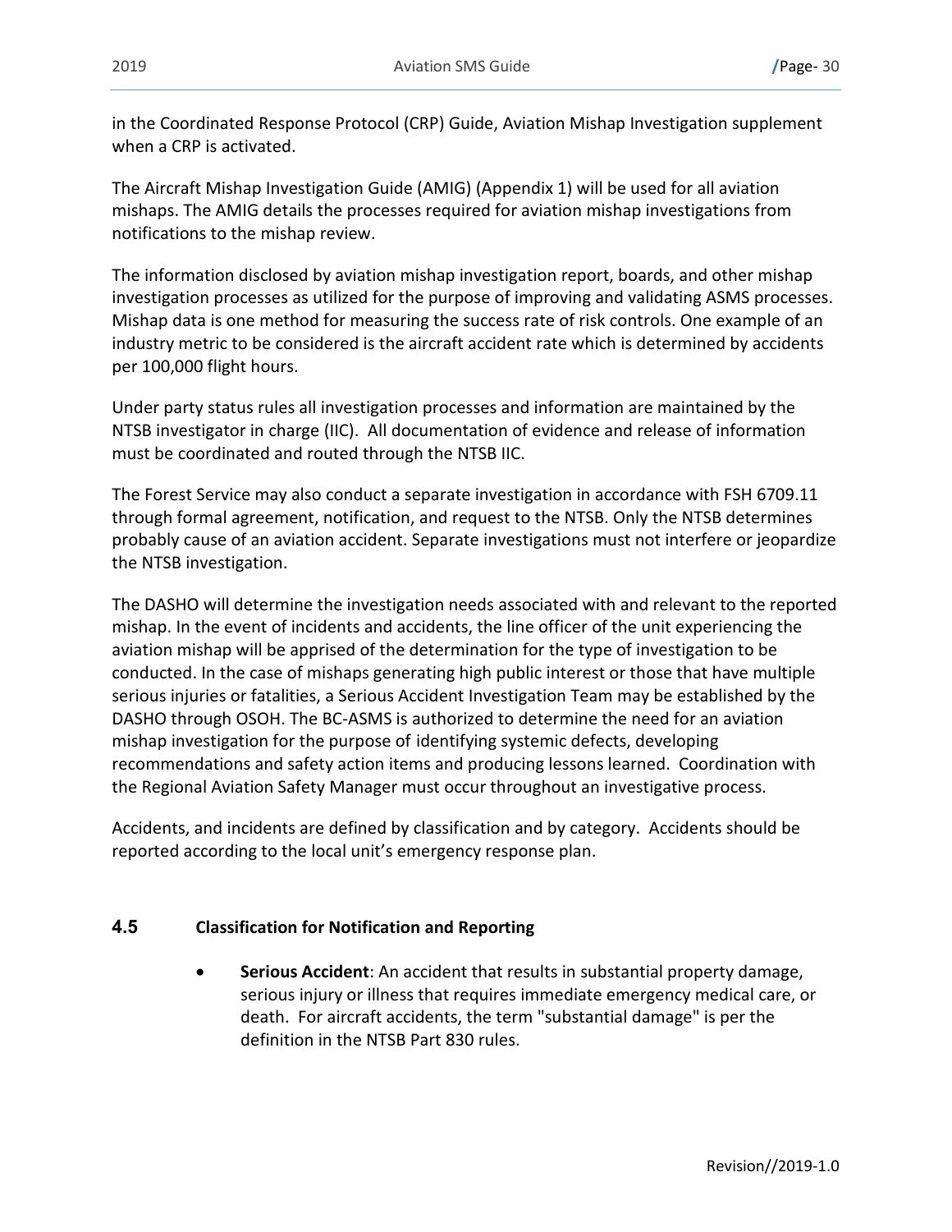in the Coordinated Response Protocol (CRP) Guide, Aviation Mishap Investigation supplement when a CRP is activated.

The Aircraft Mishap Investigation Guide (AMIG) (Appendix 1) will be used for all aviation mishaps. The AMIG details the processes required for aviation mishap investigations from notifications to the mishap review.

The information disclosed by aviation mishap investigation report, boards, and other mishap investigation processes as utilized for the purpose of improving and validating ASMS processes. Mishap data is one method for measuring the success rate of risk controls. One example of an industry metric to be considered is the aircraft accident rate which is determined by accidents per 100,000 flight hours.

Under party status rules all investigation processes and information are maintained by the NTSB investigator in charge (IIC). All documentation of evidence and release of information must be coordinated and routed through the NTSB IIC.

The Forest Service may also conduct a separate investigation in accordance with FSH 6709.11 through formal agreement, notification, and request to the NTSB. Only the NTSB determines probably cause of an aviation accident. Separate investigations must not interfere or jeopardize the NTSB investigation.

The DASHO will determine the investigation needs associated with and relevant to the reported mishap. In the event of incidents and accidents, the line officer of the unit experiencing the aviation mishap will be apprised of the determination for the type of investigation to be conducted. In the case of mishaps generating high public interest or those that have multiple serious injuries or fatalities, a Serious Accident Investigation Team may be established by the DASHO through OSOH. The BC-ASMS is authorized to determine the need for an aviation mishap investigation for the purpose of identifying systemic defects, developing recommendations and safety action items and producing lessons learned. Coordination with the Regional Aviation Safety Manager must occur throughout an investigative process.

Accidents, and incidents are defined by classification and by category. Accidents should be reported according to the local unit's emergency response plan.

## 4.5 Classification for Notification and Reporting

- **Serious Accident**: An accident that results in substantial property damage, serious injury or illness that requires immediate emergency medical care, or death. For aircraft accidents, the term "substantial damage" is per the definition in the NTSB Part 830 rules.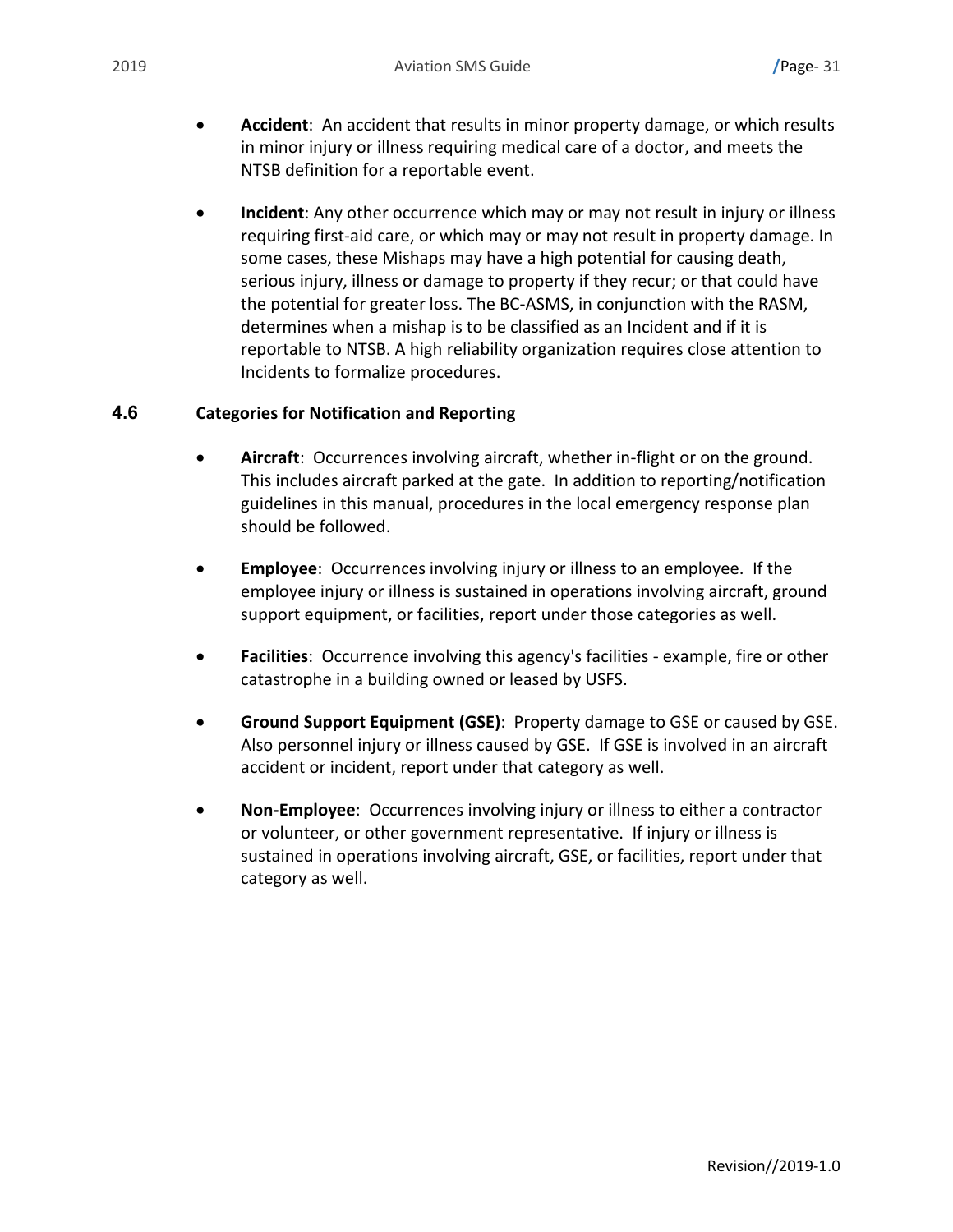- **Accident**: An accident that results in minor property damage, or which results in minor injury or illness requiring medical care of a doctor, and meets the NTSB definition for a reportable event.

- **Incident**: Any other occurrence which may or may not result in injury or illness requiring first-aid care, or which may or may not result in property damage. In some cases, these Mishaps may have a high potential for causing death, serious injury, illness or damage to property if they recur; or that could have the potential for greater loss. The BC-ASMS, in conjunction with the RASM, determines when a mishap is to be classified as an Incident and if it is reportable to NTSB. A high reliability organization requires close attention to Incidents to formalize procedures.

### 4.6 Categories for Notification and Reporting

- **Aircraft**: Occurrences involving aircraft, whether in-flight or on the ground. This includes aircraft parked at the gate. In addition to reporting/notification guidelines in this manual, procedures in the local emergency response plan should be followed.

- **Employee**: Occurrences involving injury or illness to an employee. If the employee injury or illness is sustained in operations involving aircraft, ground support equipment, or facilities, report under those categories as well.

- **Facilities**: Occurrence involving this agency's facilities - example, fire or other catastrophe in a building owned or leased by USFS.

- **Ground Support Equipment (GSE)**: Property damage to GSE or caused by GSE. Also personnel injury or illness caused by GSE. If GSE is involved in an aircraft accident or incident, report under that category as well.

- **Non-Employee**: Occurrences involving injury or illness to either a contractor or volunteer, or other government representative. If injury or illness is sustained in operations involving aircraft, GSE, or facilities, report under that category as well.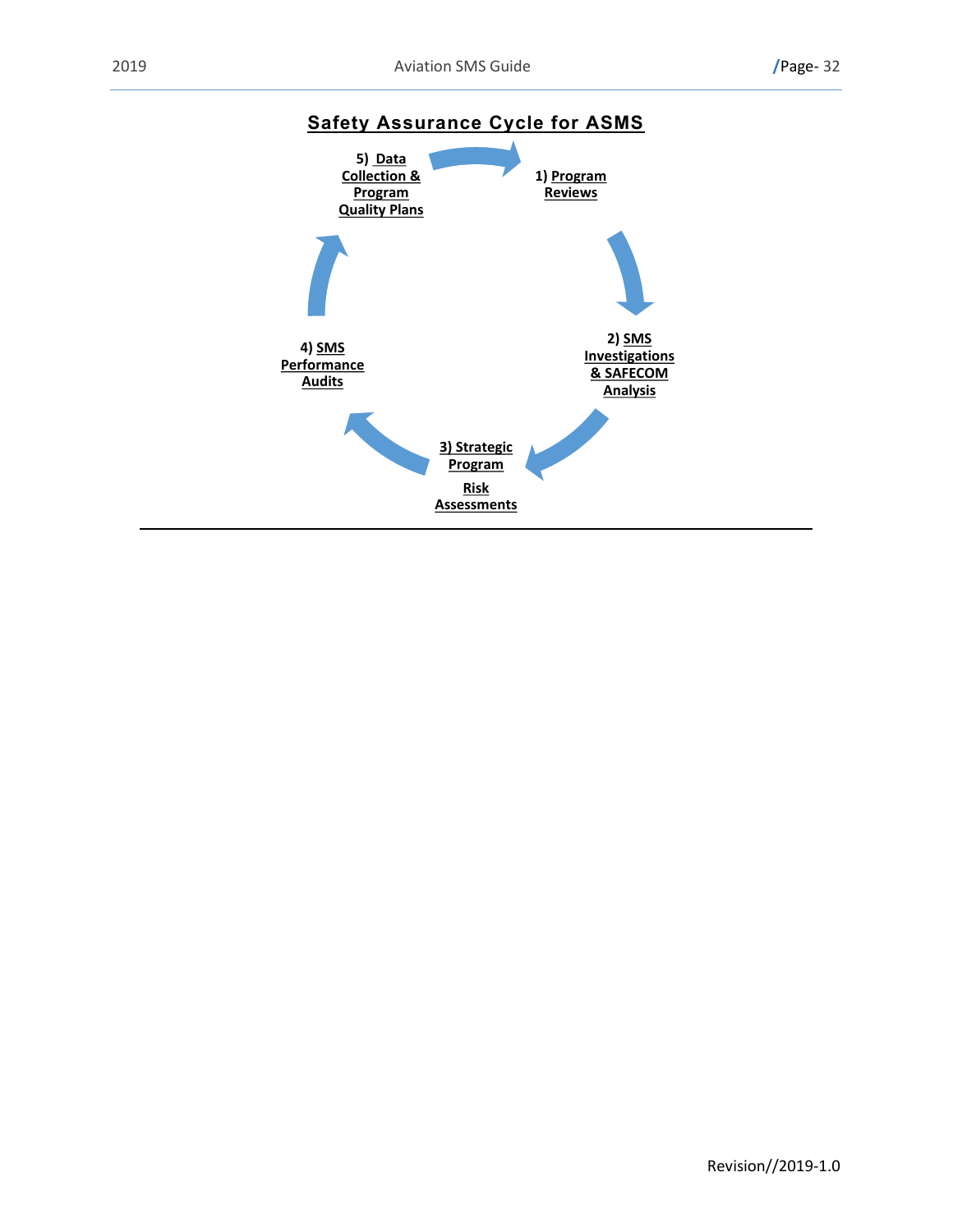## Safety Assurance Cycle for ASMS

5) Data Collection & Program Quality Plans

1) Program Reviews

2) SMS Investigations & SAFECOM Analysis

3) Strategic Program Risk Assessments

4) SMS Performance Audits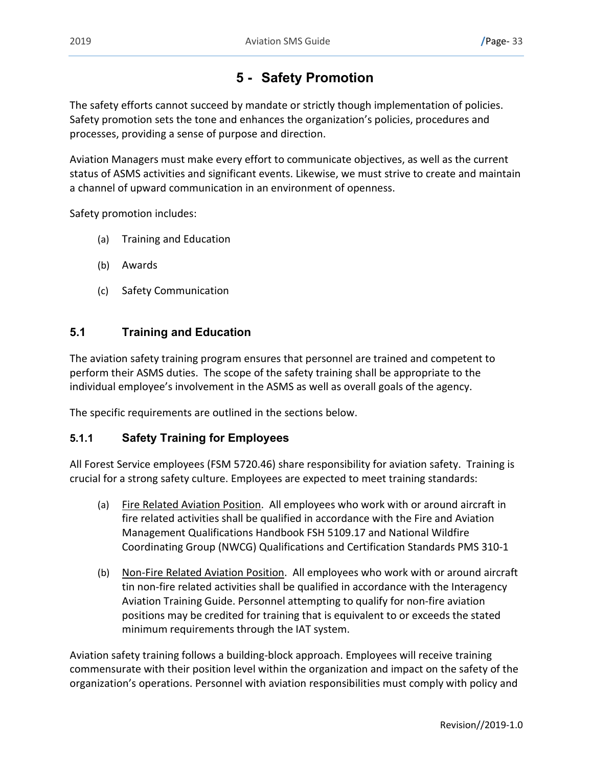# 5 - Safety Promotion

The safety efforts cannot succeed by mandate or strictly though implementation of policies. Safety promotion sets the tone and enhances the organization's policies, procedures and processes, providing a sense of purpose and direction.

Aviation Managers must make every effort to communicate objectives, as well as the current status of ASMS activities and significant events. Likewise, we must strive to create and maintain a channel of upward communication in an environment of openness.

Safety promotion includes:

(a) Training and Education

(b) Awards

(c) Safety Communication

## 5.1 Training and Education

The aviation safety training program ensures that personnel are trained and competent to perform their ASMS duties. The scope of the safety training shall be appropriate to the individual employee's involvement in the ASMS as well as overall goals of the agency.

The specific requirements are outlined in the sections below.

### 5.1.1 Safety Training for Employees

All Forest Service employees (FSM 5720.46) share responsibility for aviation safety. Training is crucial for a strong safety culture. Employees are expected to meet training standards:

(a) <u>Fire Related Aviation Position</u>. All employees who work with or around aircraft in fire related activities shall be qualified in accordance with the Fire and Aviation Management Qualifications Handbook FSH 5109.17 and National Wildfire Coordinating Group (NWCG) Qualifications and Certification Standards PMS 310-1

(b) <u>Non-Fire Related Aviation Position</u>. All employees who work with or around aircraft tin non-fire related activities shall be qualified in accordance with the Interagency Aviation Training Guide. Personnel attempting to qualify for non-fire aviation positions may be credited for training that is equivalent to or exceeds the stated minimum requirements through the IAT system.

Aviation safety training follows a building-block approach. Employees will receive training commensurate with their position level within the organization and impact on the safety of the organization's operations. Personnel with aviation responsibilities must comply with policy and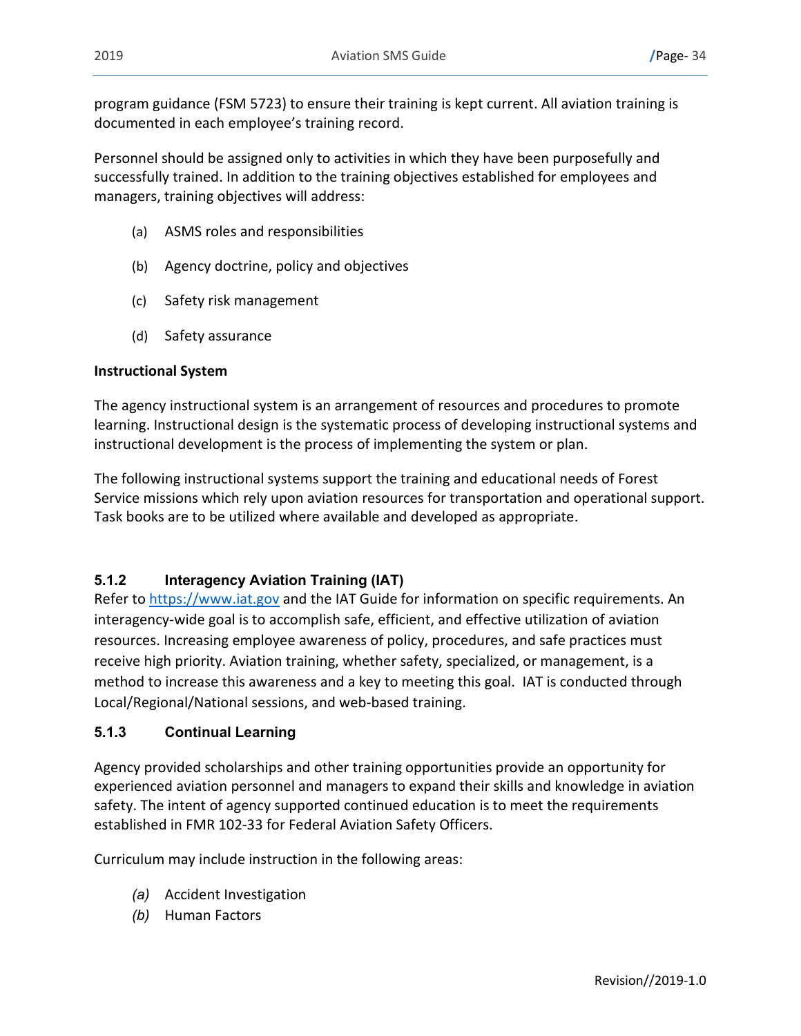program guidance (FSM 5723) to ensure their training is kept current. All aviation training is documented in each employee's training record.

Personnel should be assigned only to activities in which they have been purposefully and successfully trained. In addition to the training objectives established for employees and managers, training objectives will address:

(a) ASMS roles and responsibilities

(b) Agency doctrine, policy and objectives

(c) Safety risk management

(d) Safety assurance

**Instructional System**

The agency instructional system is an arrangement of resources and procedures to promote learning. Instructional design is the systematic process of developing instructional systems and instructional development is the process of implementing the system or plan.

The following instructional systems support the training and educational needs of Forest Service missions which rely upon aviation resources for transportation and operational support. Task books are to be utilized where available and developed as appropriate.

### 5.1.2 Interagency Aviation Training (IAT)

Refer to https://www.iat.gov and the IAT Guide for information on specific requirements. An interagency-wide goal is to accomplish safe, efficient, and effective utilization of aviation resources. Increasing employee awareness of policy, procedures, and safe practices must receive high priority. Aviation training, whether safety, specialized, or management, is a method to increase this awareness and a key to meeting this goal. IAT is conducted through Local/Regional/National sessions, and web-based training.

### 5.1.3 Continual Learning

Agency provided scholarships and other training opportunities provide an opportunity for experienced aviation personnel and managers to expand their skills and knowledge in aviation safety. The intent of agency supported continued education is to meet the requirements established in FMR 102-33 for Federal Aviation Safety Officers.

Curriculum may include instruction in the following areas:

*(a)* Accident Investigation
*(b)* Human Factors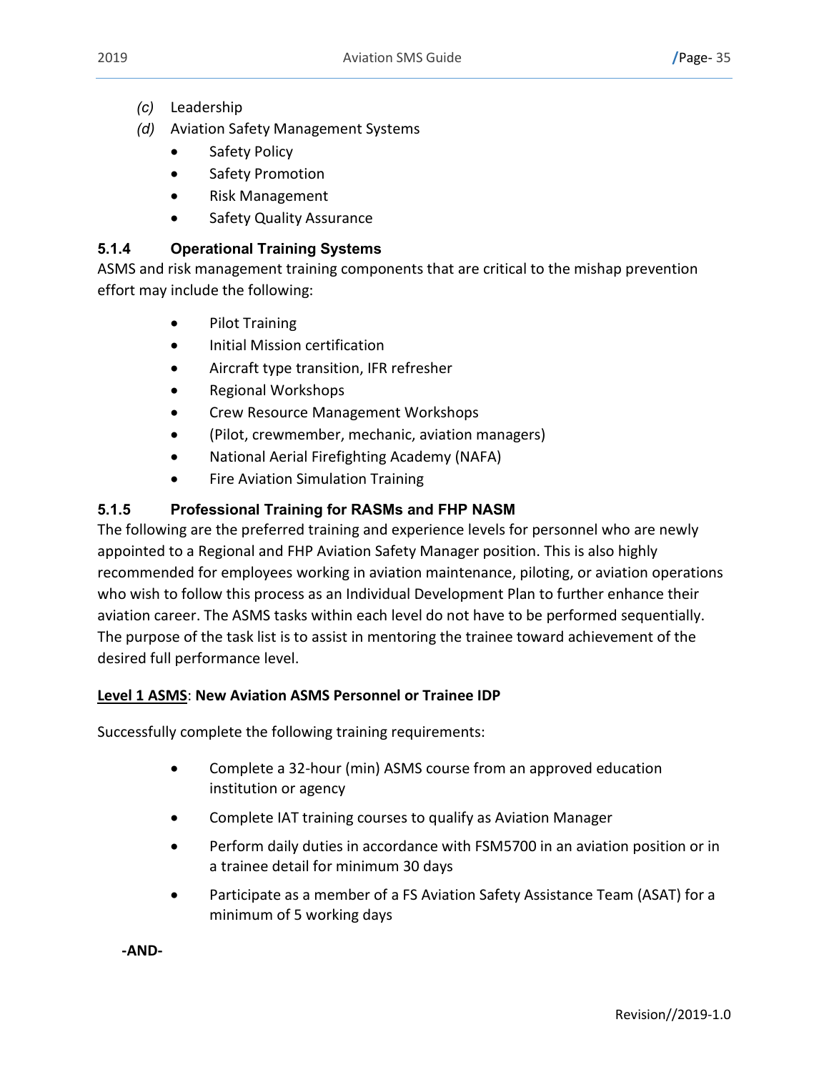*(c)* Leadership

*(d)* Aviation Safety Management Systems

- Safety Policy
- Safety Promotion
- Risk Management
- Safety Quality Assurance

### 5.1.4 Operational Training Systems

ASMS and risk management training components that are critical to the mishap prevention effort may include the following:

- Pilot Training
- Initial Mission certification
- Aircraft type transition, IFR refresher
- Regional Workshops
- Crew Resource Management Workshops
- (Pilot, crewmember, mechanic, aviation managers)
- National Aerial Firefighting Academy (NAFA)
- Fire Aviation Simulation Training

### 5.1.5 Professional Training for RASMs and FHP NASM

The following are the preferred training and experience levels for personnel who are newly appointed to a Regional and FHP Aviation Safety Manager position. This is also highly recommended for employees working in aviation maintenance, piloting, or aviation operations who wish to follow this process as an Individual Development Plan to further enhance their aviation career. The ASMS tasks within each level do not have to be performed sequentially. The purpose of the task list is to assist in mentoring the trainee toward achievement of the desired full performance level.

**Level 1 ASMS**: **New Aviation ASMS Personnel or Trainee IDP**

Successfully complete the following training requirements:

- Complete a 32-hour (min) ASMS course from an approved education institution or agency
- Complete IAT training courses to qualify as Aviation Manager
- Perform daily duties in accordance with FSM5700 in an aviation position or in a trainee detail for minimum 30 days
- Participate as a member of a FS Aviation Safety Assistance Team (ASAT) for a minimum of 5 working days

**-AND-**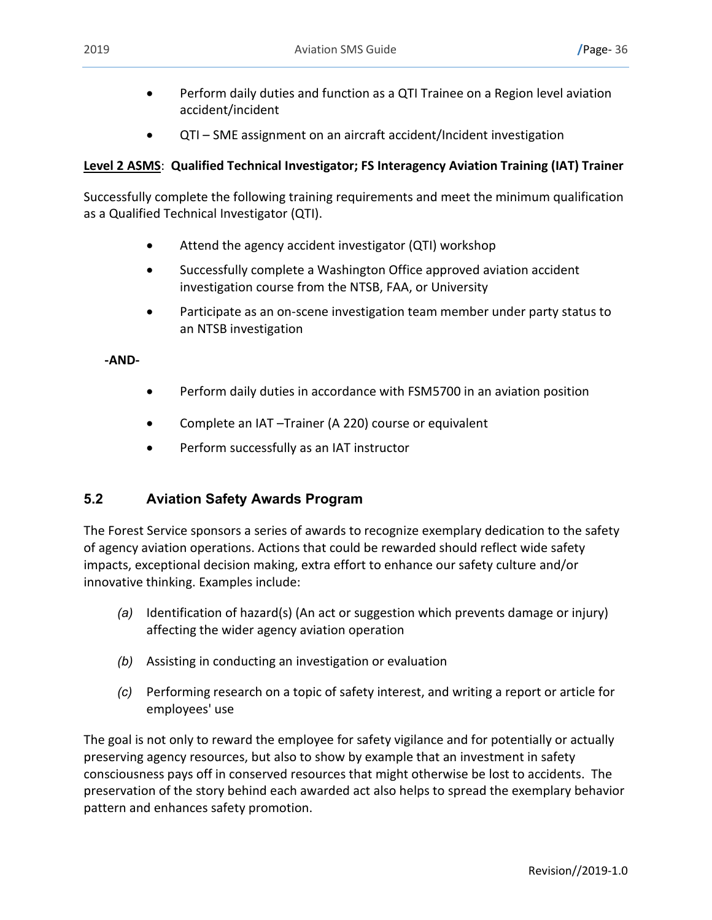- Perform daily duties and function as a QTI Trainee on a Region level aviation accident/incident
- QTI – SME assignment on an aircraft accident/Incident investigation

**<u>Level 2 ASMS</u>**: **Qualified Technical Investigator; FS Interagency Aviation Training (IAT) Trainer**

Successfully complete the following training requirements and meet the minimum qualification as a Qualified Technical Investigator (QTI).

- Attend the agency accident investigator (QTI) workshop
- Successfully complete a Washington Office approved aviation accident investigation course from the NTSB, FAA, or University
- Participate as an on-scene investigation team member under party status to an NTSB investigation

**-AND-**

- Perform daily duties in accordance with FSM5700 in an aviation position
- Complete an IAT –Trainer (A 220) course or equivalent
- Perform successfully as an IAT instructor

## 5.2 Aviation Safety Awards Program

The Forest Service sponsors a series of awards to recognize exemplary dedication to the safety of agency aviation operations. Actions that could be rewarded should reflect wide safety impacts, exceptional decision making, extra effort to enhance our safety culture and/or innovative thinking. Examples include:

*(a)* Identification of hazard(s) (An act or suggestion which prevents damage or injury) affecting the wider agency aviation operation

*(b)* Assisting in conducting an investigation or evaluation

*(c)* Performing research on a topic of safety interest, and writing a report or article for employees' use

The goal is not only to reward the employee for safety vigilance and for potentially or actually preserving agency resources, but also to show by example that an investment in safety consciousness pays off in conserved resources that might otherwise be lost to accidents. The preservation of the story behind each awarded act also helps to spread the exemplary behavior pattern and enhances safety promotion.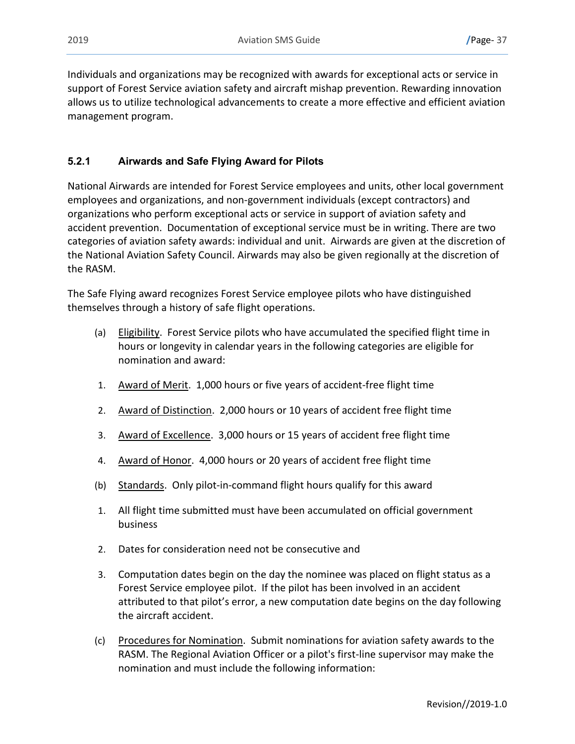Individuals and organizations may be recognized with awards for exceptional acts or service in support of Forest Service aviation safety and aircraft mishap prevention. Rewarding innovation allows us to utilize technological advancements to create a more effective and efficient aviation management program.

### 5.2.1 Airwards and Safe Flying Award for Pilots

National Airwards are intended for Forest Service employees and units, other local government employees and organizations, and non-government individuals (except contractors) and organizations who perform exceptional acts or service in support of aviation safety and accident prevention. Documentation of exceptional service must be in writing. There are two categories of aviation safety awards: individual and unit. Airwards are given at the discretion of the National Aviation Safety Council. Airwards may also be given regionally at the discretion of the RASM.

The Safe Flying award recognizes Forest Service employee pilots who have distinguished themselves through a history of safe flight operations.

(a) Eligibility. Forest Service pilots who have accumulated the specified flight time in hours or longevity in calendar years in the following categories are eligible for nomination and award:

1. Award of Merit. 1,000 hours or five years of accident-free flight time
2. Award of Distinction. 2,000 hours or 10 years of accident free flight time
3. Award of Excellence. 3,000 hours or 15 years of accident free flight time
4. Award of Honor. 4,000 hours or 20 years of accident free flight time

(b) Standards. Only pilot-in-command flight hours qualify for this award

1. All flight time submitted must have been accumulated on official government business
2. Dates for consideration need not be consecutive and
3. Computation dates begin on the day the nominee was placed on flight status as a Forest Service employee pilot. If the pilot has been involved in an accident attributed to that pilot's error, a new computation date begins on the day following the aircraft accident.

(c) Procedures for Nomination. Submit nominations for aviation safety awards to the RASM. The Regional Aviation Officer or a pilot's first-line supervisor may make the nomination and must include the following information: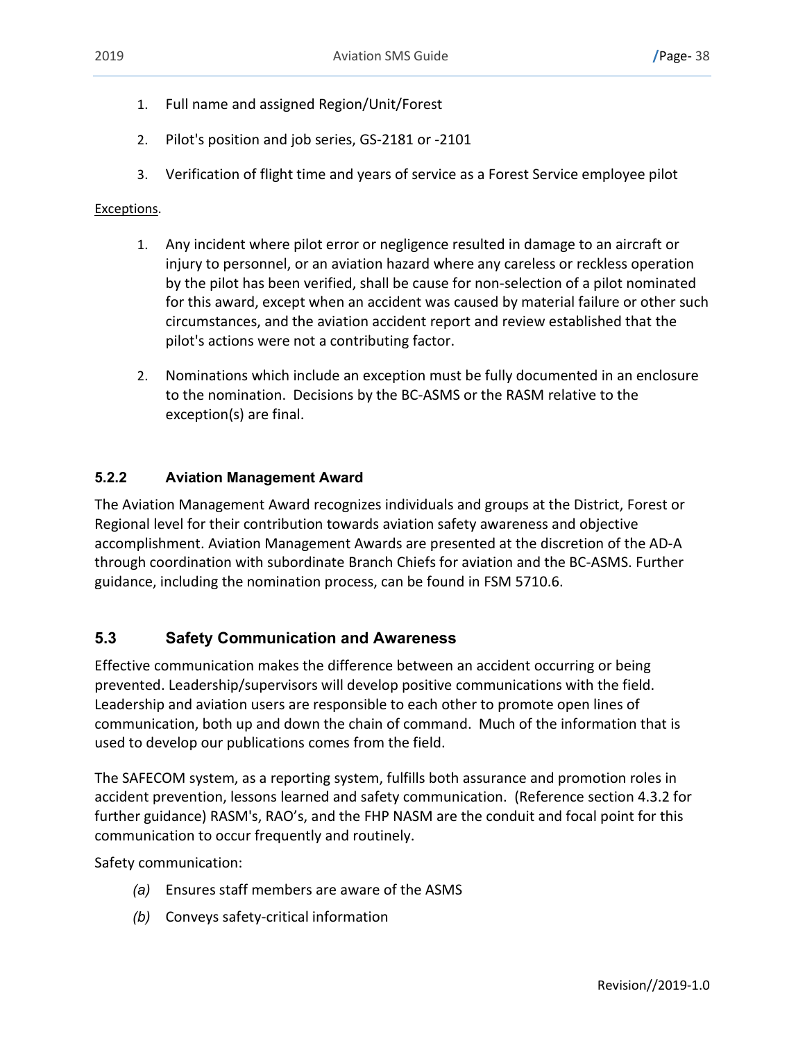1. Full name and assigned Region/Unit/Forest
2. Pilot's position and job series, GS-2181 or -2101
3. Verification of flight time and years of service as a Forest Service employee pilot

Exceptions.

1. Any incident where pilot error or negligence resulted in damage to an aircraft or injury to personnel, or an aviation hazard where any careless or reckless operation by the pilot has been verified, shall be cause for non-selection of a pilot nominated for this award, except when an accident was caused by material failure or other such circumstances, and the aviation accident report and review established that the pilot's actions were not a contributing factor.
2. Nominations which include an exception must be fully documented in an enclosure to the nomination. Decisions by the BC-ASMS or the RASM relative to the exception(s) are final.

### 5.2.2 Aviation Management Award

The Aviation Management Award recognizes individuals and groups at the District, Forest or Regional level for their contribution towards aviation safety awareness and objective accomplishment. Aviation Management Awards are presented at the discretion of the AD-A through coordination with subordinate Branch Chiefs for aviation and the BC-ASMS. Further guidance, including the nomination process, can be found in FSM 5710.6.

## 5.3 Safety Communication and Awareness

Effective communication makes the difference between an accident occurring or being prevented. Leadership/supervisors will develop positive communications with the field. Leadership and aviation users are responsible to each other to promote open lines of communication, both up and down the chain of command. Much of the information that is used to develop our publications comes from the field.

The SAFECOM system, as a reporting system, fulfills both assurance and promotion roles in accident prevention, lessons learned and safety communication. (Reference section 4.3.2 for further guidance) RASM's, RAO's, and the FHP NASM are the conduit and focal point for this communication to occur frequently and routinely.

Safety communication:

- *(a)* Ensures staff members are aware of the ASMS
- *(b)* Conveys safety-critical information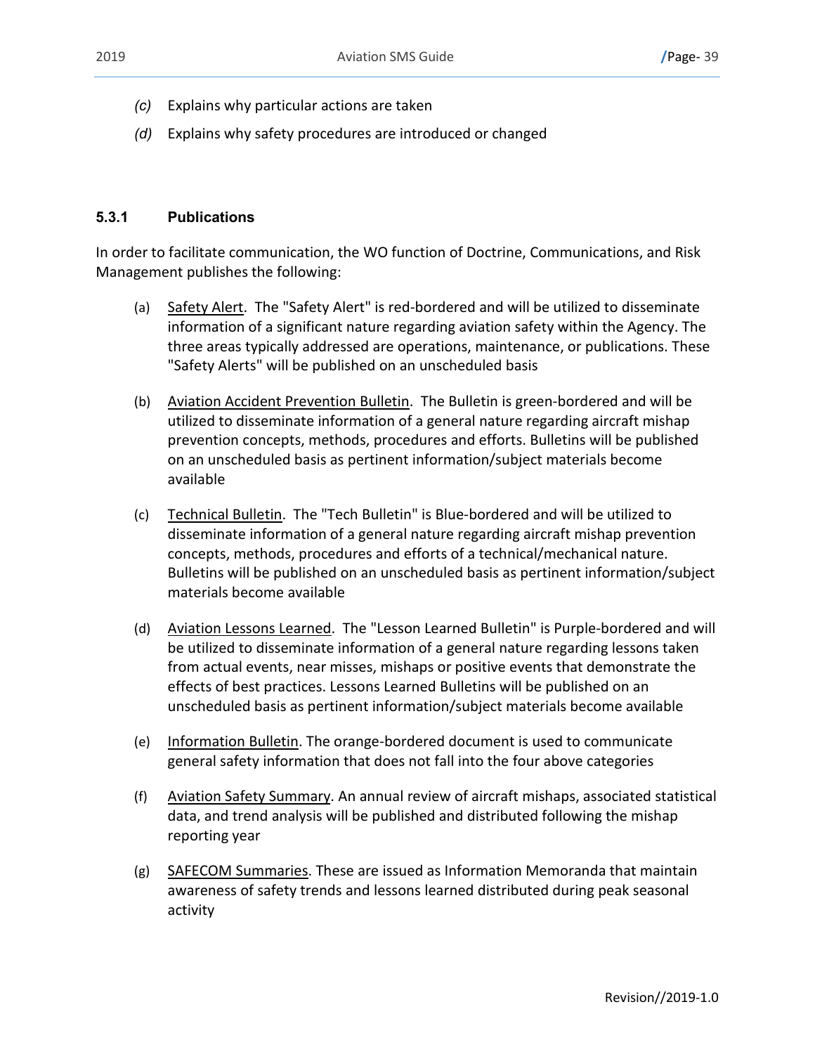*(c)* Explains why particular actions are taken

*(d)* Explains why safety procedures are introduced or changed

### 5.3.1 Publications

In order to facilitate communication, the WO function of Doctrine, Communications, and Risk Management publishes the following:

(a) Safety Alert. The "Safety Alert" is red-bordered and will be utilized to disseminate information of a significant nature regarding aviation safety within the Agency. The three areas typically addressed are operations, maintenance, or publications. These "Safety Alerts" will be published on an unscheduled basis

(b) Aviation Accident Prevention Bulletin. The Bulletin is green-bordered and will be utilized to disseminate information of a general nature regarding aircraft mishap prevention concepts, methods, procedures and efforts. Bulletins will be published on an unscheduled basis as pertinent information/subject materials become available

(c) Technical Bulletin. The "Tech Bulletin" is Blue-bordered and will be utilized to disseminate information of a general nature regarding aircraft mishap prevention concepts, methods, procedures and efforts of a technical/mechanical nature. Bulletins will be published on an unscheduled basis as pertinent information/subject materials become available

(d) Aviation Lessons Learned. The "Lesson Learned Bulletin" is Purple-bordered and will be utilized to disseminate information of a general nature regarding lessons taken from actual events, near misses, mishaps or positive events that demonstrate the effects of best practices. Lessons Learned Bulletins will be published on an unscheduled basis as pertinent information/subject materials become available

(e) Information Bulletin. The orange-bordered document is used to communicate general safety information that does not fall into the four above categories

(f) Aviation Safety Summary. An annual review of aircraft mishaps, associated statistical data, and trend analysis will be published and distributed following the mishap reporting year

(g) SAFECOM Summaries. These are issued as Information Memoranda that maintain awareness of safety trends and lessons learned distributed during peak seasonal activity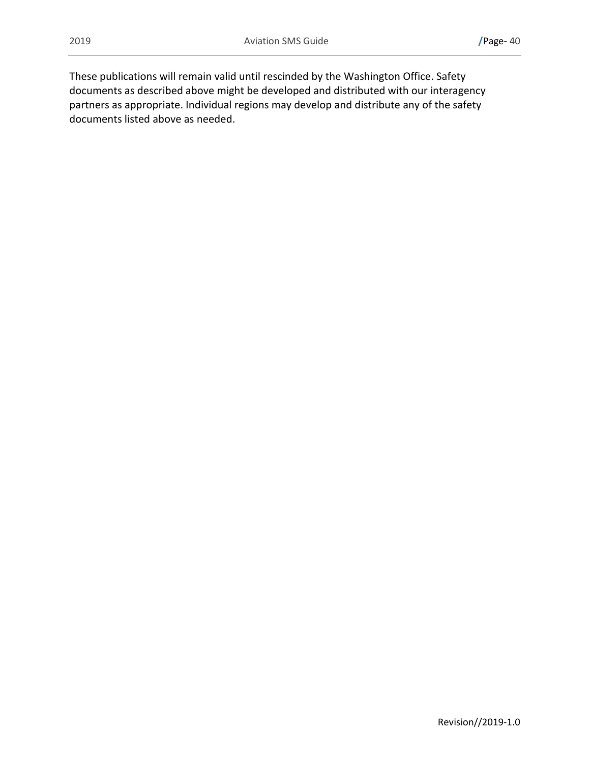These publications will remain valid until rescinded by the Washington Office. Safety documents as described above might be developed and distributed with our interagency partners as appropriate. Individual regions may develop and distribute any of the safety documents listed above as needed.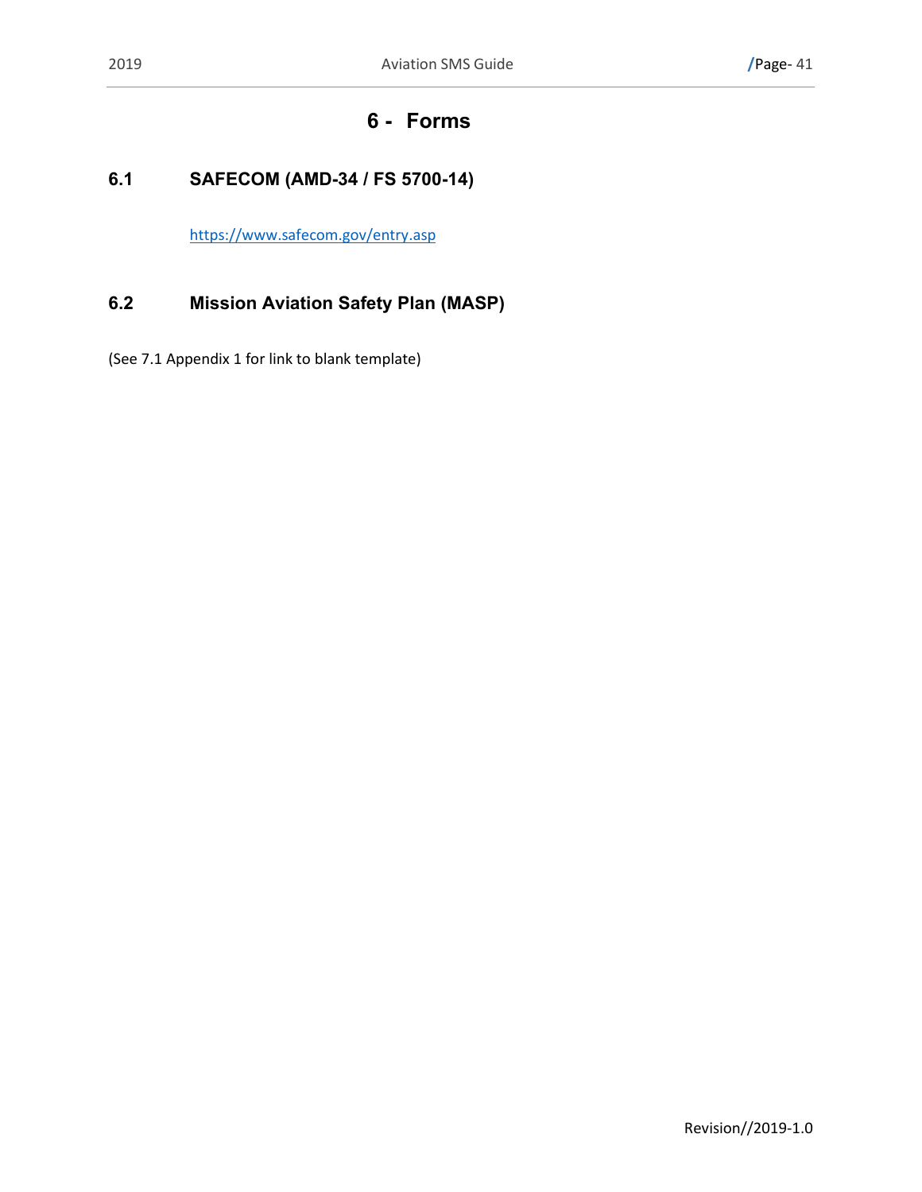# 6 - Forms

## 6.1 SAFECOM (AMD-34 / FS 5700-14)

https://www.safecom.gov/entry.asp

## 6.2 Mission Aviation Safety Plan (MASP)

(See 7.1 Appendix 1 for link to blank template)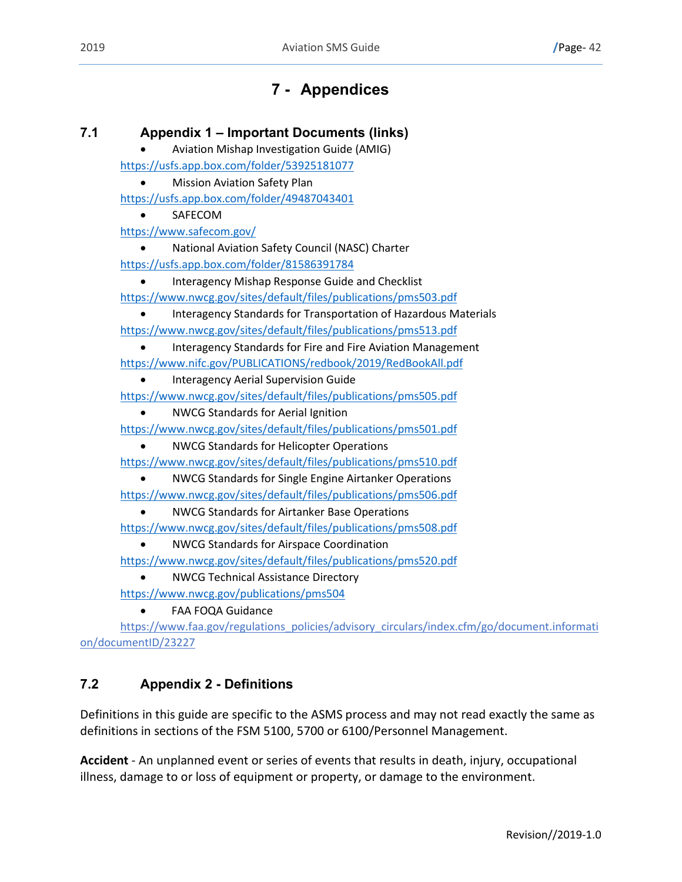# 7 - Appendices

## 7.1 Appendix 1 – Important Documents (links)

- Aviation Mishap Investigation Guide (AMIG)

https://usfs.app.box.com/folder/53925181077

- Mission Aviation Safety Plan

https://usfs.app.box.com/folder/49487043401

- SAFECOM

https://www.safecom.gov/

- National Aviation Safety Council (NASC) Charter

https://usfs.app.box.com/folder/81586391784

- Interagency Mishap Response Guide and Checklist

https://www.nwcg.gov/sites/default/files/publications/pms503.pdf

- Interagency Standards for Transportation of Hazardous Materials

https://www.nwcg.gov/sites/default/files/publications/pms513.pdf

- Interagency Standards for Fire and Fire Aviation Management

https://www.nifc.gov/PUBLICATIONS/redbook/2019/RedBookAll.pdf

- Interagency Aerial Supervision Guide

https://www.nwcg.gov/sites/default/files/publications/pms505.pdf

- NWCG Standards for Aerial Ignition

https://www.nwcg.gov/sites/default/files/publications/pms501.pdf

- NWCG Standards for Helicopter Operations

https://www.nwcg.gov/sites/default/files/publications/pms510.pdf

- NWCG Standards for Single Engine Airtanker Operations

https://www.nwcg.gov/sites/default/files/publications/pms506.pdf

- NWCG Standards for Airtanker Base Operations

https://www.nwcg.gov/sites/default/files/publications/pms508.pdf

- NWCG Standards for Airspace Coordination

https://www.nwcg.gov/sites/default/files/publications/pms520.pdf

- NWCG Technical Assistance Directory

https://www.nwcg.gov/publications/pms504

- FAA FOQA Guidance

https://www.faa.gov/regulations_policies/advisory_circulars/index.cfm/go/document.information/documentID/23227

## 7.2 Appendix 2 - Definitions

Definitions in this guide are specific to the ASMS process and may not read exactly the same as definitions in sections of the FSM 5100, 5700 or 6100/Personnel Management.

**Accident** - An unplanned event or series of events that results in death, injury, occupational illness, damage to or loss of equipment or property, or damage to the environment.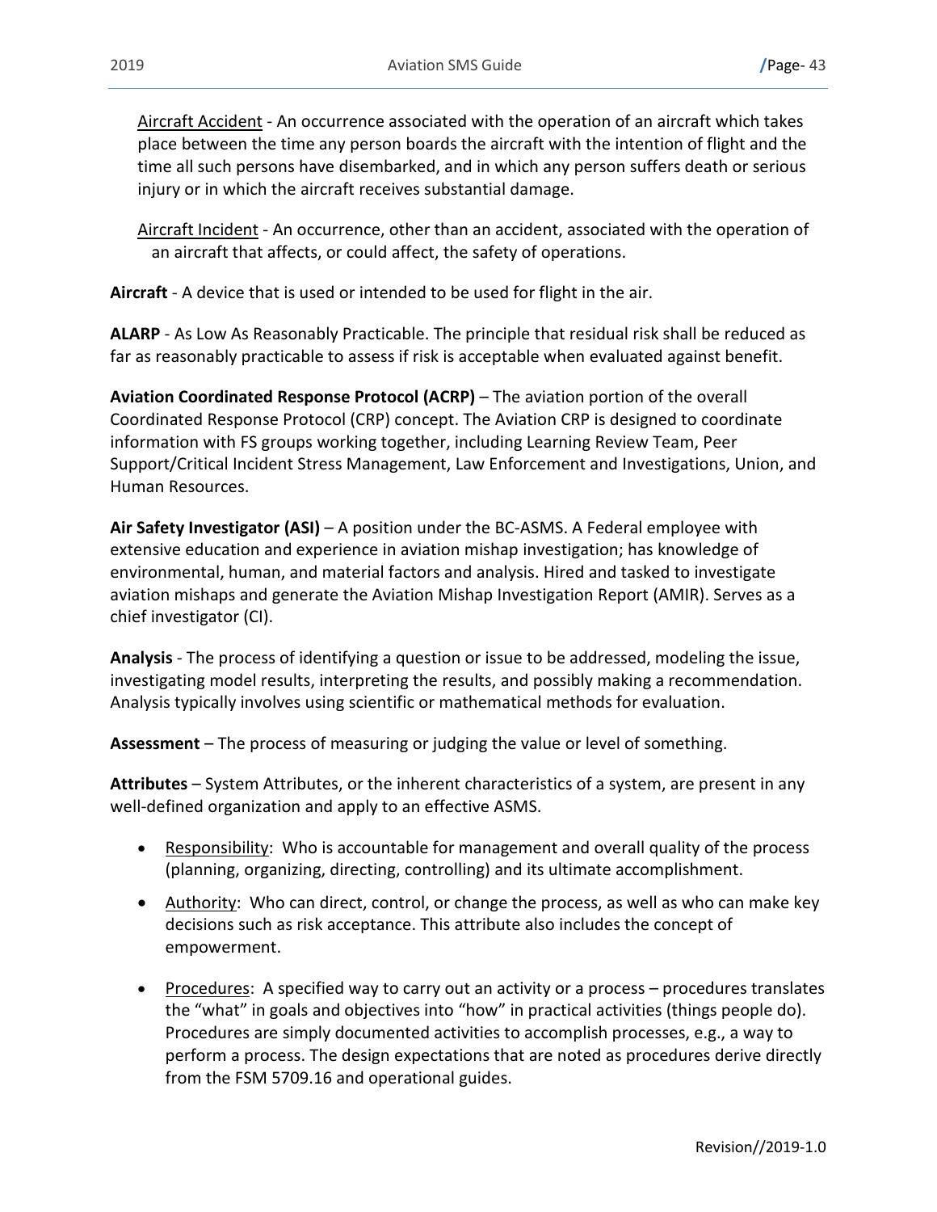Aircraft Accident - An occurrence associated with the operation of an aircraft which takes place between the time any person boards the aircraft with the intention of flight and the time all such persons have disembarked, and in which any person suffers death or serious injury or in which the aircraft receives substantial damage.

Aircraft Incident - An occurrence, other than an accident, associated with the operation of an aircraft that affects, or could affect, the safety of operations.

**Aircraft** - A device that is used or intended to be used for flight in the air.

**ALARP** - As Low As Reasonably Practicable. The principle that residual risk shall be reduced as far as reasonably practicable to assess if risk is acceptable when evaluated against benefit.

**Aviation Coordinated Response Protocol (ACRP)** – The aviation portion of the overall Coordinated Response Protocol (CRP) concept. The Aviation CRP is designed to coordinate information with FS groups working together, including Learning Review Team, Peer Support/Critical Incident Stress Management, Law Enforcement and Investigations, Union, and Human Resources.

**Air Safety Investigator (ASI)** – A position under the BC-ASMS. A Federal employee with extensive education and experience in aviation mishap investigation; has knowledge of environmental, human, and material factors and analysis. Hired and tasked to investigate aviation mishaps and generate the Aviation Mishap Investigation Report (AMIR). Serves as a chief investigator (CI).

**Analysis** - The process of identifying a question or issue to be addressed, modeling the issue, investigating model results, interpreting the results, and possibly making a recommendation. Analysis typically involves using scientific or mathematical methods for evaluation.

**Assessment** – The process of measuring or judging the value or level of something.

**Attributes** – System Attributes, or the inherent characteristics of a system, are present in any well-defined organization and apply to an effective ASMS.

- Responsibility: Who is accountable for management and overall quality of the process (planning, organizing, directing, controlling) and its ultimate accomplishment.
- Authority: Who can direct, control, or change the process, as well as who can make key decisions such as risk acceptance. This attribute also includes the concept of empowerment.
- Procedures: A specified way to carry out an activity or a process – procedures translates the "what" in goals and objectives into "how" in practical activities (things people do). Procedures are simply documented activities to accomplish processes, e.g., a way to perform a process. The design expectations that are noted as procedures derive directly from the FSM 5709.16 and operational guides.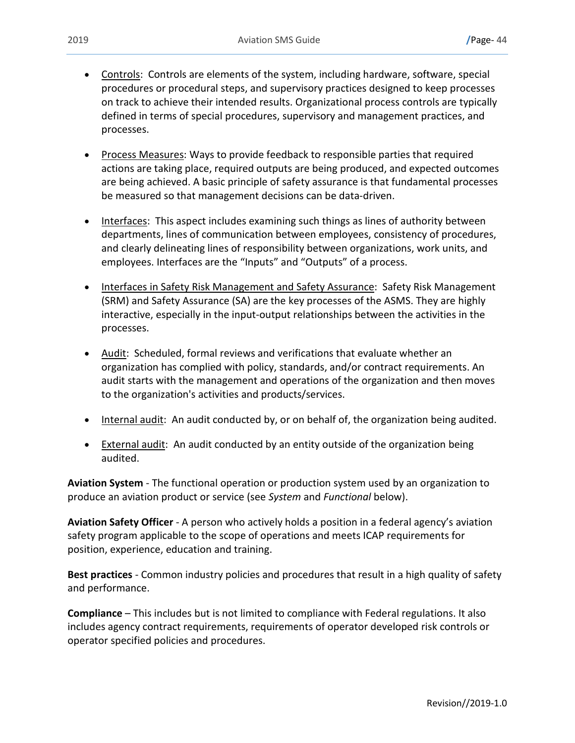- Controls: Controls are elements of the system, including hardware, software, special procedures or procedural steps, and supervisory practices designed to keep processes on track to achieve their intended results. Organizational process controls are typically defined in terms of special procedures, supervisory and management practices, and processes.

- Process Measures: Ways to provide feedback to responsible parties that required actions are taking place, required outputs are being produced, and expected outcomes are being achieved. A basic principle of safety assurance is that fundamental processes be measured so that management decisions can be data-driven.

- Interfaces: This aspect includes examining such things as lines of authority between departments, lines of communication between employees, consistency of procedures, and clearly delineating lines of responsibility between organizations, work units, and employees. Interfaces are the "Inputs" and "Outputs" of a process.

- Interfaces in Safety Risk Management and Safety Assurance: Safety Risk Management (SRM) and Safety Assurance (SA) are the key processes of the ASMS. They are highly interactive, especially in the input-output relationships between the activities in the processes.

- Audit: Scheduled, formal reviews and verifications that evaluate whether an organization has complied with policy, standards, and/or contract requirements. An audit starts with the management and operations of the organization and then moves to the organization's activities and products/services.

- Internal audit: An audit conducted by, or on behalf of, the organization being audited.

- External audit: An audit conducted by an entity outside of the organization being audited.

**Aviation System** - The functional operation or production system used by an organization to produce an aviation product or service (see *System* and *Functional* below).

**Aviation Safety Officer** - A person who actively holds a position in a federal agency's aviation safety program applicable to the scope of operations and meets ICAP requirements for position, experience, education and training.

**Best practices** - Common industry policies and procedures that result in a high quality of safety and performance.

**Compliance** – This includes but is not limited to compliance with Federal regulations. It also includes agency contract requirements, requirements of operator developed risk controls or operator specified policies and procedures.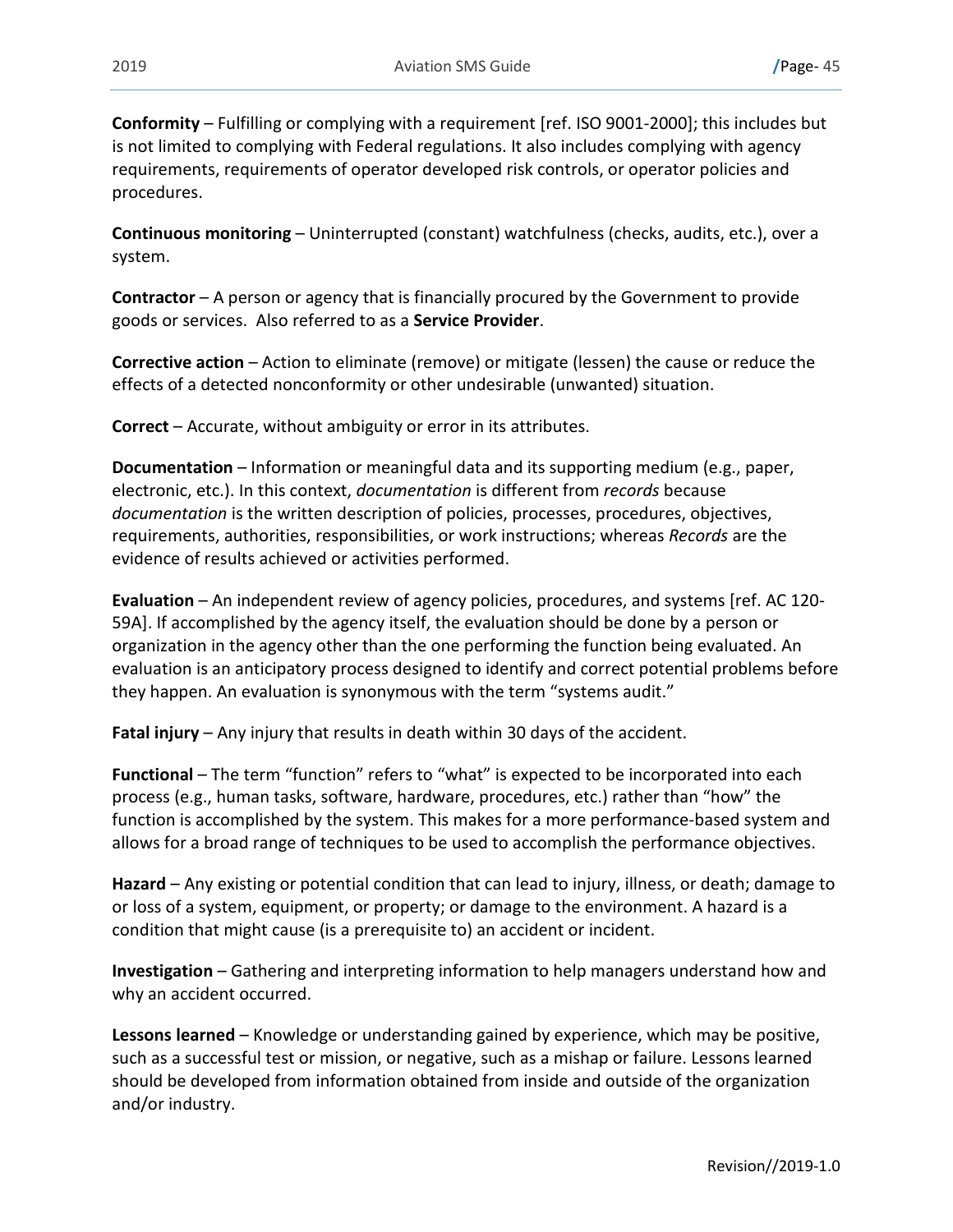**Conformity** – Fulfilling or complying with a requirement [ref. ISO 9001-2000]; this includes but is not limited to complying with Federal regulations. It also includes complying with agency requirements, requirements of operator developed risk controls, or operator policies and procedures.

**Continuous monitoring** – Uninterrupted (constant) watchfulness (checks, audits, etc.), over a system.

**Contractor** – A person or agency that is financially procured by the Government to provide goods or services. Also referred to as a **Service Provider**.

**Corrective action** – Action to eliminate (remove) or mitigate (lessen) the cause or reduce the effects of a detected nonconformity or other undesirable (unwanted) situation.

**Correct** – Accurate, without ambiguity or error in its attributes.

**Documentation** – Information or meaningful data and its supporting medium (e.g., paper, electronic, etc.). In this context, *documentation* is different from *records* because *documentation* is the written description of policies, processes, procedures, objectives, requirements, authorities, responsibilities, or work instructions; whereas *Records* are the evidence of results achieved or activities performed.

**Evaluation** – An independent review of agency policies, procedures, and systems [ref. AC 120-59A]. If accomplished by the agency itself, the evaluation should be done by a person or organization in the agency other than the one performing the function being evaluated. An evaluation is an anticipatory process designed to identify and correct potential problems before they happen. An evaluation is synonymous with the term "systems audit."

**Fatal injury** – Any injury that results in death within 30 days of the accident.

**Functional** – The term "function" refers to "what" is expected to be incorporated into each process (e.g., human tasks, software, hardware, procedures, etc.) rather than "how" the function is accomplished by the system. This makes for a more performance-based system and allows for a broad range of techniques to be used to accomplish the performance objectives.

**Hazard** – Any existing or potential condition that can lead to injury, illness, or death; damage to or loss of a system, equipment, or property; or damage to the environment. A hazard is a condition that might cause (is a prerequisite to) an accident or incident.

**Investigation** – Gathering and interpreting information to help managers understand how and why an accident occurred.

**Lessons learned** – Knowledge or understanding gained by experience, which may be positive, such as a successful test or mission, or negative, such as a mishap or failure. Lessons learned should be developed from information obtained from inside and outside of the organization and/or industry.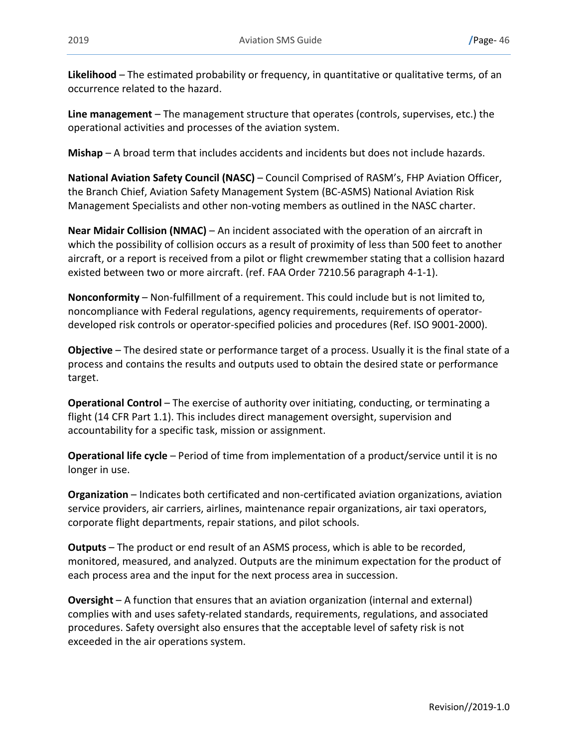**Likelihood** – The estimated probability or frequency, in quantitative or qualitative terms, of an occurrence related to the hazard.

**Line management** – The management structure that operates (controls, supervises, etc.) the operational activities and processes of the aviation system.

**Mishap** – A broad term that includes accidents and incidents but does not include hazards.

**National Aviation Safety Council (NASC)** – Council Comprised of RASM's, FHP Aviation Officer, the Branch Chief, Aviation Safety Management System (BC-ASMS) National Aviation Risk Management Specialists and other non-voting members as outlined in the NASC charter.

**Near Midair Collision (NMAC)** – An incident associated with the operation of an aircraft in which the possibility of collision occurs as a result of proximity of less than 500 feet to another aircraft, or a report is received from a pilot or flight crewmember stating that a collision hazard existed between two or more aircraft. (ref. FAA Order 7210.56 paragraph 4-1-1).

**Nonconformity** – Non-fulfillment of a requirement. This could include but is not limited to, noncompliance with Federal regulations, agency requirements, requirements of operator-developed risk controls or operator-specified policies and procedures (Ref. ISO 9001-2000).

**Objective** – The desired state or performance target of a process. Usually it is the final state of a process and contains the results and outputs used to obtain the desired state or performance target.

**Operational Control** – The exercise of authority over initiating, conducting, or terminating a flight (14 CFR Part 1.1). This includes direct management oversight, supervision and accountability for a specific task, mission or assignment.

**Operational life cycle** – Period of time from implementation of a product/service until it is no longer in use.

**Organization** – Indicates both certificated and non-certificated aviation organizations, aviation service providers, air carriers, airlines, maintenance repair organizations, air taxi operators, corporate flight departments, repair stations, and pilot schools.

**Outputs** – The product or end result of an ASMS process, which is able to be recorded, monitored, measured, and analyzed. Outputs are the minimum expectation for the product of each process area and the input for the next process area in succession.

**Oversight** – A function that ensures that an aviation organization (internal and external) complies with and uses safety-related standards, requirements, regulations, and associated procedures. Safety oversight also ensures that the acceptable level of safety risk is not exceeded in the air operations system.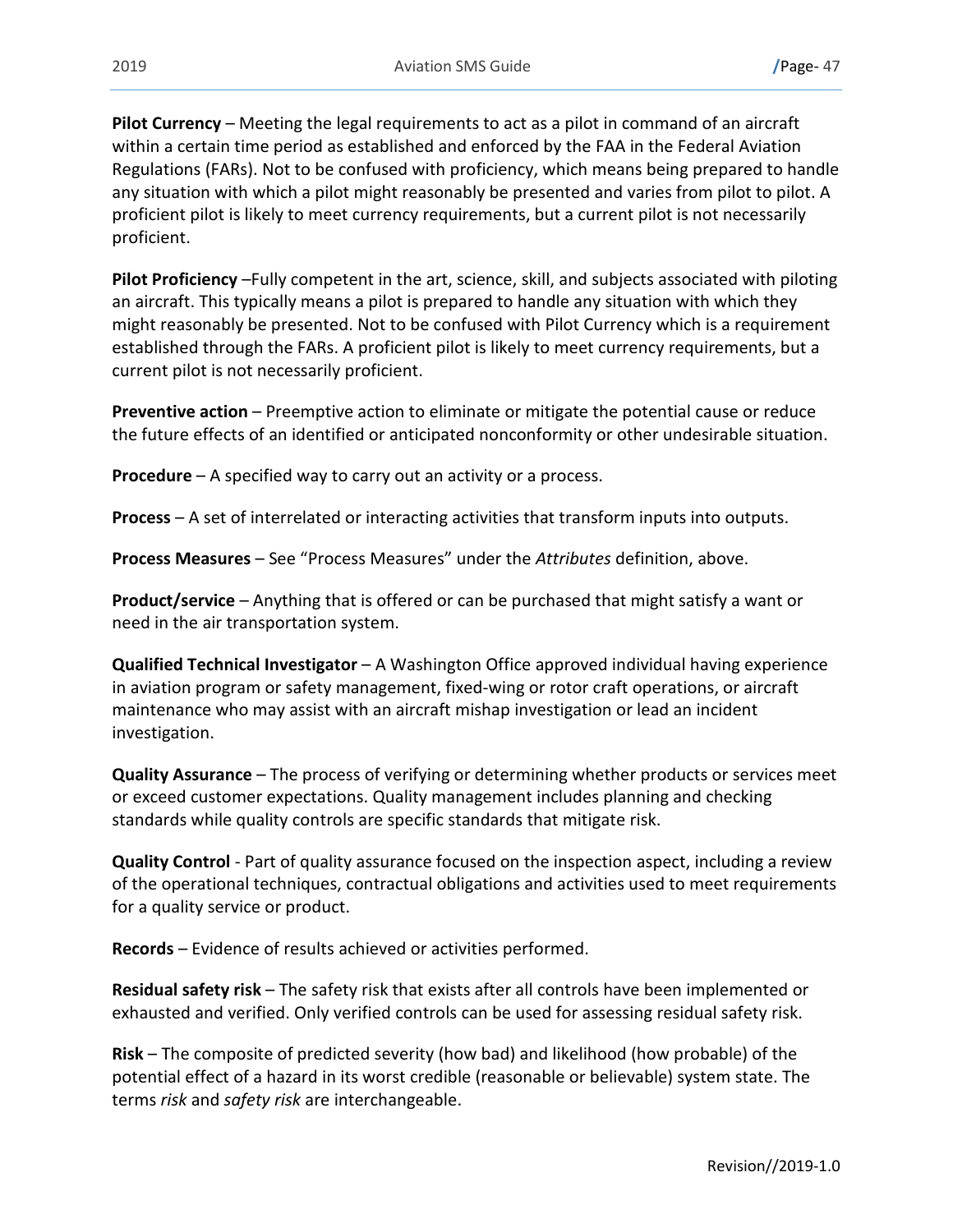**Pilot Currency** – Meeting the legal requirements to act as a pilot in command of an aircraft within a certain time period as established and enforced by the FAA in the Federal Aviation Regulations (FARs). Not to be confused with proficiency, which means being prepared to handle any situation with which a pilot might reasonably be presented and varies from pilot to pilot. A proficient pilot is likely to meet currency requirements, but a current pilot is not necessarily proficient.

**Pilot Proficiency** –Fully competent in the art, science, skill, and subjects associated with piloting an aircraft. This typically means a pilot is prepared to handle any situation with which they might reasonably be presented. Not to be confused with Pilot Currency which is a requirement established through the FARs. A proficient pilot is likely to meet currency requirements, but a current pilot is not necessarily proficient.

**Preventive action** – Preemptive action to eliminate or mitigate the potential cause or reduce the future effects of an identified or anticipated nonconformity or other undesirable situation.

**Procedure** – A specified way to carry out an activity or a process.

**Process** – A set of interrelated or interacting activities that transform inputs into outputs.

**Process Measures** – See "Process Measures" under the *Attributes* definition, above.

**Product/service** – Anything that is offered or can be purchased that might satisfy a want or need in the air transportation system.

**Qualified Technical Investigator** – A Washington Office approved individual having experience in aviation program or safety management, fixed-wing or rotor craft operations, or aircraft maintenance who may assist with an aircraft mishap investigation or lead an incident investigation.

**Quality Assurance** – The process of verifying or determining whether products or services meet or exceed customer expectations. Quality management includes planning and checking standards while quality controls are specific standards that mitigate risk.

**Quality Control** - Part of quality assurance focused on the inspection aspect, including a review of the operational techniques, contractual obligations and activities used to meet requirements for a quality service or product.

**Records** – Evidence of results achieved or activities performed.

**Residual safety risk** – The safety risk that exists after all controls have been implemented or exhausted and verified. Only verified controls can be used for assessing residual safety risk.

**Risk** – The composite of predicted severity (how bad) and likelihood (how probable) of the potential effect of a hazard in its worst credible (reasonable or believable) system state. The terms *risk* and *safety risk* are interchangeable.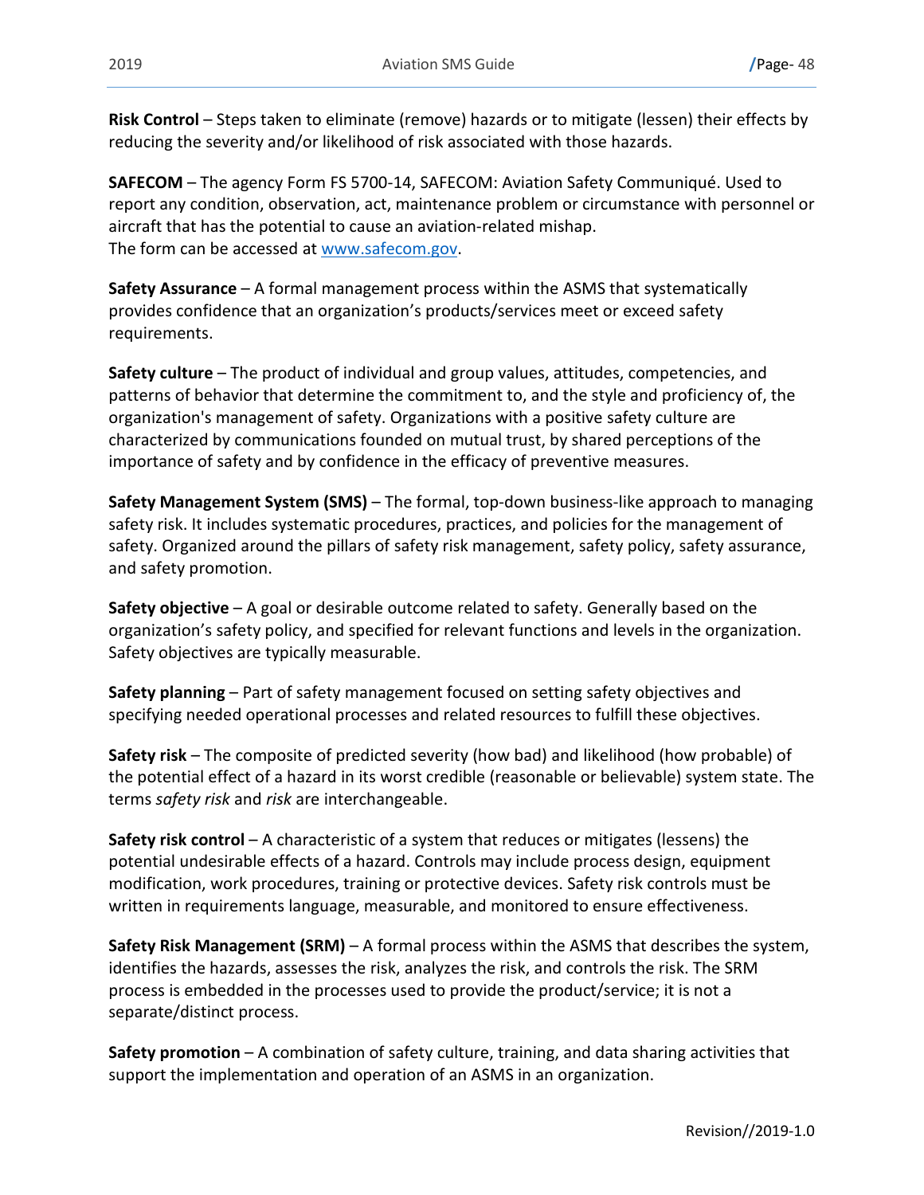**Risk Control** – Steps taken to eliminate (remove) hazards or to mitigate (lessen) their effects by reducing the severity and/or likelihood of risk associated with those hazards.

**SAFECOM** – The agency Form FS 5700-14, SAFECOM: Aviation Safety Communiqué. Used to report any condition, observation, act, maintenance problem or circumstance with personnel or aircraft that has the potential to cause an aviation-related mishap.
The form can be accessed at www.safecom.gov.

**Safety Assurance** – A formal management process within the ASMS that systematically provides confidence that an organization's products/services meet or exceed safety requirements.

**Safety culture** – The product of individual and group values, attitudes, competencies, and patterns of behavior that determine the commitment to, and the style and proficiency of, the organization's management of safety. Organizations with a positive safety culture are characterized by communications founded on mutual trust, by shared perceptions of the importance of safety and by confidence in the efficacy of preventive measures.

**Safety Management System (SMS)** – The formal, top-down business-like approach to managing safety risk. It includes systematic procedures, practices, and policies for the management of safety. Organized around the pillars of safety risk management, safety policy, safety assurance, and safety promotion.

**Safety objective** – A goal or desirable outcome related to safety. Generally based on the organization's safety policy, and specified for relevant functions and levels in the organization. Safety objectives are typically measurable.

**Safety planning** – Part of safety management focused on setting safety objectives and specifying needed operational processes and related resources to fulfill these objectives.

**Safety risk** – The composite of predicted severity (how bad) and likelihood (how probable) of the potential effect of a hazard in its worst credible (reasonable or believable) system state. The terms *safety risk* and *risk* are interchangeable.

**Safety risk control** – A characteristic of a system that reduces or mitigates (lessens) the potential undesirable effects of a hazard. Controls may include process design, equipment modification, work procedures, training or protective devices. Safety risk controls must be written in requirements language, measurable, and monitored to ensure effectiveness.

**Safety Risk Management (SRM)** – A formal process within the ASMS that describes the system, identifies the hazards, assesses the risk, analyzes the risk, and controls the risk. The SRM process is embedded in the processes used to provide the product/service; it is not a separate/distinct process.

**Safety promotion** – A combination of safety culture, training, and data sharing activities that support the implementation and operation of an ASMS in an organization.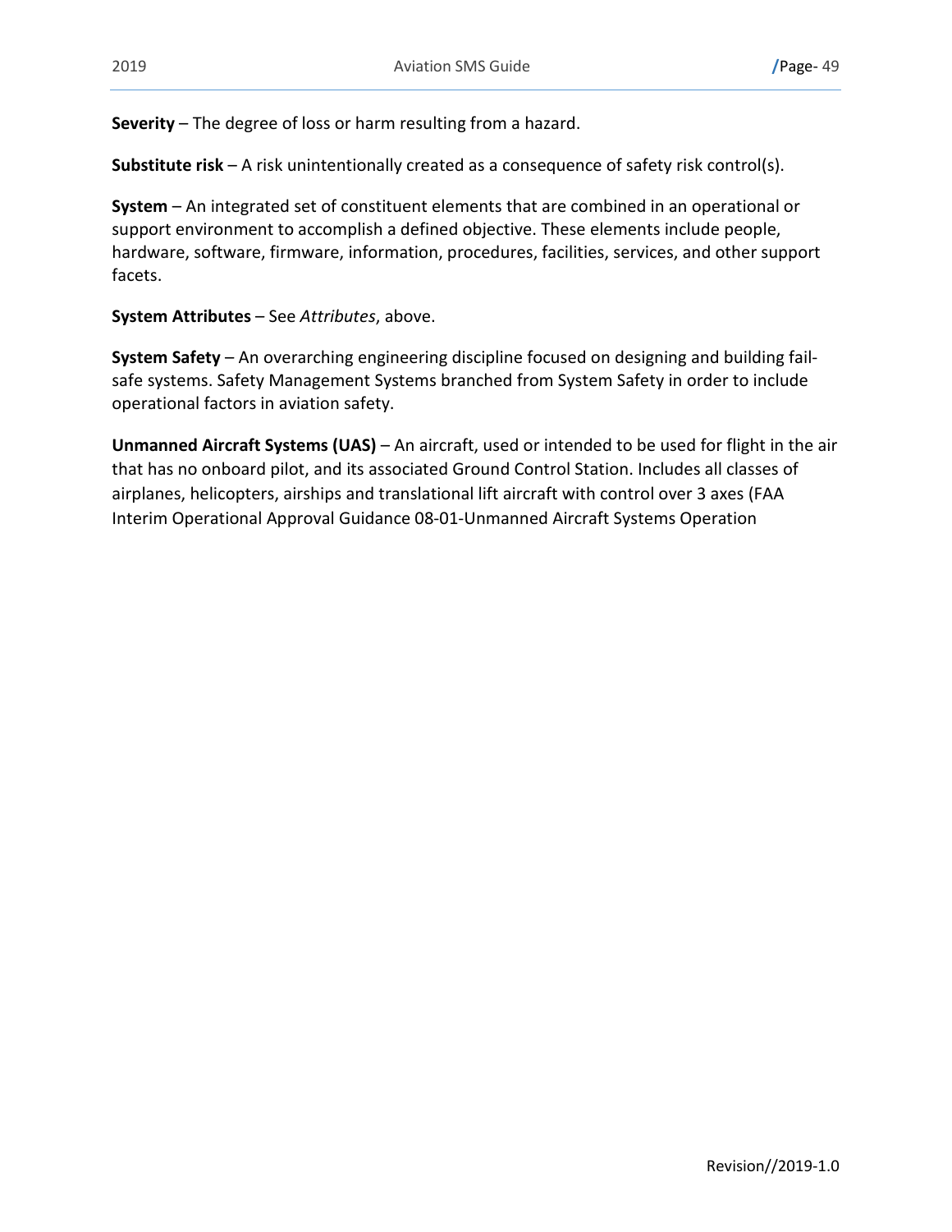**Severity** – The degree of loss or harm resulting from a hazard.

**Substitute risk** – A risk unintentionally created as a consequence of safety risk control(s).

**System** – An integrated set of constituent elements that are combined in an operational or support environment to accomplish a defined objective. These elements include people, hardware, software, firmware, information, procedures, facilities, services, and other support facets.

**System Attributes** – See *Attributes*, above.

**System Safety** – An overarching engineering discipline focused on designing and building fail-safe systems. Safety Management Systems branched from System Safety in order to include operational factors in aviation safety.

**Unmanned Aircraft Systems (UAS)** – An aircraft, used or intended to be used for flight in the air that has no onboard pilot, and its associated Ground Control Station. Includes all classes of airplanes, helicopters, airships and translational lift aircraft with control over 3 axes (FAA Interim Operational Approval Guidance 08-01-Unmanned Aircraft Systems Operation